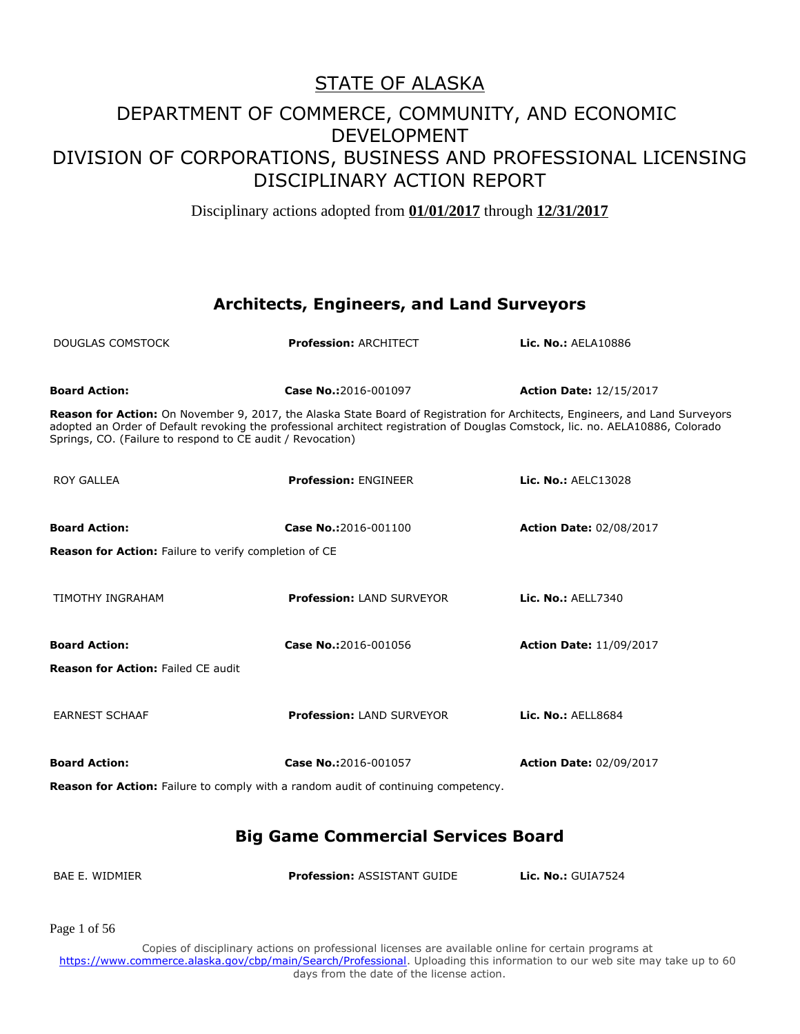# STATE OF ALASKA

## DEPARTMENT OF COMMERCE, COMMUNITY, AND ECONOMIC DEVELOPMENT
## DIVISION OF CORPORATIONS, BUSINESS AND PROFESSIONAL LICENSING
## DISCIPLINARY ACTION REPORT

Disciplinary actions adopted from **01/01/2017** through **12/31/2017**

### Architects, Engineers, and Land Surveyors

DOUGLAS COMSTOCK | **Profession:** ARCHITECT | **Lic. No.:** AELA10886

**Board Action:** | **Case No.:**2016-001097 | **Action Date:** 12/15/2017

**Reason for Action:** On November 9, 2017, the Alaska State Board of Registration for Architects, Engineers, and Land Surveyors adopted an Order of Default revoking the professional architect registration of Douglas Comstock, lic. no. AELA10886, Colorado Springs, CO. (Failure to respond to CE audit / Revocation)

ROY GALLEA | **Profession:** ENGINEER | **Lic. No.:** AELC13028

**Board Action:** | **Case No.:**2016-001100 | **Action Date:** 02/08/2017

**Reason for Action:** Failure to verify completion of CE

TIMOTHY INGRAHAM | **Profession:** LAND SURVEYOR | **Lic. No.:** AELL7340

**Board Action:** | **Case No.:**2016-001056 | **Action Date:** 11/09/2017

**Reason for Action:** Failed CE audit

EARNEST SCHAAF | **Profession:** LAND SURVEYOR | **Lic. No.:** AELL8684

**Board Action:** | **Case No.:**2016-001057 | **Action Date:** 02/09/2017

**Reason for Action:** Failure to comply with a random audit of continuing competency.

### Big Game Commercial Services Board

BAE E. WIDMIER | **Profession:** ASSISTANT GUIDE | **Lic. No.:** GUIA7524

Copies of disciplinary actions on professional licenses are available online for certain programs at https://www.commerce.alaska.gov/cbp/main/Search/Professional. Uploading this information to our web site may take up to 60 days from the date of the license action.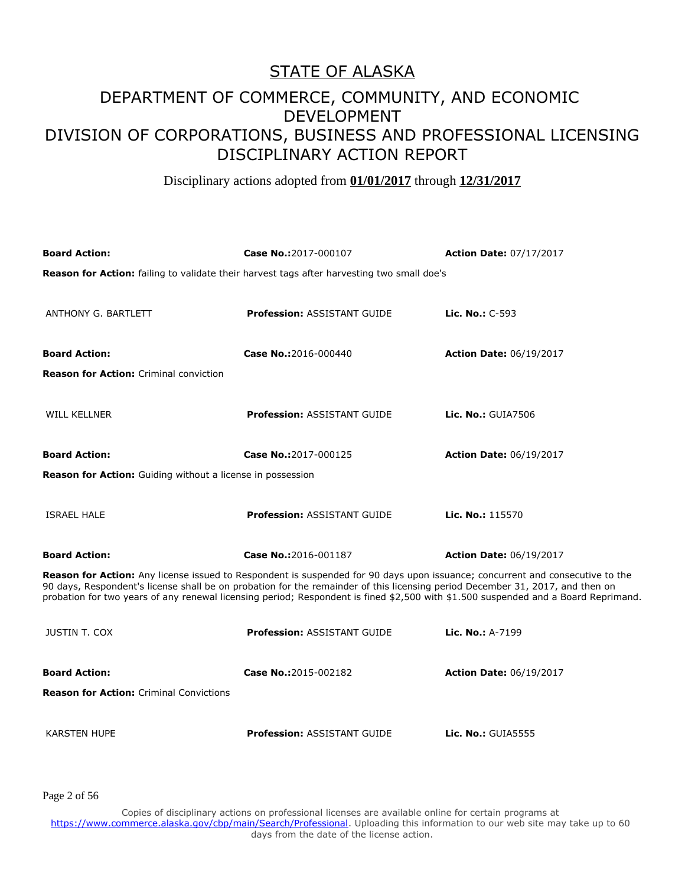# STATE OF ALASKA

## DEPARTMENT OF COMMERCE, COMMUNITY, AND ECONOMIC DEVELOPMENT
## DIVISION OF CORPORATIONS, BUSINESS AND PROFESSIONAL LICENSING
## DISCIPLINARY ACTION REPORT

Disciplinary actions adopted from **01/01/2017** through **12/31/2017**

**Board Action:** **Case No.:**2017-000107 **Action Date:** 07/17/2017

**Reason for Action:** failing to validate their harvest tags after harvesting two small doe's

ANTHONY G. BARTLETT **Profession:** ASSISTANT GUIDE **Lic. No.:** C-593

**Board Action:** **Case No.:**2016-000440 **Action Date:** 06/19/2017

**Reason for Action:** Criminal conviction

WILL KELLNER **Profession:** ASSISTANT GUIDE **Lic. No.:** GUIA7506

**Board Action:** **Case No.:**2017-000125 **Action Date:** 06/19/2017

**Reason for Action:** Guiding without a license in possession

ISRAEL HALE **Profession:** ASSISTANT GUIDE **Lic. No.:** 115570

**Board Action:** **Case No.:**2016-001187 **Action Date:** 06/19/2017

**Reason for Action:** Any license issued to Respondent is suspended for 90 days upon issuance; concurrent and consecutive to the 90 days, Respondent's license shall be on probation for the remainder of this licensing period December 31, 2017, and then on probation for two years of any renewal licensing period; Respondent is fined $2,500 with $1.500 suspended and a Board Reprimand.

JUSTIN T. COX **Profession:** ASSISTANT GUIDE **Lic. No.:** A-7199

**Board Action:** **Case No.:**2015-002182 **Action Date:** 06/19/2017

**Reason for Action:** Criminal Convictions

KARSTEN HUPE **Profession:** ASSISTANT GUIDE **Lic. No.:** GUIA5555

Copies of disciplinary actions on professional licenses are available online for certain programs at https://www.commerce.alaska.gov/cbp/main/Search/Professional. Uploading this information to our web site may take up to 60 days from the date of the license action.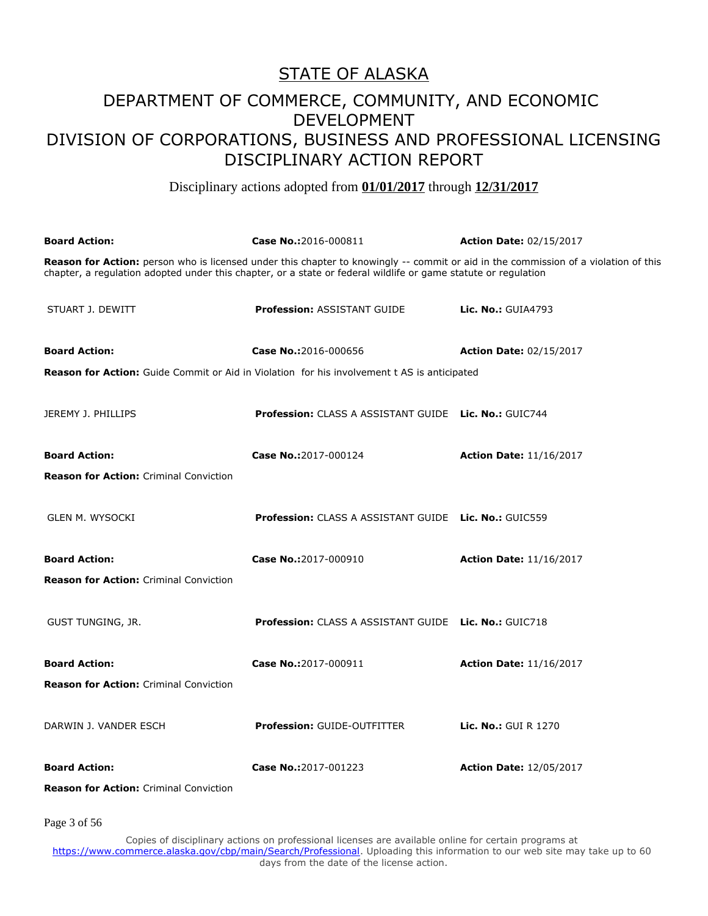# STATE OF ALASKA

## DEPARTMENT OF COMMERCE, COMMUNITY, AND ECONOMIC DEVELOPMENT

## DIVISION OF CORPORATIONS, BUSINESS AND PROFESSIONAL LICENSING

## DISCIPLINARY ACTION REPORT

Disciplinary actions adopted from **01/01/2017** through **12/31/2017**

| | | |
|---|---|---|
| **Board Action:** | **Case No.:**2016-000811 | **Action Date:** 02/15/2017 |

**Reason for Action:** person who is licensed under this chapter to knowingly -- commit or aid in the commission of a violation of this chapter, a regulation adopted under this chapter, or a state or federal wildlife or game statute or regulation

| | | |
|---|---|---|
| STUART J. DEWITT | **Profession:** ASSISTANT GUIDE | **Lic. No.:** GUIA4793 |
| **Board Action:** | **Case No.:**2016-000656 | **Action Date:** 02/15/2017 |

**Reason for Action:** Guide Commit or Aid in Violation for his involvement t AS is anticipated

| | | |
|---|---|---|
| JEREMY J. PHILLIPS | **Profession:** CLASS A ASSISTANT GUIDE | **Lic. No.:** GUIC744 |
| **Board Action:** | **Case No.:**2017-000124 | **Action Date:** 11/16/2017 |

**Reason for Action:** Criminal Conviction

| | | |
|---|---|---|
| GLEN M. WYSOCKI | **Profession:** CLASS A ASSISTANT GUIDE | **Lic. No.:** GUIC559 |
| **Board Action:** | **Case No.:**2017-000910 | **Action Date:** 11/16/2017 |

**Reason for Action:** Criminal Conviction

| | | |
|---|---|---|
| GUST TUNGING, JR. | **Profession:** CLASS A ASSISTANT GUIDE | **Lic. No.:** GUIC718 |
| **Board Action:** | **Case No.:**2017-000911 | **Action Date:** 11/16/2017 |

**Reason for Action:** Criminal Conviction

| | | |
|---|---|---|
| DARWIN J. VANDER ESCH | **Profession:** GUIDE-OUTFITTER | **Lic. No.:** GUI R 1270 |
| **Board Action:** | **Case No.:**2017-001223 | **Action Date:** 12/05/2017 |

**Reason for Action:** Criminal Conviction

Copies of disciplinary actions on professional licenses are available online for certain programs at https://www.commerce.alaska.gov/cbp/main/Search/Professional. Uploading this information to our web site may take up to 60 days from the date of the license action.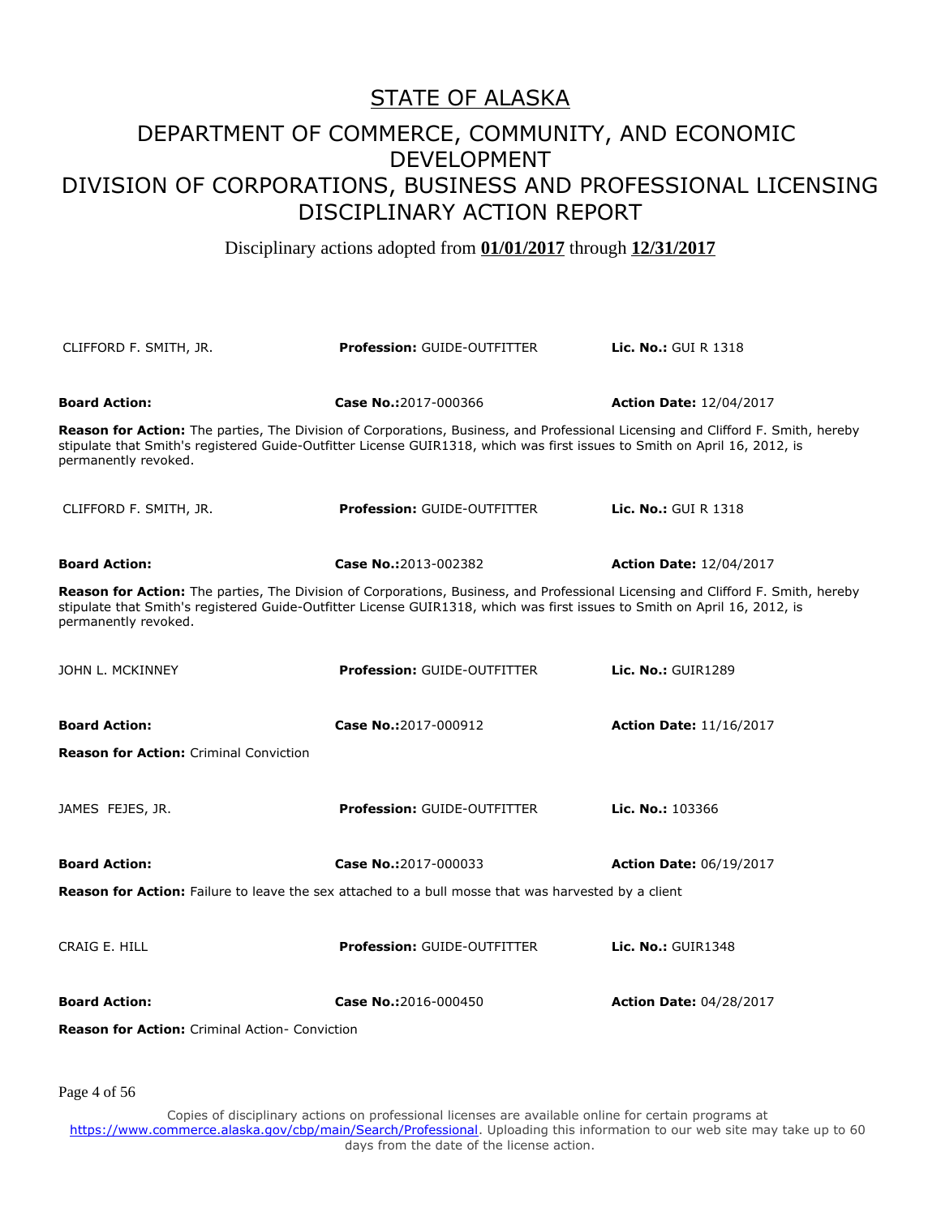# STATE OF ALASKA

## DEPARTMENT OF COMMERCE, COMMUNITY, AND ECONOMIC DEVELOPMENT

## DIVISION OF CORPORATIONS, BUSINESS AND PROFESSIONAL LICENSING

## DISCIPLINARY ACTION REPORT

Disciplinary actions adopted from **01/01/2017** through **12/31/2017**

CLIFFORD F. SMITH, JR. **Profession:** GUIDE-OUTFITTER **Lic. No.:** GUI R 1318

**Board Action:** **Case No.:**2017-000366 **Action Date:** 12/04/2017

**Reason for Action:** The parties, The Division of Corporations, Business, and Professional Licensing and Clifford F. Smith, hereby stipulate that Smith's registered Guide-Outfitter License GUIR1318, which was first issues to Smith on April 16, 2012, is permanently revoked.

CLIFFORD F. SMITH, JR. **Profession:** GUIDE-OUTFITTER **Lic. No.:** GUI R 1318

**Board Action:** **Case No.:**2013-002382 **Action Date:** 12/04/2017

**Reason for Action:** The parties, The Division of Corporations, Business, and Professional Licensing and Clifford F. Smith, hereby stipulate that Smith's registered Guide-Outfitter License GUIR1318, which was first issues to Smith on April 16, 2012, is permanently revoked.

JOHN L. MCKINNEY **Profession:** GUIDE-OUTFITTER **Lic. No.:** GUIR1289

**Board Action:** **Case No.:**2017-000912 **Action Date:** 11/16/2017

**Reason for Action:** Criminal Conviction

JAMES FEJES, JR. **Profession:** GUIDE-OUTFITTER **Lic. No.:** 103366

**Board Action:** **Case No.:**2017-000033 **Action Date:** 06/19/2017

**Reason for Action:** Failure to leave the sex attached to a bull mosse that was harvested by a client

CRAIG E. HILL **Profession:** GUIDE-OUTFITTER **Lic. No.:** GUIR1348

**Board Action:** **Case No.:**2016-000450 **Action Date:** 04/28/2017

**Reason for Action:** Criminal Action- Conviction

Copies of disciplinary actions on professional licenses are available online for certain programs at https://www.commerce.alaska.gov/cbp/main/Search/Professional. Uploading this information to our web site may take up to 60 days from the date of the license action.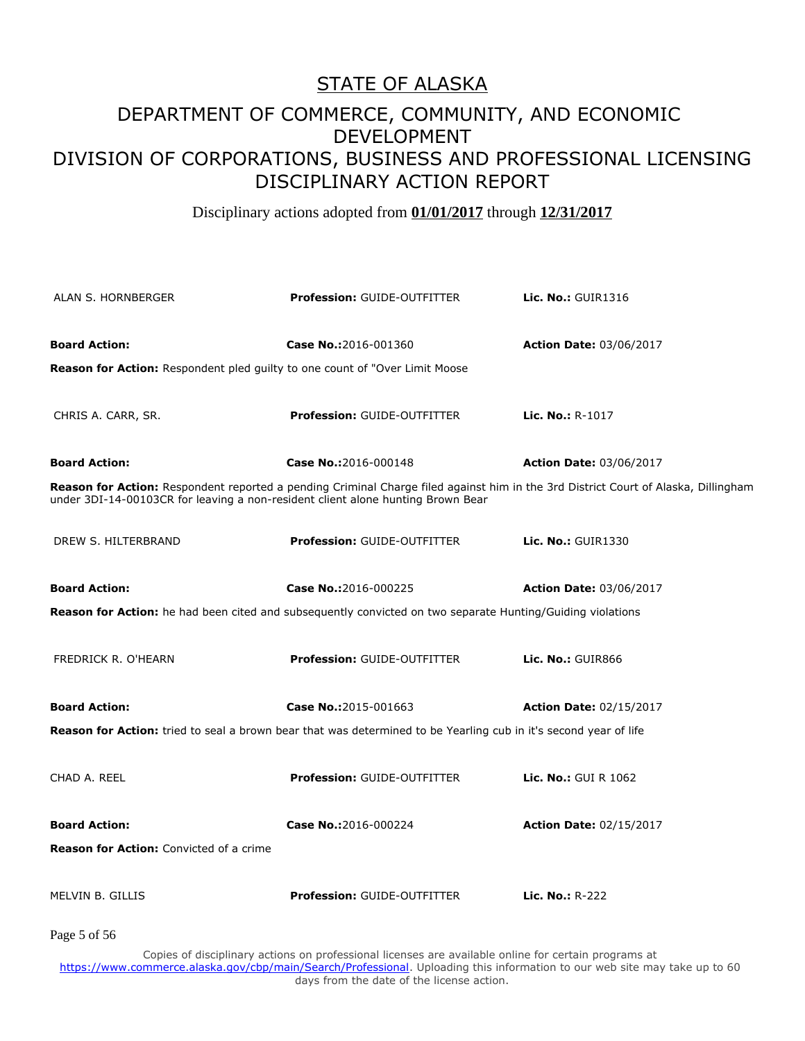# STATE OF ALASKA

## DEPARTMENT OF COMMERCE, COMMUNITY, AND ECONOMIC DEVELOPMENT

## DIVISION OF CORPORATIONS, BUSINESS AND PROFESSIONAL LICENSING

## DISCIPLINARY ACTION REPORT

Disciplinary actions adopted from **01/01/2017** through **12/31/2017**

| ALAN S. HORNBERGER | **Profession:** GUIDE-OUTFITTER | **Lic. No.:** GUIR1316 |
|---|---|---|
| **Board Action:** | **Case No.:**2016-001360 | **Action Date:** 03/06/2017 |

**Reason for Action:** Respondent pled guilty to one count of "Over Limit Moose

| CHRIS A. CARR, SR. | **Profession:** GUIDE-OUTFITTER | **Lic. No.:** R-1017 |
|---|---|---|
| **Board Action:** | **Case No.:**2016-000148 | **Action Date:** 03/06/2017 |

**Reason for Action:** Respondent reported a pending Criminal Charge filed against him in the 3rd District Court of Alaska, Dillingham under 3DI-14-00103CR for leaving a non-resident client alone hunting Brown Bear

| DREW S. HILTERBRAND | **Profession:** GUIDE-OUTFITTER | **Lic. No.:** GUIR1330 |
|---|---|---|
| **Board Action:** | **Case No.:**2016-000225 | **Action Date:** 03/06/2017 |

**Reason for Action:** he had been cited and subsequently convicted on two separate Hunting/Guiding violations

| FREDRICK R. O'HEARN | **Profession:** GUIDE-OUTFITTER | **Lic. No.:** GUIR866 |
|---|---|---|
| **Board Action:** | **Case No.:**2015-001663 | **Action Date:** 02/15/2017 |

**Reason for Action:** tried to seal a brown bear that was determined to be Yearling cub in it's second year of life

| CHAD A. REEL | **Profession:** GUIDE-OUTFITTER | **Lic. No.:** GUI R 1062 |
|---|---|---|
| **Board Action:** | **Case No.:**2016-000224 | **Action Date:** 02/15/2017 |

**Reason for Action:** Convicted of a crime

| MELVIN B. GILLIS | **Profession:** GUIDE-OUTFITTER | **Lic. No.:** R-222 |
|---|---|---|

Copies of disciplinary actions on professional licenses are available online for certain programs at https://www.commerce.alaska.gov/cbp/main/Search/Professional. Uploading this information to our web site may take up to 60 days from the date of the license action.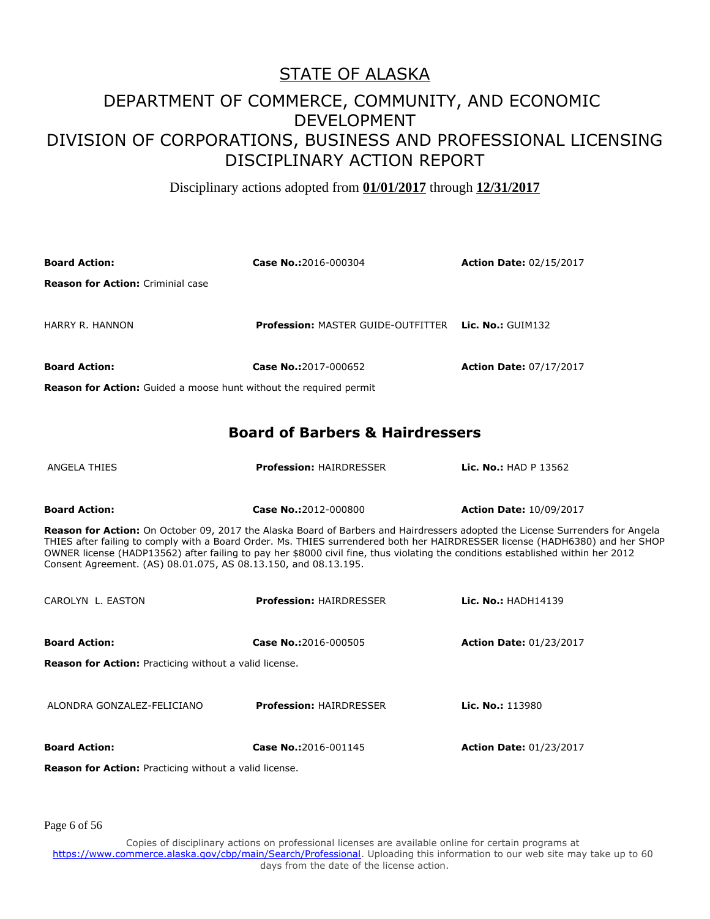# STATE OF ALASKA

## DEPARTMENT OF COMMERCE, COMMUNITY, AND ECONOMIC DEVELOPMENT
## DIVISION OF CORPORATIONS, BUSINESS AND PROFESSIONAL LICENSING
## DISCIPLINARY ACTION REPORT

Disciplinary actions adopted from **01/01/2017** through **12/31/2017**

**Board Action:** | **Case No.:** 2016-000304 | **Action Date:** 02/15/2017

**Reason for Action:** Criminial case

HARRY R. HANNON | **Profession:** MASTER GUIDE-OUTFITTER | **Lic. No.:** GUIM132

**Board Action:** | **Case No.:** 2017-000652 | **Action Date:** 07/17/2017

**Reason for Action:** Guided a moose hunt without the required permit

## Board of Barbers & Hairdressers

ANGELA THIES | **Profession:** HAIRDRESSER | **Lic. No.:** HAD P 13562

**Board Action:** | **Case No.:** 2012-000800 | **Action Date:** 10/09/2017

**Reason for Action:** On October 09, 2017 the Alaska Board of Barbers and Hairdressers adopted the License Surrenders for Angela THIES after failing to comply with a Board Order. Ms. THIES surrendered both her HAIRDRESSER license (HADH6380) and her SHOP OWNER license (HADP13562) after failing to pay her $8000 civil fine, thus violating the conditions established within her 2012 Consent Agreement. (AS) 08.01.075, AS 08.13.150, and 08.13.195.

CAROLYN L. EASTON | **Profession:** HAIRDRESSER | **Lic. No.:** HADH14139

**Board Action:** | **Case No.:** 2016-000505 | **Action Date:** 01/23/2017

**Reason for Action:** Practicing without a valid license.

ALONDRA GONZALEZ-FELICIANO | **Profession:** HAIRDRESSER | **Lic. No.:** 113980

**Board Action:** | **Case No.:** 2016-001145 | **Action Date:** 01/23/2017

**Reason for Action:** Practicing without a valid license.

Copies of disciplinary actions on professional licenses are available online for certain programs at https://www.commerce.alaska.gov/cbp/main/Search/Professional. Uploading this information to our web site may take up to 60 days from the date of the license action.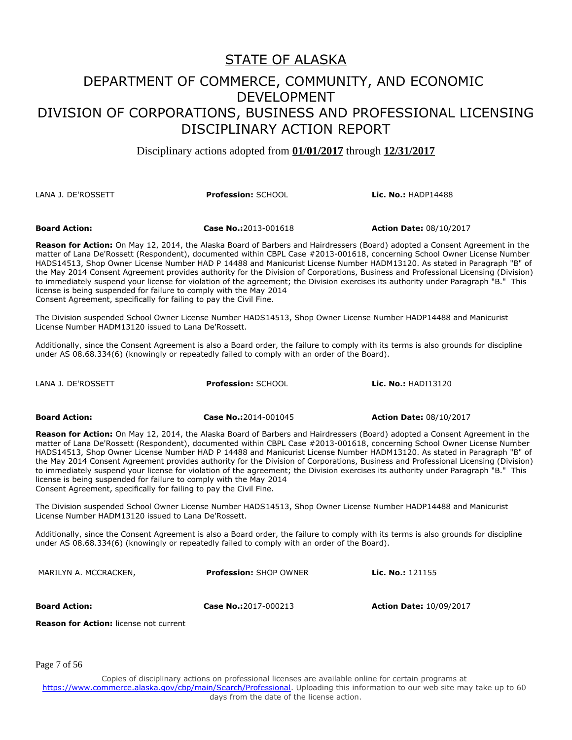# STATE OF ALASKA

## DEPARTMENT OF COMMERCE, COMMUNITY, AND ECONOMIC DEVELOPMENT
## DIVISION OF CORPORATIONS, BUSINESS AND PROFESSIONAL LICENSING
## DISCIPLINARY ACTION REPORT

Disciplinary actions adopted from **01/01/2017** through **12/31/2017**

LANA J. DE'ROSSETT | **Profession:** SCHOOL | **Lic. No.:** HADP14488

**Board Action:** | **Case No.:**2013-001618 | **Action Date:** 08/10/2017

**Reason for Action:** On May 12, 2014, the Alaska Board of Barbers and Hairdressers (Board) adopted a Consent Agreement in the matter of Lana De'Rossett (Respondent), documented within CBPL Case #2013-001618, concerning School Owner License Number HADS14513, Shop Owner License Number HAD P 14488 and Manicurist License Number HADM13120. As stated in Paragraph "B" of the May 2014 Consent Agreement provides authority for the Division of Corporations, Business and Professional Licensing (Division) to immediately suspend your license for violation of the agreement; the Division exercises its authority under Paragraph "B." This license is being suspended for failure to comply with the May 2014 Consent Agreement, specifically for failing to pay the Civil Fine.

The Division suspended School Owner License Number HADS14513, Shop Owner License Number HADP14488 and Manicurist License Number HADM13120 issued to Lana De'Rossett.

Additionally, since the Consent Agreement is also a Board order, the failure to comply with its terms is also grounds for discipline under AS 08.68.334(6) (knowingly or repeatedly failed to comply with an order of the Board).

LANA J. DE'ROSSETT | **Profession:** SCHOOL | **Lic. No.:** HADI13120

**Board Action:** | **Case No.:**2014-001045 | **Action Date:** 08/10/2017

**Reason for Action:** On May 12, 2014, the Alaska Board of Barbers and Hairdressers (Board) adopted a Consent Agreement in the matter of Lana De'Rossett (Respondent), documented within CBPL Case #2013-001618, concerning School Owner License Number HADS14513, Shop Owner License Number HAD P 14488 and Manicurist License Number HADM13120. As stated in Paragraph "B" of the May 2014 Consent Agreement provides authority for the Division of Corporations, Business and Professional Licensing (Division) to immediately suspend your license for violation of the agreement; the Division exercises its authority under Paragraph "B." This license is being suspended for failure to comply with the May 2014 Consent Agreement, specifically for failing to pay the Civil Fine.

The Division suspended School Owner License Number HADS14513, Shop Owner License Number HADP14488 and Manicurist License Number HADM13120 issued to Lana De'Rossett.

Additionally, since the Consent Agreement is also a Board order, the failure to comply with its terms is also grounds for discipline under AS 08.68.334(6) (knowingly or repeatedly failed to comply with an order of the Board).

MARILYN A. MCCRACKEN, | **Profession:** SHOP OWNER | **Lic. No.:** 121155

**Board Action:** | **Case No.:**2017-000213 | **Action Date:** 10/09/2017

**Reason for Action:** license not current

Copies of disciplinary actions on professional licenses are available online for certain programs at https://www.commerce.alaska.gov/cbp/main/Search/Professional. Uploading this information to our web site may take up to 60 days from the date of the license action.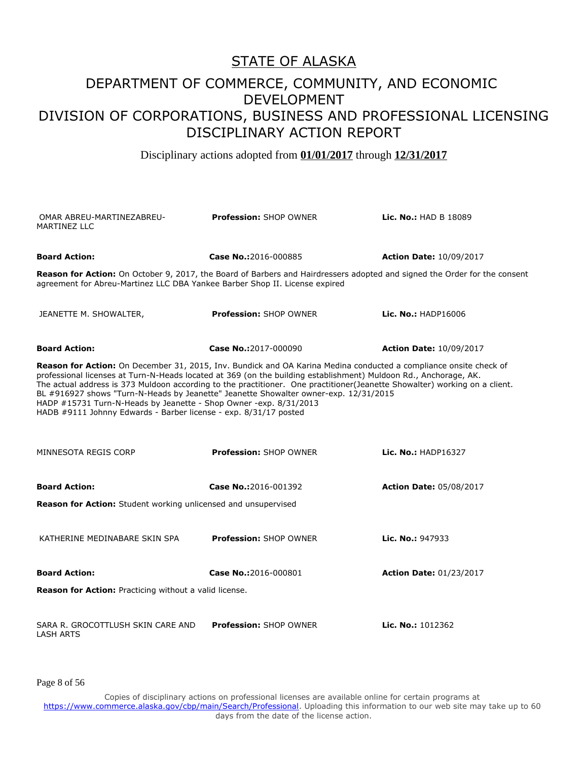# STATE OF ALASKA

## DEPARTMENT OF COMMERCE, COMMUNITY, AND ECONOMIC DEVELOPMENT
## DIVISION OF CORPORATIONS, BUSINESS AND PROFESSIONAL LICENSING
## DISCIPLINARY ACTION REPORT

Disciplinary actions adopted from **01/01/2017** through **12/31/2017**

| | | |
|---|---|---|
| OMAR ABREU-MARTINEZABREU-MARTINEZ LLC | **Profession:** SHOP OWNER | **Lic. No.:** HAD B 18089 |
| **Board Action:** | **Case No.:**2016-000885 | **Action Date:** 10/09/2017 |

**Reason for Action:** On October 9, 2017, the Board of Barbers and Hairdressers adopted and signed the Order for the consent agreement for Abreu-Martinez LLC DBA Yankee Barber Shop II. License expired

| | | |
|---|---|---|
| JEANETTE M. SHOWALTER, | **Profession:** SHOP OWNER | **Lic. No.:** HADP16006 |
| **Board Action:** | **Case No.:**2017-000090 | **Action Date:** 10/09/2017 |

**Reason for Action:** On December 31, 2015, Inv. Bundick and OA Karina Medina conducted a compliance onsite check of professional licenses at Turn-N-Heads located at 369 (on the building establishment) Muldoon Rd., Anchorage, AK. The actual address is 373 Muldoon according to the practitioner. One practitioner(Jeanette Showalter) working on a client.
BL #916927 shows "Turn-N-Heads by Jeanette" Jeanette Showalter owner-exp. 12/31/2015
HADP #15731 Turn-N-Heads by Jeanette - Shop Owner -exp. 8/31/2013
HADB #9111 Johnny Edwards - Barber license - exp. 8/31/17 posted

| | | |
|---|---|---|
| MINNESOTA REGIS CORP | **Profession:** SHOP OWNER | **Lic. No.:** HADP16327 |
| **Board Action:** | **Case No.:**2016-001392 | **Action Date:** 05/08/2017 |

**Reason for Action:** Student working unlicensed and unsupervised

| | | |
|---|---|---|
| KATHERINE MEDINABARE SKIN SPA | **Profession:** SHOP OWNER | **Lic. No.:** 947933 |
| **Board Action:** | **Case No.:**2016-000801 | **Action Date:** 01/23/2017 |

**Reason for Action:** Practicing without a valid license.

| | | |
|---|---|---|
| SARA R. GROCOTTLUSH SKIN CARE AND LASH ARTS | **Profession:** SHOP OWNER | **Lic. No.:** 1012362 |

Copies of disciplinary actions on professional licenses are available online for certain programs at https://www.commerce.alaska.gov/cbp/main/Search/Professional. Uploading this information to our web site may take up to 60 days from the date of the license action.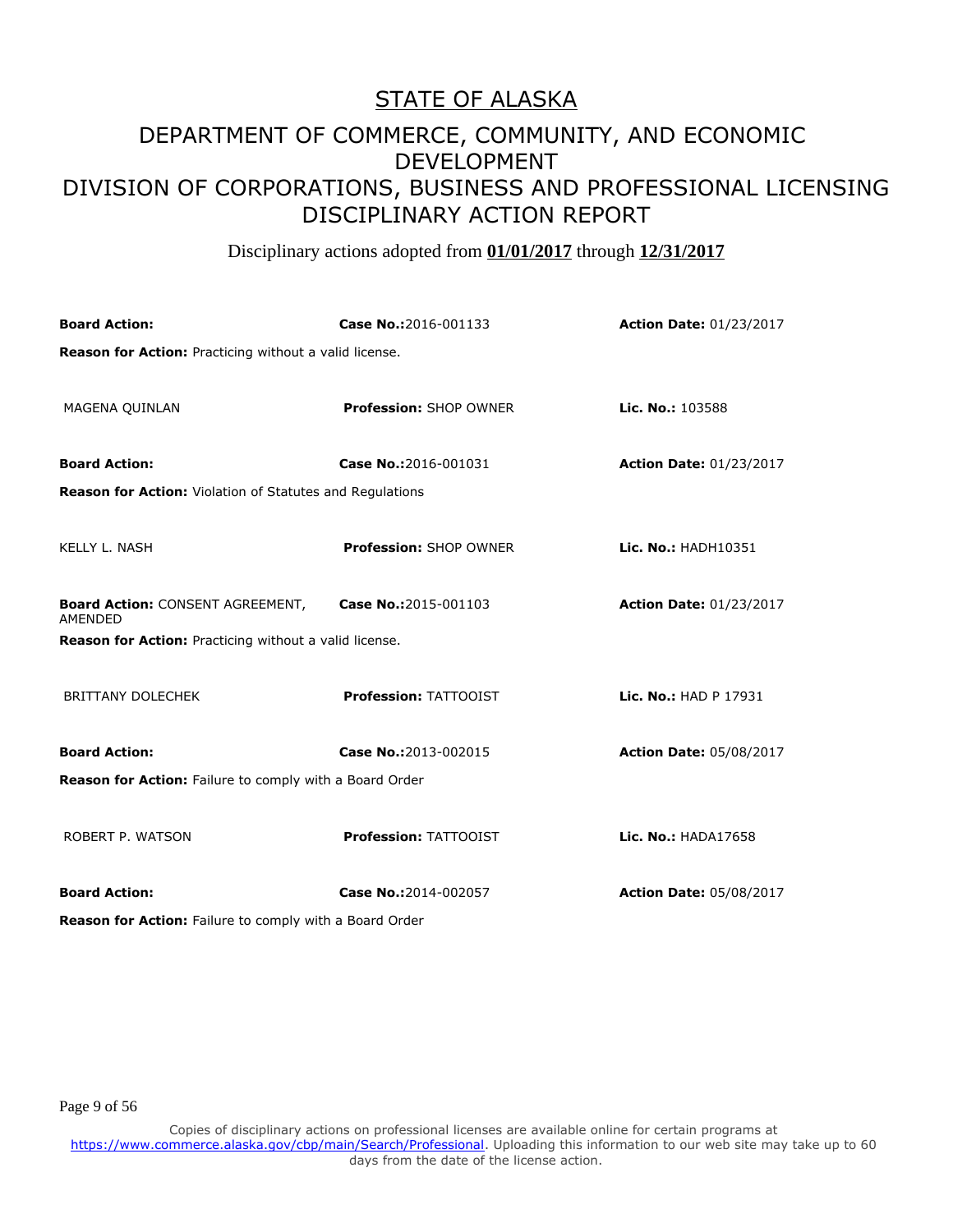# STATE OF ALASKA

## DEPARTMENT OF COMMERCE, COMMUNITY, AND ECONOMIC DEVELOPMENT

## DIVISION OF CORPORATIONS, BUSINESS AND PROFESSIONAL LICENSING

## DISCIPLINARY ACTION REPORT

Disciplinary actions adopted from **01/01/2017** through **12/31/2017**

| | | |
|---|---|---|
| **Board Action:** | **Case No.:**2016-001133 | **Action Date:** 01/23/2017 |

**Reason for Action:** Practicing without a valid license.

| | | |
|---|---|---|
| MAGENA QUINLAN | **Profession:** SHOP OWNER | **Lic. No.:** 103588 |
| **Board Action:** | **Case No.:**2016-001031 | **Action Date:** 01/23/2017 |

**Reason for Action:** Violation of Statutes and Regulations

| | | |
|---|---|---|
| KELLY L. NASH | **Profession:** SHOP OWNER | **Lic. No.:** HADH10351 |
| **Board Action:** CONSENT AGREEMENT, AMENDED | **Case No.:**2015-001103 | **Action Date:** 01/23/2017 |

**Reason for Action:** Practicing without a valid license.

| | | |
|---|---|---|
| BRITTANY DOLECHEK | **Profession:** TATTOOIST | **Lic. No.:** HAD P 17931 |
| **Board Action:** | **Case No.:**2013-002015 | **Action Date:** 05/08/2017 |

**Reason for Action:** Failure to comply with a Board Order

| | | |
|---|---|---|
| ROBERT P. WATSON | **Profession:** TATTOOIST | **Lic. No.:** HADA17658 |
| **Board Action:** | **Case No.:**2014-002057 | **Action Date:** 05/08/2017 |

**Reason for Action:** Failure to comply with a Board Order

Copies of disciplinary actions on professional licenses are available online for certain programs at https://www.commerce.alaska.gov/cbp/main/Search/Professional. Uploading this information to our web site may take up to 60 days from the date of the license action.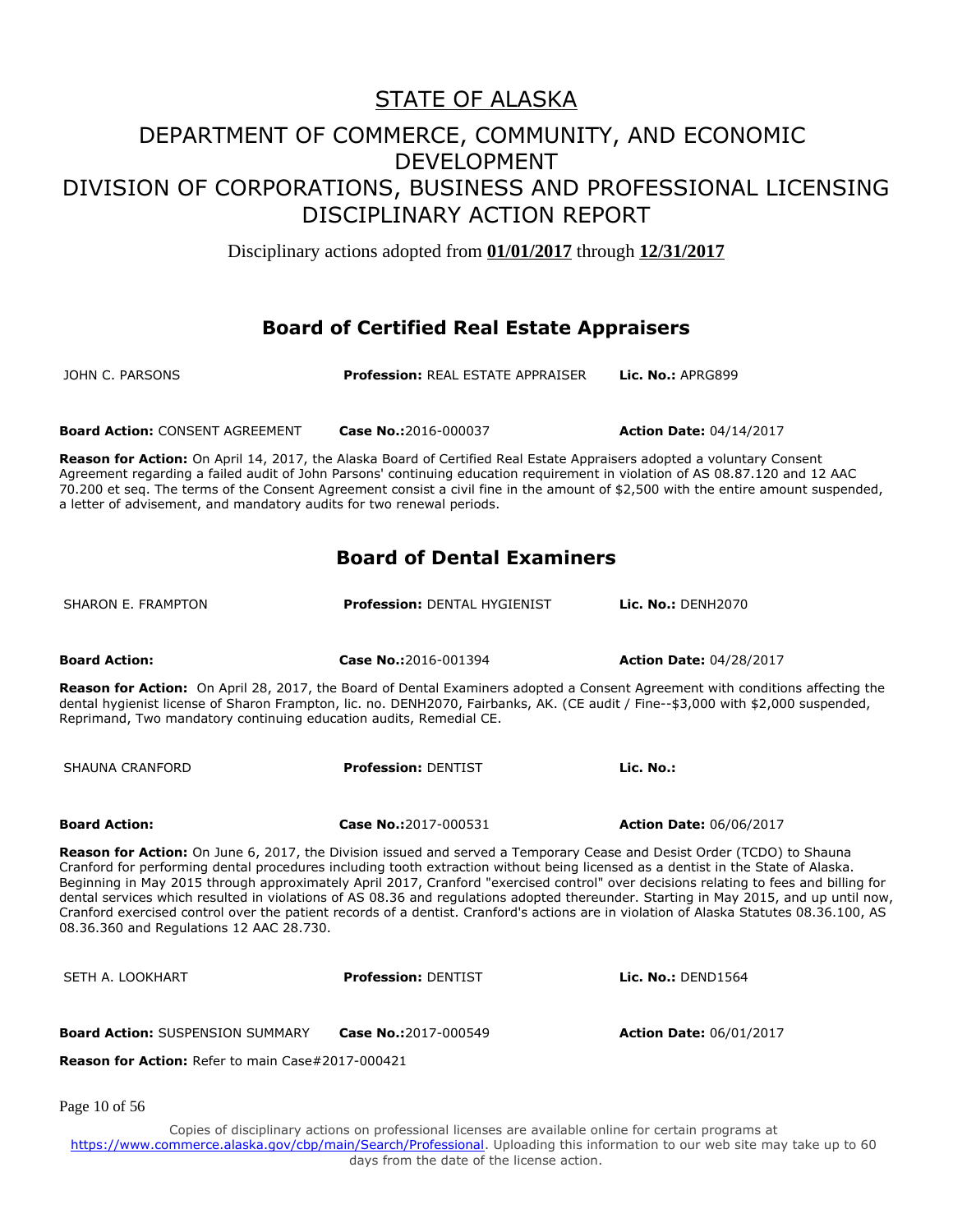# STATE OF ALASKA

## DEPARTMENT OF COMMERCE, COMMUNITY, AND ECONOMIC DEVELOPMENT
## DIVISION OF CORPORATIONS, BUSINESS AND PROFESSIONAL LICENSING
## DISCIPLINARY ACTION REPORT

Disciplinary actions adopted from **01/01/2017** through **12/31/2017**

### Board of Certified Real Estate Appraisers

JOHN C. PARSONS | **Profession:** REAL ESTATE APPRAISER | **Lic. No.:** APRG899

**Board Action:** CONSENT AGREEMENT | **Case No.:**2016-000037 | **Action Date:** 04/14/2017

**Reason for Action:** On April 14, 2017, the Alaska Board of Certified Real Estate Appraisers adopted a voluntary Consent Agreement regarding a failed audit of John Parsons' continuing education requirement in violation of AS 08.87.120 and 12 AAC 70.200 et seq. The terms of the Consent Agreement consist a civil fine in the amount of $2,500 with the entire amount suspended, a letter of advisement, and mandatory audits for two renewal periods.

### Board of Dental Examiners

SHARON E. FRAMPTON | **Profession:** DENTAL HYGIENIST | **Lic. No.:** DENH2070

**Board Action:** | **Case No.:**2016-001394 | **Action Date:** 04/28/2017

**Reason for Action:** On April 28, 2017, the Board of Dental Examiners adopted a Consent Agreement with conditions affecting the dental hygienist license of Sharon Frampton, lic. no. DENH2070, Fairbanks, AK. (CE audit / Fine--$3,000 with $2,000 suspended, Reprimand, Two mandatory continuing education audits, Remedial CE.

SHAUNA CRANFORD | **Profession:** DENTIST | **Lic. No.:**

**Board Action:** | **Case No.:**2017-000531 | **Action Date:** 06/06/2017

**Reason for Action:** On June 6, 2017, the Division issued and served a Temporary Cease and Desist Order (TCDO) to Shauna Cranford for performing dental procedures including tooth extraction without being licensed as a dentist in the State of Alaska. Beginning in May 2015 through approximately April 2017, Cranford "exercised control" over decisions relating to fees and billing for dental services which resulted in violations of AS 08.36 and regulations adopted thereunder. Starting in May 2015, and up until now, Cranford exercised control over the patient records of a dentist. Cranford's actions are in violation of Alaska Statutes 08.36.100, AS 08.36.360 and Regulations 12 AAC 28.730.

SETH A. LOOKHART | **Profession:** DENTIST | **Lic. No.:** DEND1564

**Board Action:** SUSPENSION SUMMARY | **Case No.:**2017-000549 | **Action Date:** 06/01/2017

**Reason for Action:** Refer to main Case#2017-000421

Copies of disciplinary actions on professional licenses are available online for certain programs at https://www.commerce.alaska.gov/cbp/main/Search/Professional. Uploading this information to our web site may take up to 60 days from the date of the license action.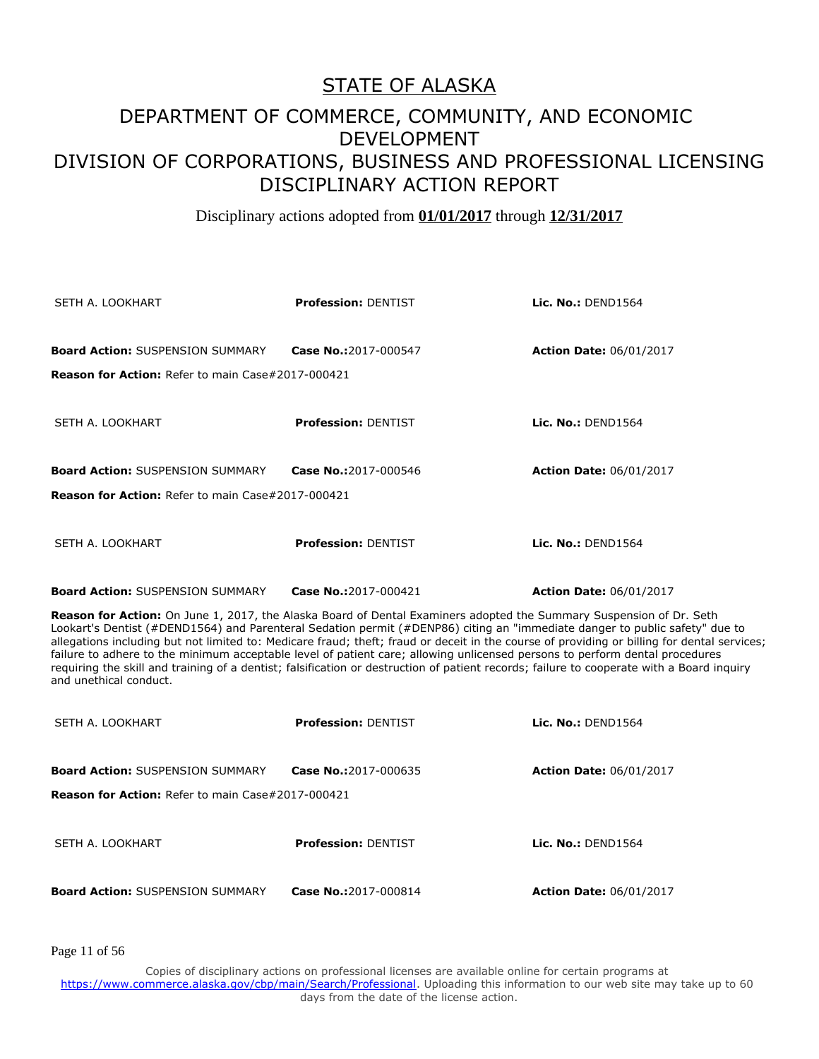# STATE OF ALASKA

## DEPARTMENT OF COMMERCE, COMMUNITY, AND ECONOMIC DEVELOPMENT

## DIVISION OF CORPORATIONS, BUSINESS AND PROFESSIONAL LICENSING

## DISCIPLINARY ACTION REPORT

Disciplinary actions adopted from **01/01/2017** through **12/31/2017**

SETH A. LOOKHART | **Profession:** DENTIST | **Lic. No.:** DEND1564

**Board Action:** SUSPENSION SUMMARY | **Case No.:**2017-000547 | **Action Date:** 06/01/2017

**Reason for Action:** Refer to main Case#2017-000421

SETH A. LOOKHART | **Profession:** DENTIST | **Lic. No.:** DEND1564

**Board Action:** SUSPENSION SUMMARY | **Case No.:**2017-000546 | **Action Date:** 06/01/2017

**Reason for Action:** Refer to main Case#2017-000421

SETH A. LOOKHART | **Profession:** DENTIST | **Lic. No.:** DEND1564

**Board Action:** SUSPENSION SUMMARY | **Case No.:**2017-000421 | **Action Date:** 06/01/2017

**Reason for Action:** On June 1, 2017, the Alaska Board of Dental Examiners adopted the Summary Suspension of Dr. Seth Lookart's Dentist (#DEND1564) and Parenteral Sedation permit (#DENP86) citing an "immediate danger to public safety" due to allegations including but not limited to: Medicare fraud; theft; fraud or deceit in the course of providing or billing for dental services; failure to adhere to the minimum acceptable level of patient care; allowing unlicensed persons to perform dental procedures requiring the skill and training of a dentist; falsification or destruction of patient records; failure to cooperate with a Board inquiry and unethical conduct.

SETH A. LOOKHART | **Profession:** DENTIST | **Lic. No.:** DEND1564

**Board Action:** SUSPENSION SUMMARY | **Case No.:**2017-000635 | **Action Date:** 06/01/2017

**Reason for Action:** Refer to main Case#2017-000421

SETH A. LOOKHART | **Profession:** DENTIST | **Lic. No.:** DEND1564

**Board Action:** SUSPENSION SUMMARY | **Case No.:**2017-000814 | **Action Date:** 06/01/2017

Copies of disciplinary actions on professional licenses are available online for certain programs at https://www.commerce.alaska.gov/cbp/main/Search/Professional. Uploading this information to our web site may take up to 60 days from the date of the license action.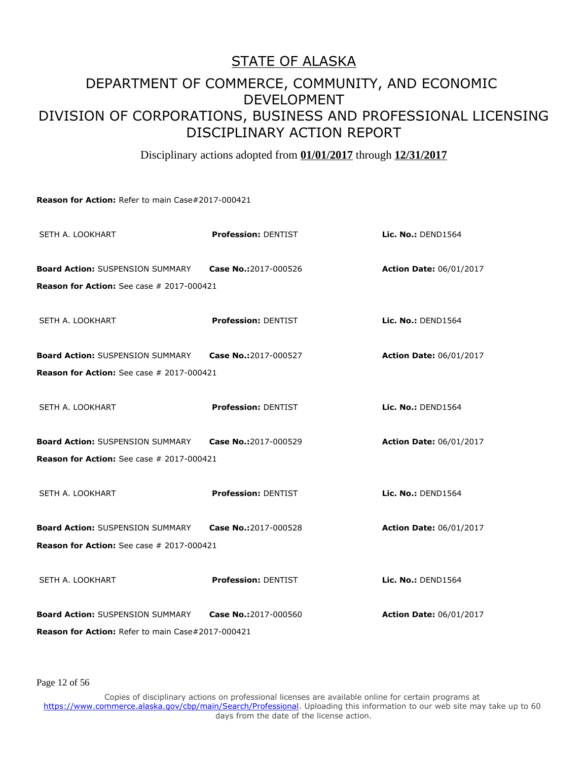**Reason for Action:** Refer to main Case#2017-000421

SETH A. LOOKHART **Profession:** DENTIST **Lic. No.:** DEND1564

**Board Action:** SUSPENSION SUMMARY **Case No.:**2017-000526 **Action Date:** 06/01/2017

**Reason for Action:** See case # 2017-000421

SETH A. LOOKHART **Profession:** DENTIST **Lic. No.:** DEND1564

**Board Action:** SUSPENSION SUMMARY **Case No.:**2017-000527 **Action Date:** 06/01/2017

**Reason for Action:** See case # 2017-000421

SETH A. LOOKHART **Profession:** DENTIST **Lic. No.:** DEND1564

**Board Action:** SUSPENSION SUMMARY **Case No.:**2017-000529 **Action Date:** 06/01/2017

**Reason for Action:** See case # 2017-000421

SETH A. LOOKHART **Profession:** DENTIST **Lic. No.:** DEND1564

**Board Action:** SUSPENSION SUMMARY **Case No.:**2017-000528 **Action Date:** 06/01/2017

**Reason for Action:** See case # 2017-000421

SETH A. LOOKHART **Profession:** DENTIST **Lic. No.:** DEND1564

**Board Action:** SUSPENSION SUMMARY **Case No.:**2017-000560 **Action Date:** 06/01/2017

**Reason for Action:** Refer to main Case#2017-000421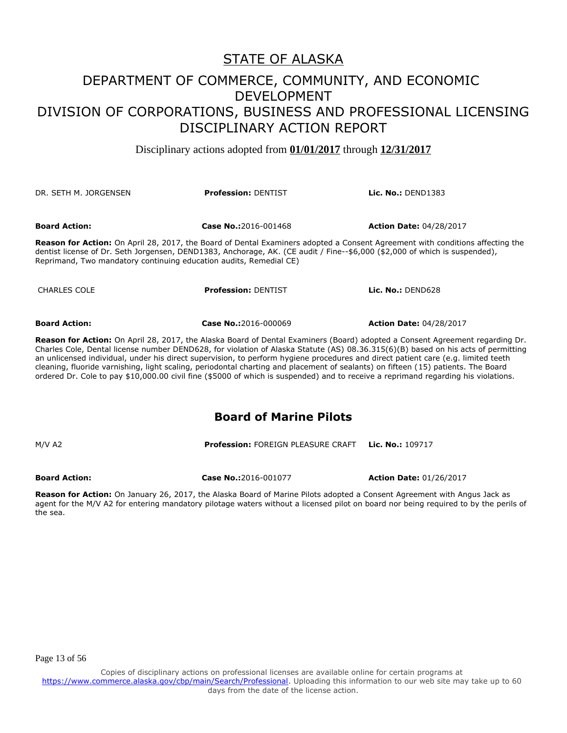# STATE OF ALASKA

## DEPARTMENT OF COMMERCE, COMMUNITY, AND ECONOMIC DEVELOPMENT
## DIVISION OF CORPORATIONS, BUSINESS AND PROFESSIONAL LICENSING
## DISCIPLINARY ACTION REPORT

Disciplinary actions adopted from **01/01/2017** through **12/31/2017**

DR. SETH M. JORGENSEN | **Profession:** DENTIST | **Lic. No.:** DEND1383

**Board Action:** | **Case No.:** 2016-001468 | **Action Date:** 04/28/2017

**Reason for Action:** On April 28, 2017, the Board of Dental Examiners adopted a Consent Agreement with conditions affecting the dentist license of Dr. Seth Jorgensen, DEND1383, Anchorage, AK. (CE audit / Fine--$6,000 ($2,000 of which is suspended), Reprimand, Two mandatory continuing education audits, Remedial CE)

CHARLES COLE | **Profession:** DENTIST | **Lic. No.:** DEND628

**Board Action:** | **Case No.:** 2016-000069 | **Action Date:** 04/28/2017

**Reason for Action:** On April 28, 2017, the Alaska Board of Dental Examiners (Board) adopted a Consent Agreement regarding Dr. Charles Cole, Dental license number DEND628, for violation of Alaska Statute (AS) 08.36.315(6)(B) based on his acts of permitting an unlicensed individual, under his direct supervision, to perform hygiene procedures and direct patient care (e.g. limited teeth cleaning, fluoride varnishing, light scaling, periodontal charting and placement of sealants) on fifteen (15) patients. The Board ordered Dr. Cole to pay $10,000.00 civil fine ($5000 of which is suspended) and to receive a reprimand regarding his violations.

## Board of Marine Pilots

M/V A2 | **Profession:** FOREIGN PLEASURE CRAFT | **Lic. No.:** 109717

**Board Action:** | **Case No.:** 2016-001077 | **Action Date:** 01/26/2017

**Reason for Action:** On January 26, 2017, the Alaska Board of Marine Pilots adopted a Consent Agreement with Angus Jack as agent for the M/V A2 for entering mandatory pilotage waters without a licensed pilot on board nor being required to by the perils of the sea.

Copies of disciplinary actions on professional licenses are available online for certain programs at https://www.commerce.alaska.gov/cbp/main/Search/Professional. Uploading this information to our web site may take up to 60 days from the date of the license action.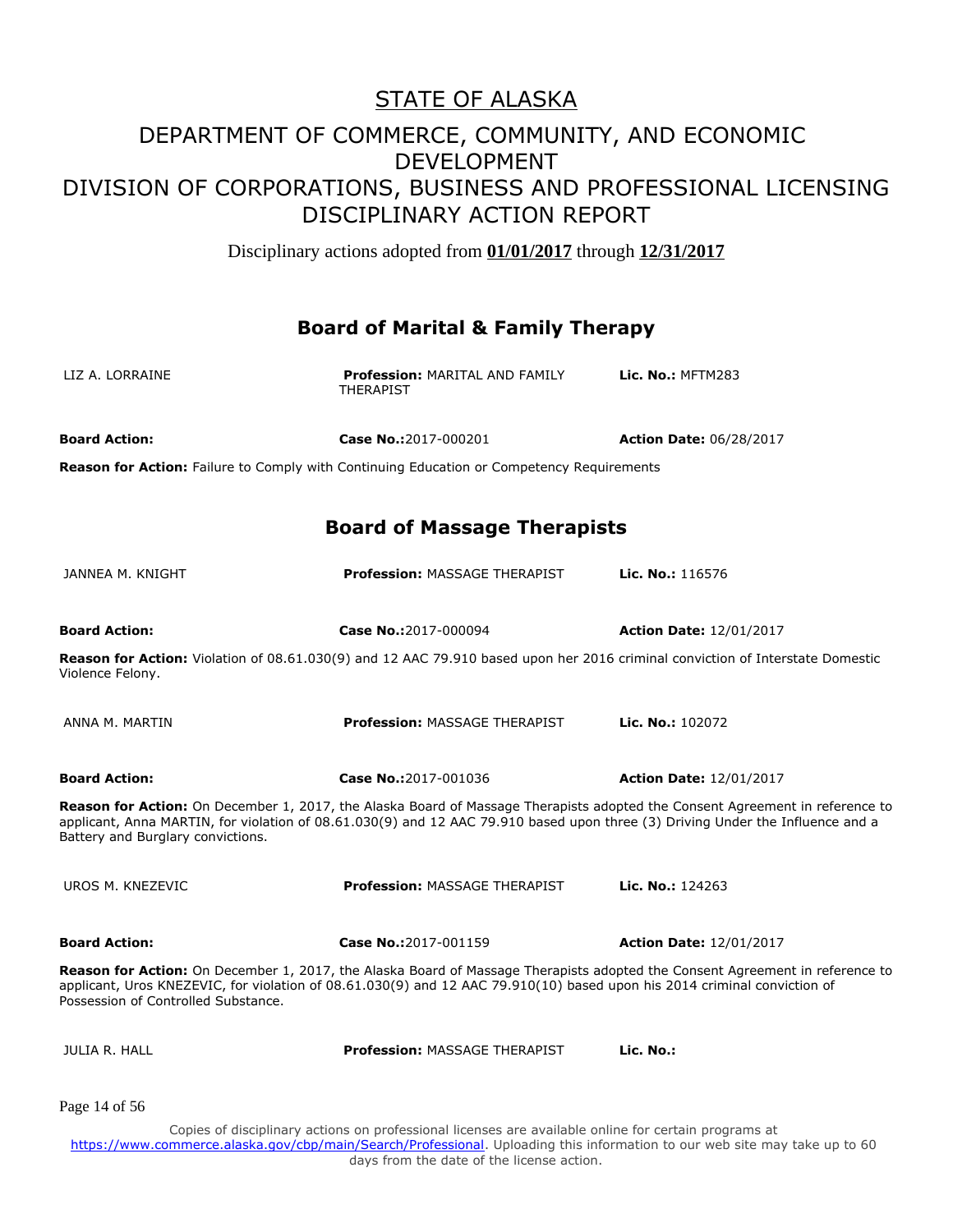# STATE OF ALASKA

## DEPARTMENT OF COMMERCE, COMMUNITY, AND ECONOMIC DEVELOPMENT
## DIVISION OF CORPORATIONS, BUSINESS AND PROFESSIONAL LICENSING
## DISCIPLINARY ACTION REPORT

Disciplinary actions adopted from **01/01/2017** through **12/31/2017**

### Board of Marital & Family Therapy

| LIZ A. LORRAINE | **Profession:** MARITAL AND FAMILY THERAPIST | **Lic. No.:** MFTM283 |
|---|---|---|
| **Board Action:** | **Case No.:**2017-000201 | **Action Date:** 06/28/2017 |

**Reason for Action:** Failure to Comply with Continuing Education or Competency Requirements

### Board of Massage Therapists

| JANNEA M. KNIGHT | **Profession:** MASSAGE THERAPIST | **Lic. No.:** 116576 |
|---|---|---|
| **Board Action:** | **Case No.:**2017-000094 | **Action Date:** 12/01/2017 |

**Reason for Action:** Violation of 08.61.030(9) and 12 AAC 79.910 based upon her 2016 criminal conviction of Interstate Domestic Violence Felony.

| ANNA M. MARTIN | **Profession:** MASSAGE THERAPIST | **Lic. No.:** 102072 |
|---|---|---|
| **Board Action:** | **Case No.:**2017-001036 | **Action Date:** 12/01/2017 |

**Reason for Action:** On December 1, 2017, the Alaska Board of Massage Therapists adopted the Consent Agreement in reference to applicant, Anna MARTIN, for violation of 08.61.030(9) and 12 AAC 79.910 based upon three (3) Driving Under the Influence and a Battery and Burglary convictions.

| UROS M. KNEZEVIC | **Profession:** MASSAGE THERAPIST | **Lic. No.:** 124263 |
|---|---|---|
| **Board Action:** | **Case No.:**2017-001159 | **Action Date:** 12/01/2017 |

**Reason for Action:** On December 1, 2017, the Alaska Board of Massage Therapists adopted the Consent Agreement in reference to applicant, Uros KNEZEVIC, for violation of 08.61.030(9) and 12 AAC 79.910(10) based upon his 2014 criminal conviction of Possession of Controlled Substance.

| JULIA R. HALL | **Profession:** MASSAGE THERAPIST | **Lic. No.:** |
|---|---|---|

Copies of disciplinary actions on professional licenses are available online for certain programs at https://www.commerce.alaska.gov/cbp/main/Search/Professional. Uploading this information to our web site may take up to 60 days from the date of the license action.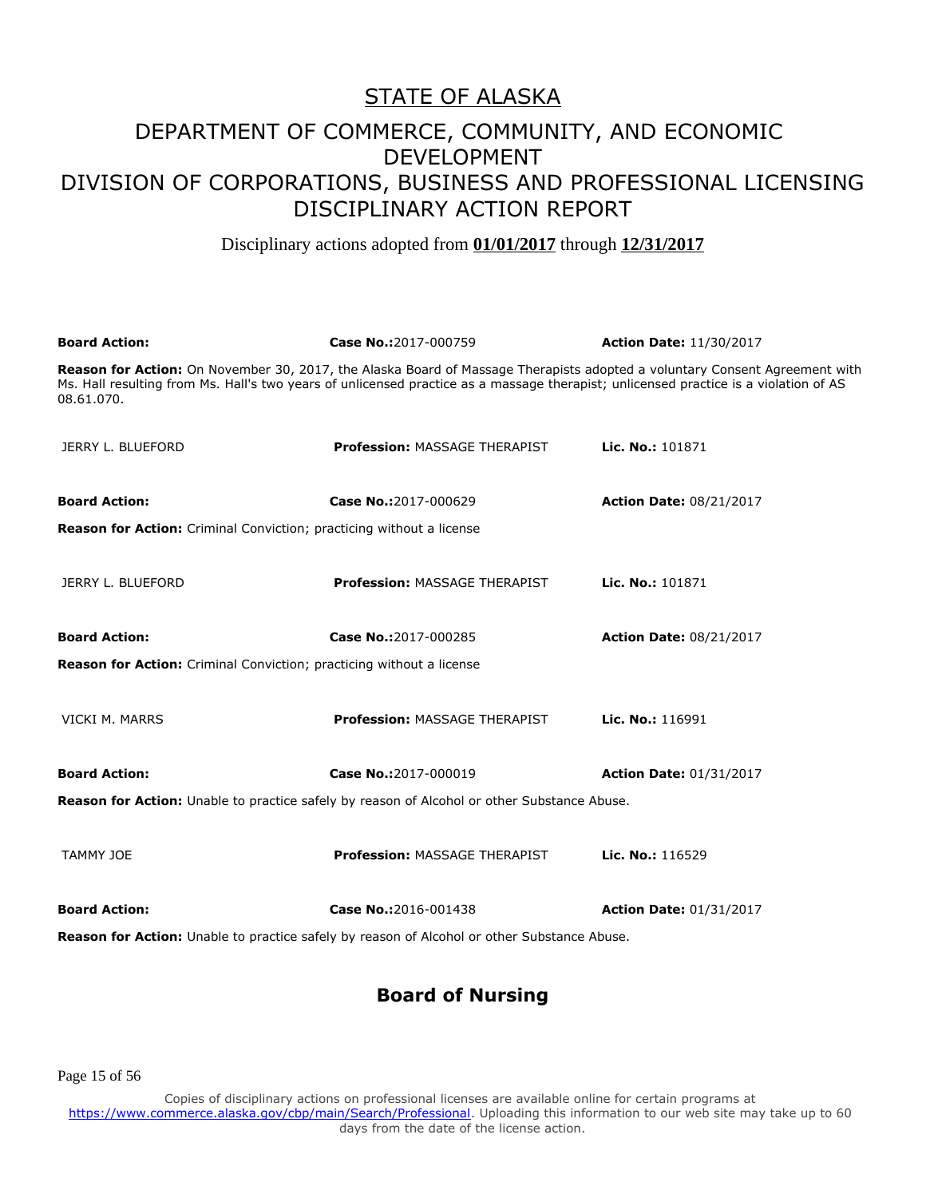# STATE OF ALASKA

## DEPARTMENT OF COMMERCE, COMMUNITY, AND ECONOMIC DEVELOPMENT
## DIVISION OF CORPORATIONS, BUSINESS AND PROFESSIONAL LICENSING
## DISCIPLINARY ACTION REPORT

Disciplinary actions adopted from **01/01/2017** through **12/31/2017**

**Board Action:** | **Case No.:** 2017-000759 | **Action Date:** 11/30/2017

**Reason for Action:** On November 30, 2017, the Alaska Board of Massage Therapists adopted a voluntary Consent Agreement with Ms. Hall resulting from Ms. Hall's two years of unlicensed practice as a massage therapist; unlicensed practice is a violation of AS 08.61.070.

JERRY L. BLUEFORD | **Profession:** MASSAGE THERAPIST | **Lic. No.:** 101871

**Board Action:** | **Case No.:** 2017-000629 | **Action Date:** 08/21/2017

**Reason for Action:** Criminal Conviction; practicing without a license

JERRY L. BLUEFORD | **Profession:** MASSAGE THERAPIST | **Lic. No.:** 101871

**Board Action:** | **Case No.:** 2017-000285 | **Action Date:** 08/21/2017

**Reason for Action:** Criminal Conviction; practicing without a license

VICKI M. MARRS | **Profession:** MASSAGE THERAPIST | **Lic. No.:** 116991

**Board Action:** | **Case No.:** 2017-000019 | **Action Date:** 01/31/2017

**Reason for Action:** Unable to practice safely by reason of Alcohol or other Substance Abuse.

TAMMY JOE | **Profession:** MASSAGE THERAPIST | **Lic. No.:** 116529

**Board Action:** | **Case No.:** 2016-001438 | **Action Date:** 01/31/2017

**Reason for Action:** Unable to practice safely by reason of Alcohol or other Substance Abuse.

## Board of Nursing

Copies of disciplinary actions on professional licenses are available online for certain programs at https://www.commerce.alaska.gov/cbp/main/Search/Professional. Uploading this information to our web site may take up to 60 days from the date of the license action.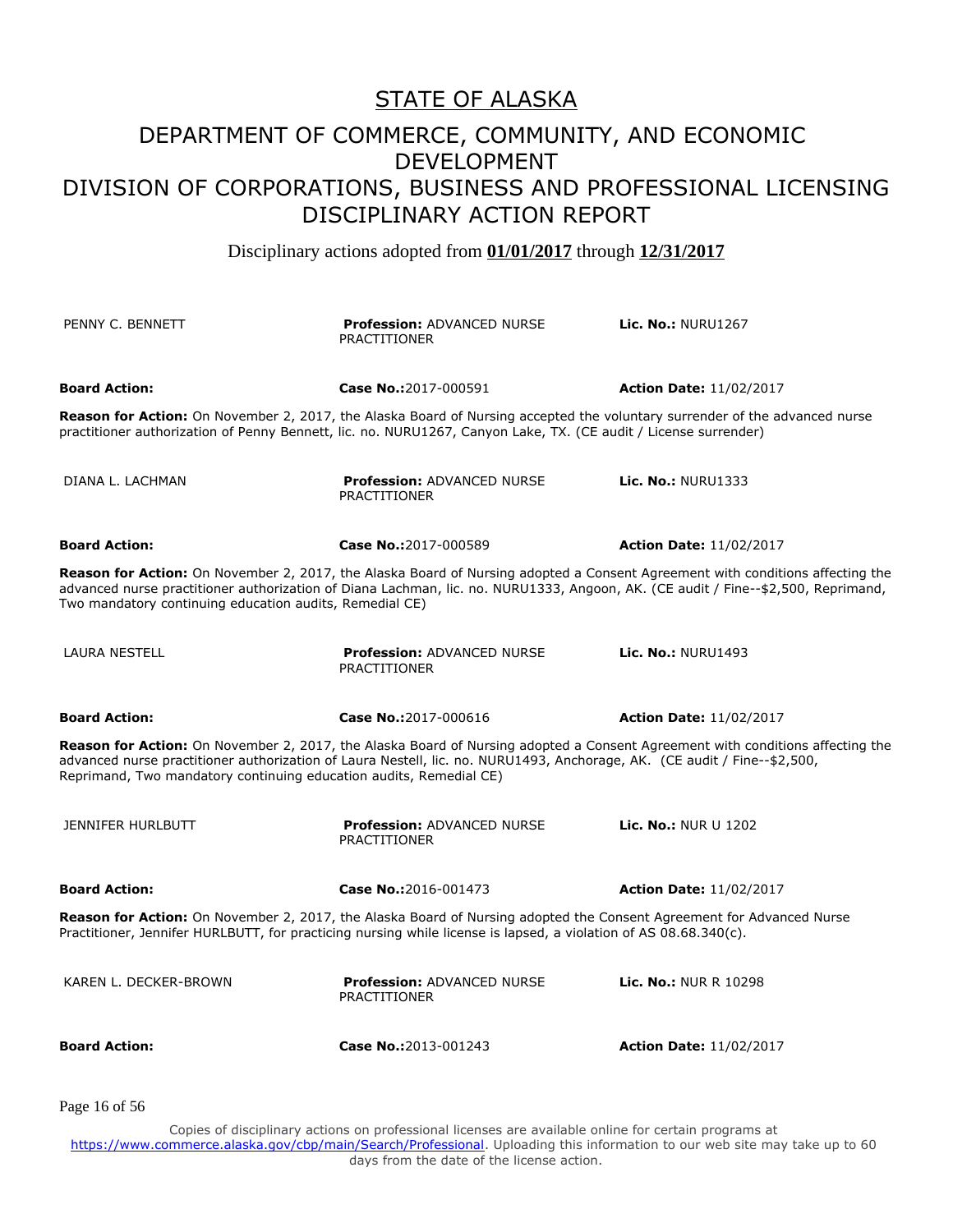# STATE OF ALASKA

## DEPARTMENT OF COMMERCE, COMMUNITY, AND ECONOMIC DEVELOPMENT
## DIVISION OF CORPORATIONS, BUSINESS AND PROFESSIONAL LICENSING
## DISCIPLINARY ACTION REPORT

Disciplinary actions adopted from **01/01/2017** through **12/31/2017**

| PENNY C. BENNETT | **Profession:** ADVANCED NURSE PRACTITIONER | **Lic. No.:** NURU1267 |
|---|---|---|
| **Board Action:** | **Case No.:**2017-000591 | **Action Date:** 11/02/2017 |

**Reason for Action:** On November 2, 2017, the Alaska Board of Nursing accepted the voluntary surrender of the advanced nurse practitioner authorization of Penny Bennett, lic. no. NURU1267, Canyon Lake, TX. (CE audit / License surrender)

| DIANA L. LACHMAN | **Profession:** ADVANCED NURSE PRACTITIONER | **Lic. No.:** NURU1333 |
|---|---|---|
| **Board Action:** | **Case No.:**2017-000589 | **Action Date:** 11/02/2017 |

**Reason for Action:** On November 2, 2017, the Alaska Board of Nursing adopted a Consent Agreement with conditions affecting the advanced nurse practitioner authorization of Diana Lachman, lic. no. NURU1333, Angoon, AK. (CE audit / Fine--$2,500, Reprimand, Two mandatory continuing education audits, Remedial CE)

| LAURA NESTELL | **Profession:** ADVANCED NURSE PRACTITIONER | **Lic. No.:** NURU1493 |
|---|---|---|
| **Board Action:** | **Case No.:**2017-000616 | **Action Date:** 11/02/2017 |

**Reason for Action:** On November 2, 2017, the Alaska Board of Nursing adopted a Consent Agreement with conditions affecting the advanced nurse practitioner authorization of Laura Nestell, lic. no. NURU1493, Anchorage, AK. (CE audit / Fine--$2,500, Reprimand, Two mandatory continuing education audits, Remedial CE)

| JENNIFER HURLBUTT | **Profession:** ADVANCED NURSE PRACTITIONER | **Lic. No.:** NUR U 1202 |
|---|---|---|
| **Board Action:** | **Case No.:**2016-001473 | **Action Date:** 11/02/2017 |

**Reason for Action:** On November 2, 2017, the Alaska Board of Nursing adopted the Consent Agreement for Advanced Nurse Practitioner, Jennifer HURLBUTT, for practicing nursing while license is lapsed, a violation of AS 08.68.340(c).

| KAREN L. DECKER-BROWN | **Profession:** ADVANCED NURSE PRACTITIONER | **Lic. No.:** NUR R 10298 |
|---|---|---|
| **Board Action:** | **Case No.:**2013-001243 | **Action Date:** 11/02/2017 |

Copies of disciplinary actions on professional licenses are available online for certain programs at https://www.commerce.alaska.gov/cbp/main/Search/Professional. Uploading this information to our web site may take up to 60 days from the date of the license action.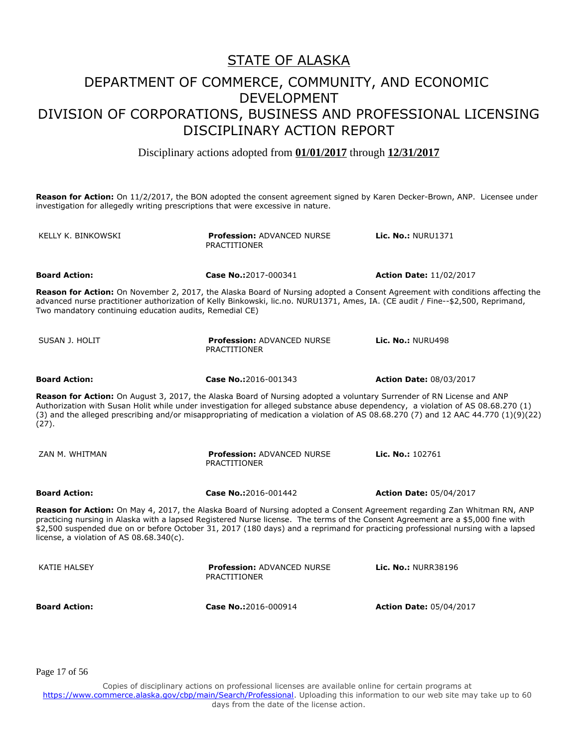# STATE OF ALASKA

## DEPARTMENT OF COMMERCE, COMMUNITY, AND ECONOMIC DEVELOPMENT
## DIVISION OF CORPORATIONS, BUSINESS AND PROFESSIONAL LICENSING
## DISCIPLINARY ACTION REPORT

Disciplinary actions adopted from **01/01/2017** through **12/31/2017**

**Reason for Action:** On 11/2/2017, the BON adopted the consent agreement signed by Karen Decker-Brown, ANP. Licensee under investigation for allegedly writing prescriptions that were excessive in nature.

| KELLY K. BINKOWSKI | **Profession:** ADVANCED NURSE PRACTITIONER | **Lic. No.:** NURU1371 |
|---|---|---|
| **Board Action:** | **Case No.:**2017-000341 | **Action Date:** 11/02/2017 |

**Reason for Action:** On November 2, 2017, the Alaska Board of Nursing adopted a Consent Agreement with conditions affecting the advanced nurse practitioner authorization of Kelly Binkowski, lic.no. NURU1371, Ames, IA. (CE audit / Fine--$2,500, Reprimand, Two mandatory continuing education audits, Remedial CE)

| SUSAN J. HOLIT | **Profession:** ADVANCED NURSE PRACTITIONER | **Lic. No.:** NURU498 |
|---|---|---|
| **Board Action:** | **Case No.:**2016-001343 | **Action Date:** 08/03/2017 |

**Reason for Action:** On August 3, 2017, the Alaska Board of Nursing adopted a voluntary Surrender of RN License and ANP Authorization with Susan Holit while under investigation for alleged substance abuse dependency, a violation of AS 08.68.270 (1)(3) and the alleged prescribing and/or misappropriating of medication a violation of AS 08.68.270 (7) and 12 AAC 44.770 (1)(9)(22)(27).

| ZAN M. WHITMAN | **Profession:** ADVANCED NURSE PRACTITIONER | **Lic. No.:** 102761 |
|---|---|---|
| **Board Action:** | **Case No.:**2016-001442 | **Action Date:** 05/04/2017 |

**Reason for Action:** On May 4, 2017, the Alaska Board of Nursing adopted a Consent Agreement regarding Zan Whitman RN, ANP practicing nursing in Alaska with a lapsed Registered Nurse license. The terms of the Consent Agreement are a $5,000 fine with $2,500 suspended due on or before October 31, 2017 (180 days) and a reprimand for practicing professional nursing with a lapsed license, a violation of AS 08.68.340(c).

| KATIE HALSEY | **Profession:** ADVANCED NURSE PRACTITIONER | **Lic. No.:** NURR38196 |
|---|---|---|
| **Board Action:** | **Case No.:**2016-000914 | **Action Date:** 05/04/2017 |

Copies of disciplinary actions on professional licenses are available online for certain programs at https://www.commerce.alaska.gov/cbp/main/Search/Professional. Uploading this information to our web site may take up to 60 days from the date of the license action.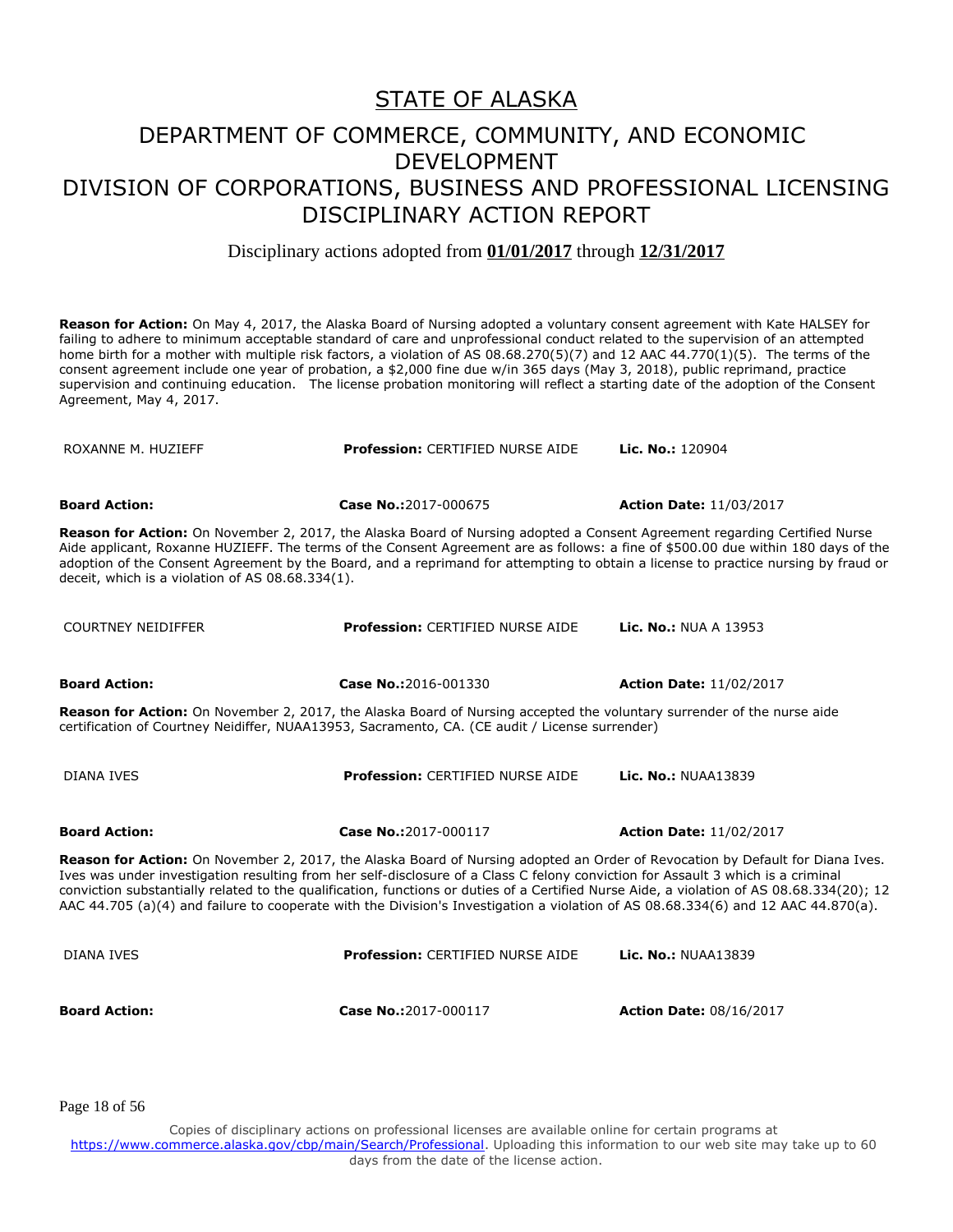# STATE OF ALASKA

## DEPARTMENT OF COMMERCE, COMMUNITY, AND ECONOMIC DEVELOPMENT
## DIVISION OF CORPORATIONS, BUSINESS AND PROFESSIONAL LICENSING
## DISCIPLINARY ACTION REPORT

Disciplinary actions adopted from **01/01/2017** through **12/31/2017**

**Reason for Action:** On May 4, 2017, the Alaska Board of Nursing adopted a voluntary consent agreement with Kate HALSEY for failing to adhere to minimum acceptable standard of care and unprofessional conduct related to the supervision of an attempted home birth for a mother with multiple risk factors, a violation of AS 08.68.270(5)(7) and 12 AAC 44.770(1)(5). The terms of the consent agreement include one year of probation, a $2,000 fine due w/in 365 days (May 3, 2018), public reprimand, practice supervision and continuing education. The license probation monitoring will reflect a starting date of the adoption of the Consent Agreement, May 4, 2017.

| ROXANNE M. HUZIEFF | **Profession:** CERTIFIED NURSE AIDE | **Lic. No.:** 120904 |
|---|---|---|
| **Board Action:** | **Case No.:** 2017-000675 | **Action Date:** 11/03/2017 |

**Reason for Action:** On November 2, 2017, the Alaska Board of Nursing adopted a Consent Agreement regarding Certified Nurse Aide applicant, Roxanne HUZIEFF. The terms of the Consent Agreement are as follows: a fine of $500.00 due within 180 days of the adoption of the Consent Agreement by the Board, and a reprimand for attempting to obtain a license to practice nursing by fraud or deceit, which is a violation of AS 08.68.334(1).

| COURTNEY NEIDIFFER | **Profession:** CERTIFIED NURSE AIDE | **Lic. No.:** NUA A 13953 |
|---|---|---|
| **Board Action:** | **Case No.:** 2016-001330 | **Action Date:** 11/02/2017 |

**Reason for Action:** On November 2, 2017, the Alaska Board of Nursing accepted the voluntary surrender of the nurse aide certification of Courtney Neidiffer, NUAA13953, Sacramento, CA. (CE audit / License surrender)

| DIANA IVES | **Profession:** CERTIFIED NURSE AIDE | **Lic. No.:** NUAA13839 |
|---|---|---|
| **Board Action:** | **Case No.:** 2017-000117 | **Action Date:** 11/02/2017 |

**Reason for Action:** On November 2, 2017, the Alaska Board of Nursing adopted an Order of Revocation by Default for Diana Ives. Ives was under investigation resulting from her self-disclosure of a Class C felony conviction for Assault 3 which is a criminal conviction substantially related to the qualification, functions or duties of a Certified Nurse Aide, a violation of AS 08.68.334(20); 12 AAC 44.705 (a)(4) and failure to cooperate with the Division's Investigation a violation of AS 08.68.334(6) and 12 AAC 44.870(a).

| DIANA IVES | **Profession:** CERTIFIED NURSE AIDE | **Lic. No.:** NUAA13839 |
|---|---|---|
| **Board Action:** | **Case No.:** 2017-000117 | **Action Date:** 08/16/2017 |

Copies of disciplinary actions on professional licenses are available online for certain programs at https://www.commerce.alaska.gov/cbp/main/Search/Professional. Uploading this information to our web site may take up to 60 days from the date of the license action.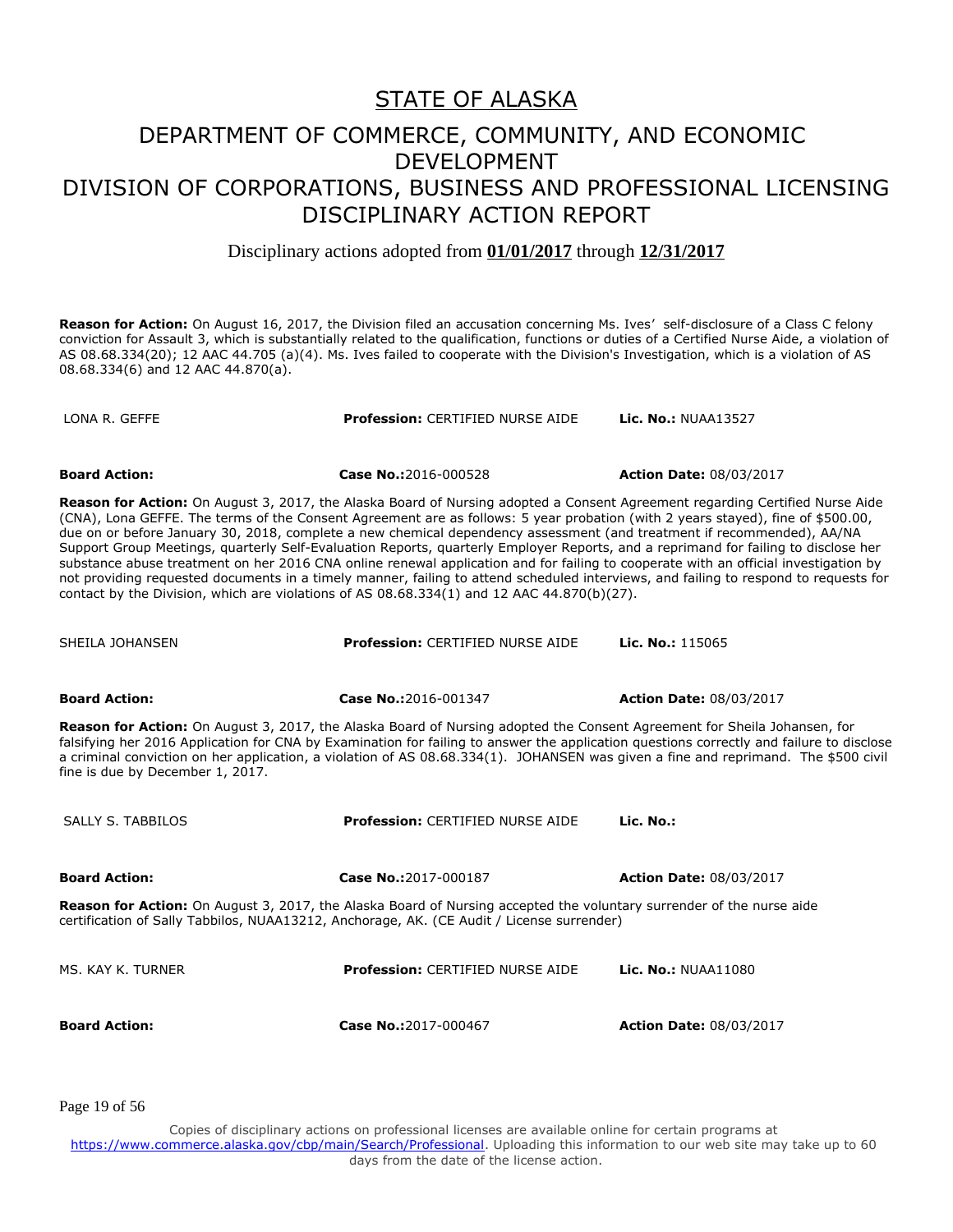# STATE OF ALASKA

## DEPARTMENT OF COMMERCE, COMMUNITY, AND ECONOMIC DEVELOPMENT
## DIVISION OF CORPORATIONS, BUSINESS AND PROFESSIONAL LICENSING
## DISCIPLINARY ACTION REPORT

Disciplinary actions adopted from **01/01/2017** through **12/31/2017**

**Reason for Action:** On August 16, 2017, the Division filed an accusation concerning Ms. Ives' self-disclosure of a Class C felony conviction for Assault 3, which is substantially related to the qualification, functions or duties of a Certified Nurse Aide, a violation of AS 08.68.334(20); 12 AAC 44.705 (a)(4). Ms. Ives failed to cooperate with the Division's Investigation, which is a violation of AS 08.68.334(6) and 12 AAC 44.870(a).

| LONA R. GEFFE | **Profession:** CERTIFIED NURSE AIDE | **Lic. No.:** NUAA13527 |
|---|---|---|
| **Board Action:** | **Case No.:**2016-000528 | **Action Date:** 08/03/2017 |

**Reason for Action:** On August 3, 2017, the Alaska Board of Nursing adopted a Consent Agreement regarding Certified Nurse Aide (CNA), Lona GEFFE. The terms of the Consent Agreement are as follows: 5 year probation (with 2 years stayed), fine of $500.00, due on or before January 30, 2018, complete a new chemical dependency assessment (and treatment if recommended), AA/NA Support Group Meetings, quarterly Self-Evaluation Reports, quarterly Employer Reports, and a reprimand for failing to disclose her substance abuse treatment on her 2016 CNA online renewal application and for failing to cooperate with an official investigation by not providing requested documents in a timely manner, failing to attend scheduled interviews, and failing to respond to requests for contact by the Division, which are violations of AS 08.68.334(1) and 12 AAC 44.870(b)(27).

| SHEILA JOHANSEN | **Profession:** CERTIFIED NURSE AIDE | **Lic. No.:** 115065 |
|---|---|---|
| **Board Action:** | **Case No.:**2016-001347 | **Action Date:** 08/03/2017 |

**Reason for Action:** On August 3, 2017, the Alaska Board of Nursing adopted the Consent Agreement for Sheila Johansen, for falsifying her 2016 Application for CNA by Examination for failing to answer the application questions correctly and failure to disclose a criminal conviction on her application, a violation of AS 08.68.334(1). JOHANSEN was given a fine and reprimand. The $500 civil fine is due by December 1, 2017.

| SALLY S. TABBILOS | **Profession:** CERTIFIED NURSE AIDE | **Lic. No.:** |
|---|---|---|
| **Board Action:** | **Case No.:**2017-000187 | **Action Date:** 08/03/2017 |

**Reason for Action:** On August 3, 2017, the Alaska Board of Nursing accepted the voluntary surrender of the nurse aide certification of Sally Tabbilos, NUAA13212, Anchorage, AK. (CE Audit / License surrender)

| MS. KAY K. TURNER | **Profession:** CERTIFIED NURSE AIDE | **Lic. No.:** NUAA11080 |
|---|---|---|
| **Board Action:** | **Case No.:**2017-000467 | **Action Date:** 08/03/2017 |

Copies of disciplinary actions on professional licenses are available online for certain programs at https://www.commerce.alaska.gov/cbp/main/Search/Professional. Uploading this information to our web site may take up to 60 days from the date of the license action.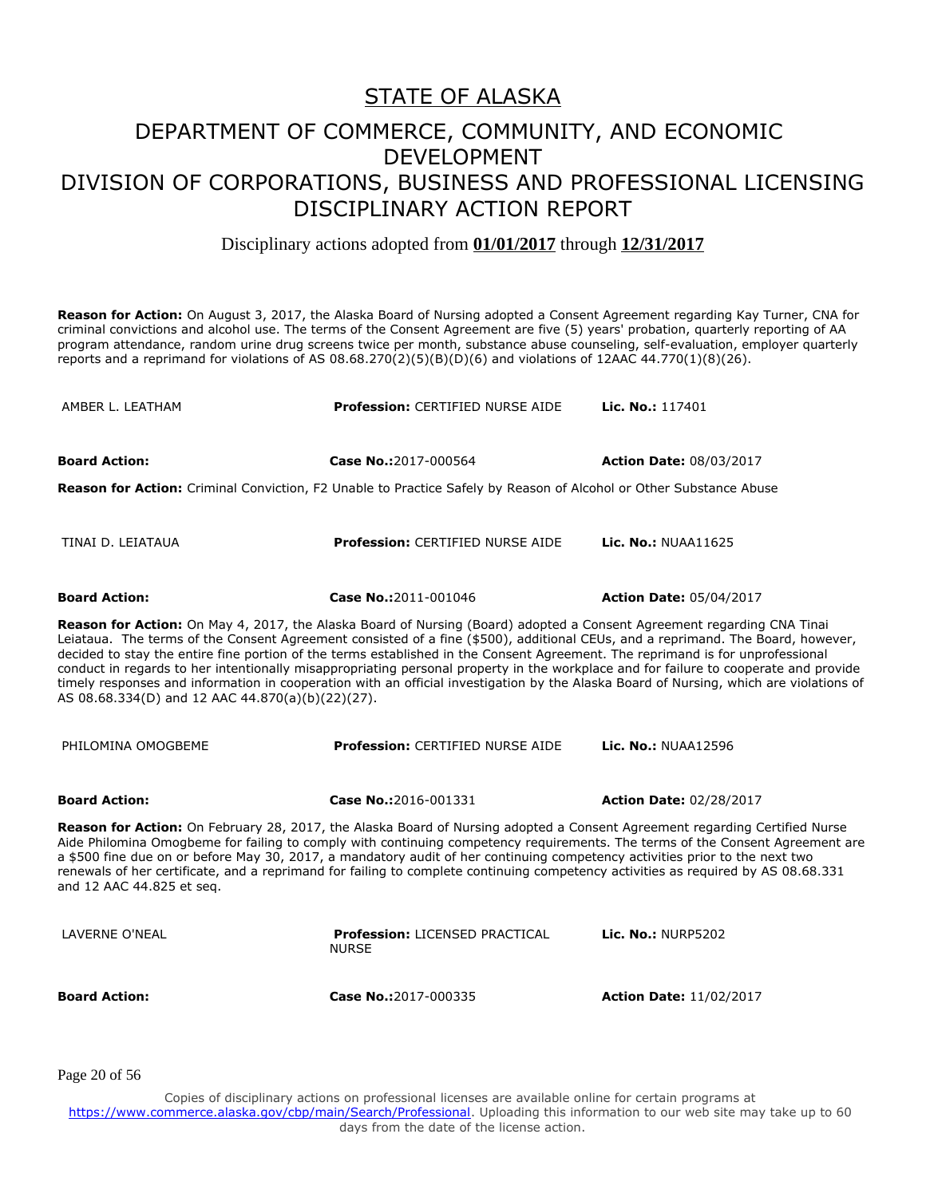# STATE OF ALASKA

## DEPARTMENT OF COMMERCE, COMMUNITY, AND ECONOMIC DEVELOPMENT
## DIVISION OF CORPORATIONS, BUSINESS AND PROFESSIONAL LICENSING
## DISCIPLINARY ACTION REPORT

Disciplinary actions adopted from **01/01/2017** through **12/31/2017**

**Reason for Action:** On August 3, 2017, the Alaska Board of Nursing adopted a Consent Agreement regarding Kay Turner, CNA for criminal convictions and alcohol use. The terms of the Consent Agreement are five (5) years' probation, quarterly reporting of AA program attendance, random urine drug screens twice per month, substance abuse counseling, self-evaluation, employer quarterly reports and a reprimand for violations of AS 08.68.270(2)(5)(B)(D)(6) and violations of 12AAC 44.770(1)(8)(26).

| AMBER L. LEATHAM | **Profession:** CERTIFIED NURSE AIDE | **Lic. No.:** 117401 |
|---|---|---|
| **Board Action:** | **Case No.:**2017-000564 | **Action Date:** 08/03/2017 |

**Reason for Action:** Criminal Conviction, F2 Unable to Practice Safely by Reason of Alcohol or Other Substance Abuse

| TINAI D. LEIATAUA | **Profession:** CERTIFIED NURSE AIDE | **Lic. No.:** NUAA11625 |
|---|---|---|
| **Board Action:** | **Case No.:**2011-001046 | **Action Date:** 05/04/2017 |

**Reason for Action:** On May 4, 2017, the Alaska Board of Nursing (Board) adopted a Consent Agreement regarding CNA Tinai Leiataua. The terms of the Consent Agreement consisted of a fine ($500), additional CEUs, and a reprimand. The Board, however, decided to stay the entire fine portion of the terms established in the Consent Agreement. The reprimand is for unprofessional conduct in regards to her intentionally misappropriating personal property in the workplace and for failure to cooperate and provide timely responses and information in cooperation with an official investigation by the Alaska Board of Nursing, which are violations of AS 08.68.334(D) and 12 AAC 44.870(a)(b)(22)(27).

| PHILOMINA OMOGBEME | **Profession:** CERTIFIED NURSE AIDE | **Lic. No.:** NUAA12596 |
|---|---|---|
| **Board Action:** | **Case No.:**2016-001331 | **Action Date:** 02/28/2017 |

**Reason for Action:** On February 28, 2017, the Alaska Board of Nursing adopted a Consent Agreement regarding Certified Nurse Aide Philomina Omogbeme for failing to comply with continuing competency requirements. The terms of the Consent Agreement are a $500 fine due on or before May 30, 2017, a mandatory audit of her continuing competency activities prior to the next two renewals of her certificate, and a reprimand for failing to complete continuing competency activities as required by AS 08.68.331 and 12 AAC 44.825 et seq.

| LAVERNE O'NEAL | **Profession:** LICENSED PRACTICAL NURSE | **Lic. No.:** NURP5202 |
|---|---|---|
| **Board Action:** | **Case No.:**2017-000335 | **Action Date:** 11/02/2017 |

Copies of disciplinary actions on professional licenses are available online for certain programs at https://www.commerce.alaska.gov/cbp/main/Search/Professional. Uploading this information to our web site may take up to 60 days from the date of the license action.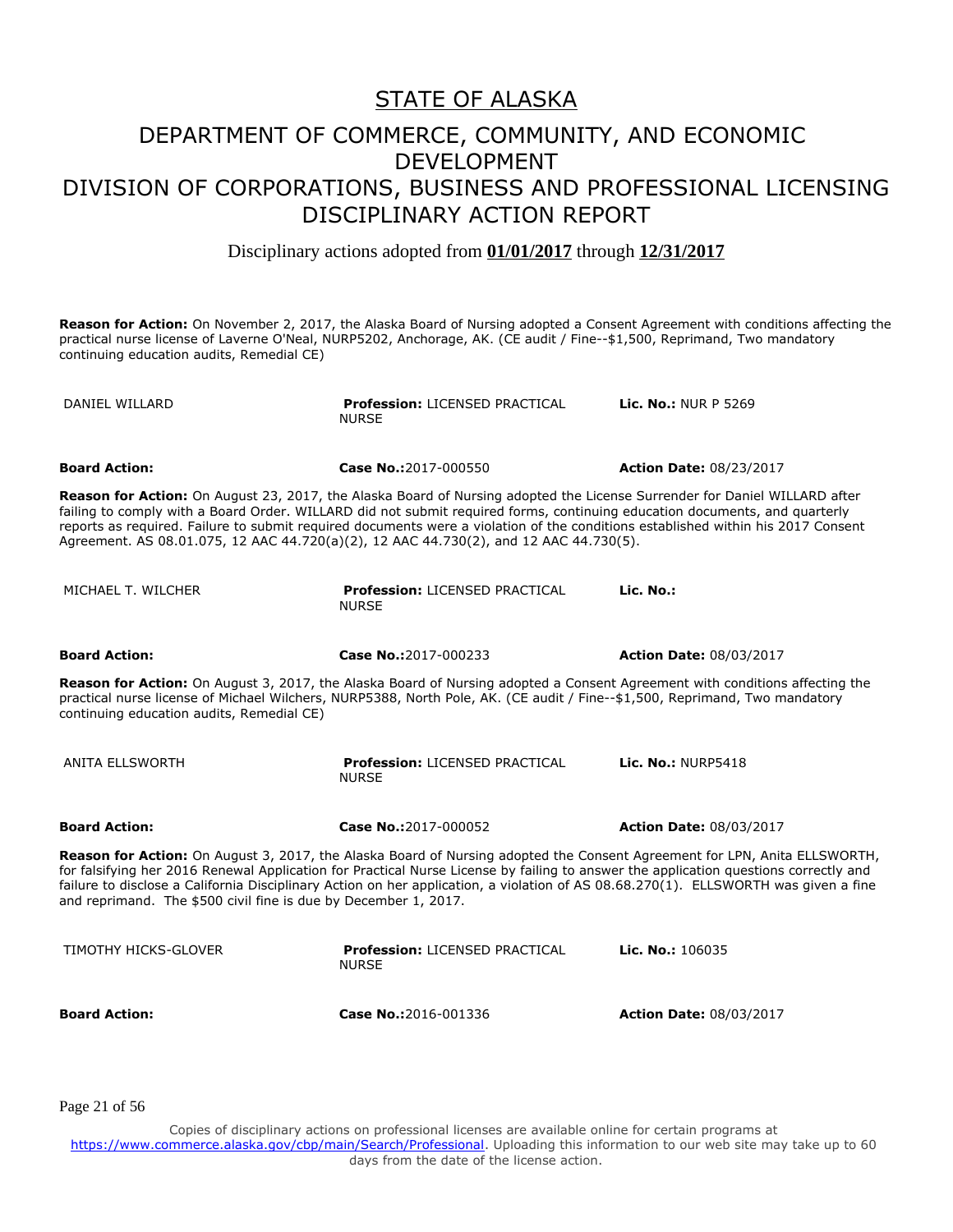# STATE OF ALASKA

## DEPARTMENT OF COMMERCE, COMMUNITY, AND ECONOMIC DEVELOPMENT
## DIVISION OF CORPORATIONS, BUSINESS AND PROFESSIONAL LICENSING
## DISCIPLINARY ACTION REPORT

Disciplinary actions adopted from **01/01/2017** through **12/31/2017**

**Reason for Action:** On November 2, 2017, the Alaska Board of Nursing adopted a Consent Agreement with conditions affecting the practical nurse license of Laverne O'Neal, NURP5202, Anchorage, AK. (CE audit / Fine--$1,500, Reprimand, Two mandatory continuing education audits, Remedial CE)

| DANIEL WILLARD | **Profession:** LICENSED PRACTICAL NURSE | **Lic. No.:** NUR P 5269 |
|---|---|---|
| **Board Action:** | **Case No.:**2017-000550 | **Action Date:** 08/23/2017 |

**Reason for Action:** On August 23, 2017, the Alaska Board of Nursing adopted the License Surrender for Daniel WILLARD after failing to comply with a Board Order. WILLARD did not submit required forms, continuing education documents, and quarterly reports as required. Failure to submit required documents were a violation of the conditions established within his 2017 Consent Agreement. AS 08.01.075, 12 AAC 44.720(a)(2), 12 AAC 44.730(2), and 12 AAC 44.730(5).

| MICHAEL T. WILCHER | **Profession:** LICENSED PRACTICAL NURSE | **Lic. No.:** |
|---|---|---|
| **Board Action:** | **Case No.:**2017-000233 | **Action Date:** 08/03/2017 |

**Reason for Action:** On August 3, 2017, the Alaska Board of Nursing adopted a Consent Agreement with conditions affecting the practical nurse license of Michael Wilchers, NURP5388, North Pole, AK. (CE audit / Fine--$1,500, Reprimand, Two mandatory continuing education audits, Remedial CE)

| ANITA ELLSWORTH | **Profession:** LICENSED PRACTICAL NURSE | **Lic. No.:** NURP5418 |
|---|---|---|
| **Board Action:** | **Case No.:**2017-000052 | **Action Date:** 08/03/2017 |

**Reason for Action:** On August 3, 2017, the Alaska Board of Nursing adopted the Consent Agreement for LPN, Anita ELLSWORTH, for falsifying her 2016 Renewal Application for Practical Nurse License by failing to answer the application questions correctly and failure to disclose a California Disciplinary Action on her application, a violation of AS 08.68.270(1). ELLSWORTH was given a fine and reprimand. The $500 civil fine is due by December 1, 2017.

| TIMOTHY HICKS-GLOVER | **Profession:** LICENSED PRACTICAL NURSE | **Lic. No.:** 106035 |
|---|---|---|
| **Board Action:** | **Case No.:**2016-001336 | **Action Date:** 08/03/2017 |

Copies of disciplinary actions on professional licenses are available online for certain programs at https://www.commerce.alaska.gov/cbp/main/Search/Professional. Uploading this information to our web site may take up to 60 days from the date of the license action.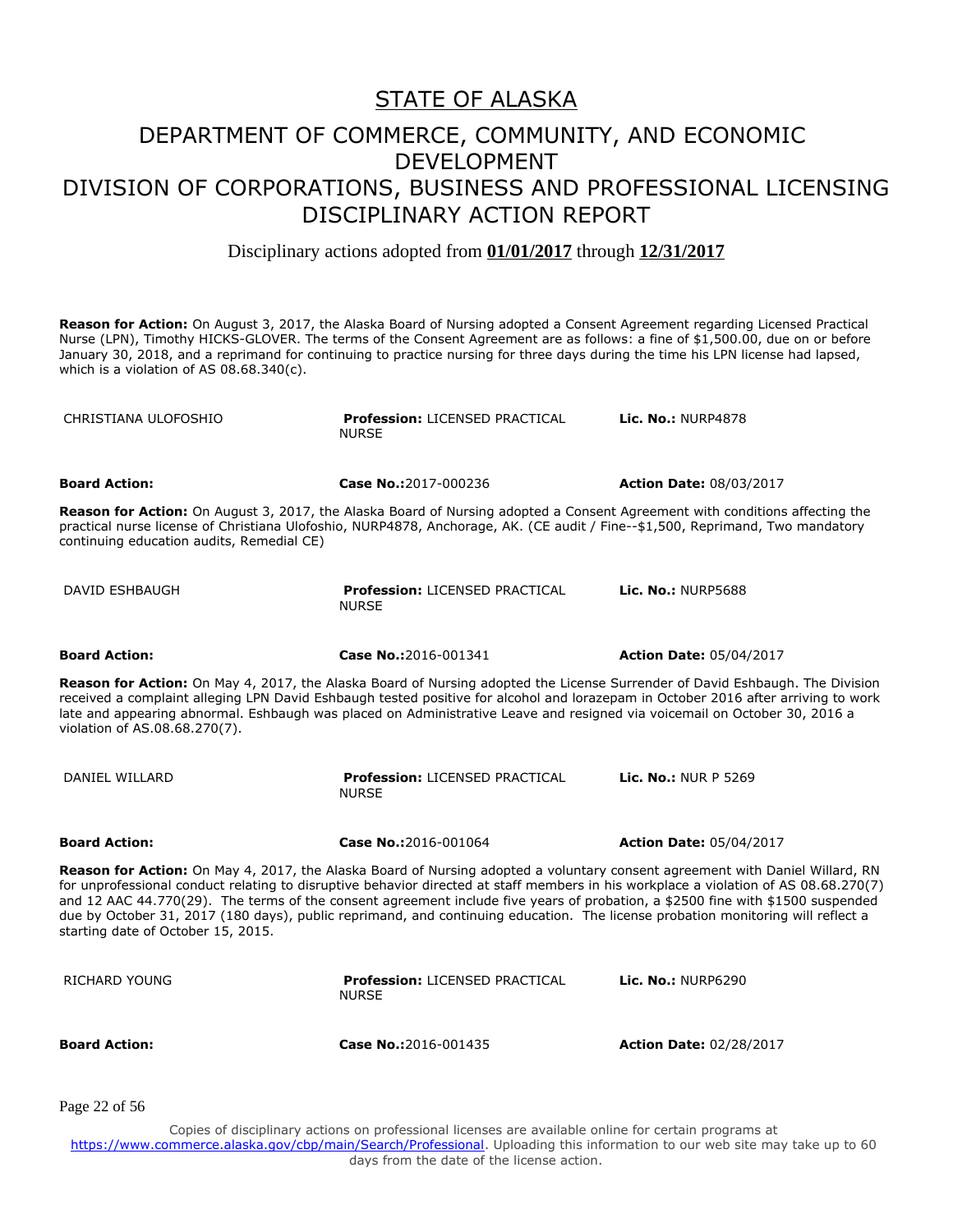# STATE OF ALASKA

## DEPARTMENT OF COMMERCE, COMMUNITY, AND ECONOMIC DEVELOPMENT

## DIVISION OF CORPORATIONS, BUSINESS AND PROFESSIONAL LICENSING DISCIPLINARY ACTION REPORT

Disciplinary actions adopted from **01/01/2017** through **12/31/2017**

**Reason for Action:** On August 3, 2017, the Alaska Board of Nursing adopted a Consent Agreement regarding Licensed Practical Nurse (LPN), Timothy HICKS-GLOVER. The terms of the Consent Agreement are as follows: a fine of $1,500.00, due on or before January 30, 2018, and a reprimand for continuing to practice nursing for three days during the time his LPN license had lapsed, which is a violation of AS 08.68.340(c).

| CHRISTIANA ULOFOSHIO | **Profession:** LICENSED PRACTICAL NURSE | **Lic. No.:** NURP4878 |
|---|---|---|
| **Board Action:** | **Case No.:**2017-000236 | **Action Date:** 08/03/2017 |

**Reason for Action:** On August 3, 2017, the Alaska Board of Nursing adopted a Consent Agreement with conditions affecting the practical nurse license of Christiana Ulofoshio, NURP4878, Anchorage, AK. (CE audit / Fine--$1,500, Reprimand, Two mandatory continuing education audits, Remedial CE)

| DAVID ESHBAUGH | **Profession:** LICENSED PRACTICAL NURSE | **Lic. No.:** NURP5688 |
|---|---|---|
| **Board Action:** | **Case No.:**2016-001341 | **Action Date:** 05/04/2017 |

**Reason for Action:** On May 4, 2017, the Alaska Board of Nursing adopted the License Surrender of David Eshbaugh. The Division received a complaint alleging LPN David Eshbaugh tested positive for alcohol and lorazepam in October 2016 after arriving to work late and appearing abnormal. Eshbaugh was placed on Administrative Leave and resigned via voicemail on October 30, 2016 a violation of AS.08.68.270(7).

| DANIEL WILLARD | **Profession:** LICENSED PRACTICAL NURSE | **Lic. No.:** NUR P 5269 |
|---|---|---|
| **Board Action:** | **Case No.:**2016-001064 | **Action Date:** 05/04/2017 |

**Reason for Action:** On May 4, 2017, the Alaska Board of Nursing adopted a voluntary consent agreement with Daniel Willard, RN for unprofessional conduct relating to disruptive behavior directed at staff members in his workplace a violation of AS 08.68.270(7) and 12 AAC 44.770(29). The terms of the consent agreement include five years of probation, a $2500 fine with $1500 suspended due by October 31, 2017 (180 days), public reprimand, and continuing education. The license probation monitoring will reflect a starting date of October 15, 2015.

| RICHARD YOUNG | **Profession:** LICENSED PRACTICAL NURSE | **Lic. No.:** NURP6290 |
|---|---|---|
| **Board Action:** | **Case No.:**2016-001435 | **Action Date:** 02/28/2017 |

Copies of disciplinary actions on professional licenses are available online for certain programs at https://www.commerce.alaska.gov/cbp/main/Search/Professional. Uploading this information to our web site may take up to 60 days from the date of the license action.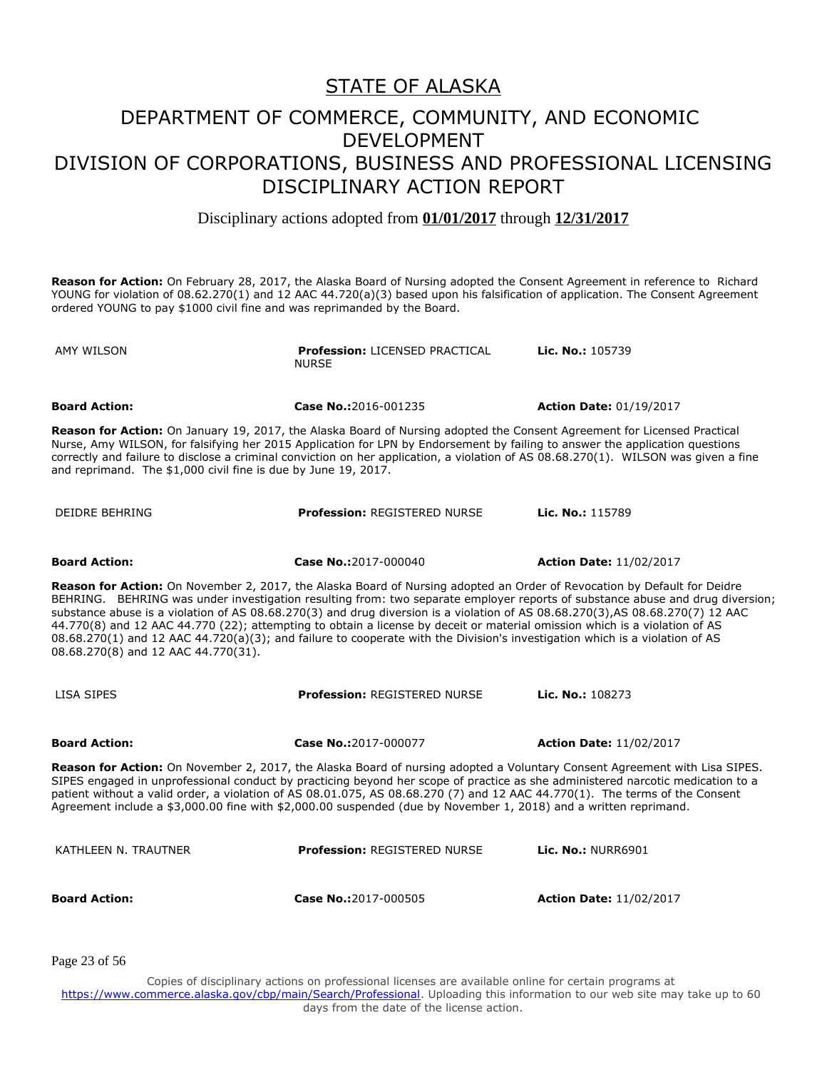# STATE OF ALASKA

## DEPARTMENT OF COMMERCE, COMMUNITY, AND ECONOMIC DEVELOPMENT

## DIVISION OF CORPORATIONS, BUSINESS AND PROFESSIONAL LICENSING

## DISCIPLINARY ACTION REPORT

Disciplinary actions adopted from **01/01/2017** through **12/31/2017**

**Reason for Action:** On February 28, 2017, the Alaska Board of Nursing adopted the Consent Agreement in reference to Richard YOUNG for violation of 08.62.270(1) and 12 AAC 44.720(a)(3) based upon his falsification of application. The Consent Agreement ordered YOUNG to pay $1000 civil fine and was reprimanded by the Board.

| AMY WILSON | **Profession:** LICENSED PRACTICAL NURSE | **Lic. No.:** 105739 |
|---|---|---|
| **Board Action:** | **Case No.:**2016-001235 | **Action Date:** 01/19/2017 |

**Reason for Action:** On January 19, 2017, the Alaska Board of Nursing adopted the Consent Agreement for Licensed Practical Nurse, Amy WILSON, for falsifying her 2015 Application for LPN by Endorsement by failing to answer the application questions correctly and failure to disclose a criminal conviction on her application, a violation of AS 08.68.270(1). WILSON was given a fine and reprimand. The $1,000 civil fine is due by June 19, 2017.

| DEIDRE BEHRING | **Profession:** REGISTERED NURSE | **Lic. No.:** 115789 |
|---|---|---|
| **Board Action:** | **Case No.:**2017-000040 | **Action Date:** 11/02/2017 |

**Reason for Action:** On November 2, 2017, the Alaska Board of Nursing adopted an Order of Revocation by Default for Deidre BEHRING. BEHRING was under investigation resulting from: two separate employer reports of substance abuse and drug diversion; substance abuse is a violation of AS 08.68.270(3) and drug diversion is a violation of AS 08.68.270(3),AS 08.68.270(7) 12 AAC 44.770(8) and 12 AAC 44.770 (22); attempting to obtain a license by deceit or material omission which is a violation of AS 08.68.270(1) and 12 AAC 44.720(a)(3); and failure to cooperate with the Division's investigation which is a violation of AS 08.68.270(8) and 12 AAC 44.770(31).

| LISA SIPES | **Profession:** REGISTERED NURSE | **Lic. No.:** 108273 |
|---|---|---|
| **Board Action:** | **Case No.:**2017-000077 | **Action Date:** 11/02/2017 |

**Reason for Action:** On November 2, 2017, the Alaska Board of nursing adopted a Voluntary Consent Agreement with Lisa SIPES. SIPES engaged in unprofessional conduct by practicing beyond her scope of practice as she administered narcotic medication to a patient without a valid order, a violation of AS 08.01.075, AS 08.68.270 (7) and 12 AAC 44.770(1). The terms of the Consent Agreement include a $3,000.00 fine with $2,000.00 suspended (due by November 1, 2018) and a written reprimand.

| KATHLEEN N. TRAUTNER | **Profession:** REGISTERED NURSE | **Lic. No.:** NURR6901 |
|---|---|---|
| **Board Action:** | **Case No.:**2017-000505 | **Action Date:** 11/02/2017 |

Copies of disciplinary actions on professional licenses are available online for certain programs at https://www.commerce.alaska.gov/cbp/main/Search/Professional. Uploading this information to our web site may take up to 60 days from the date of the license action.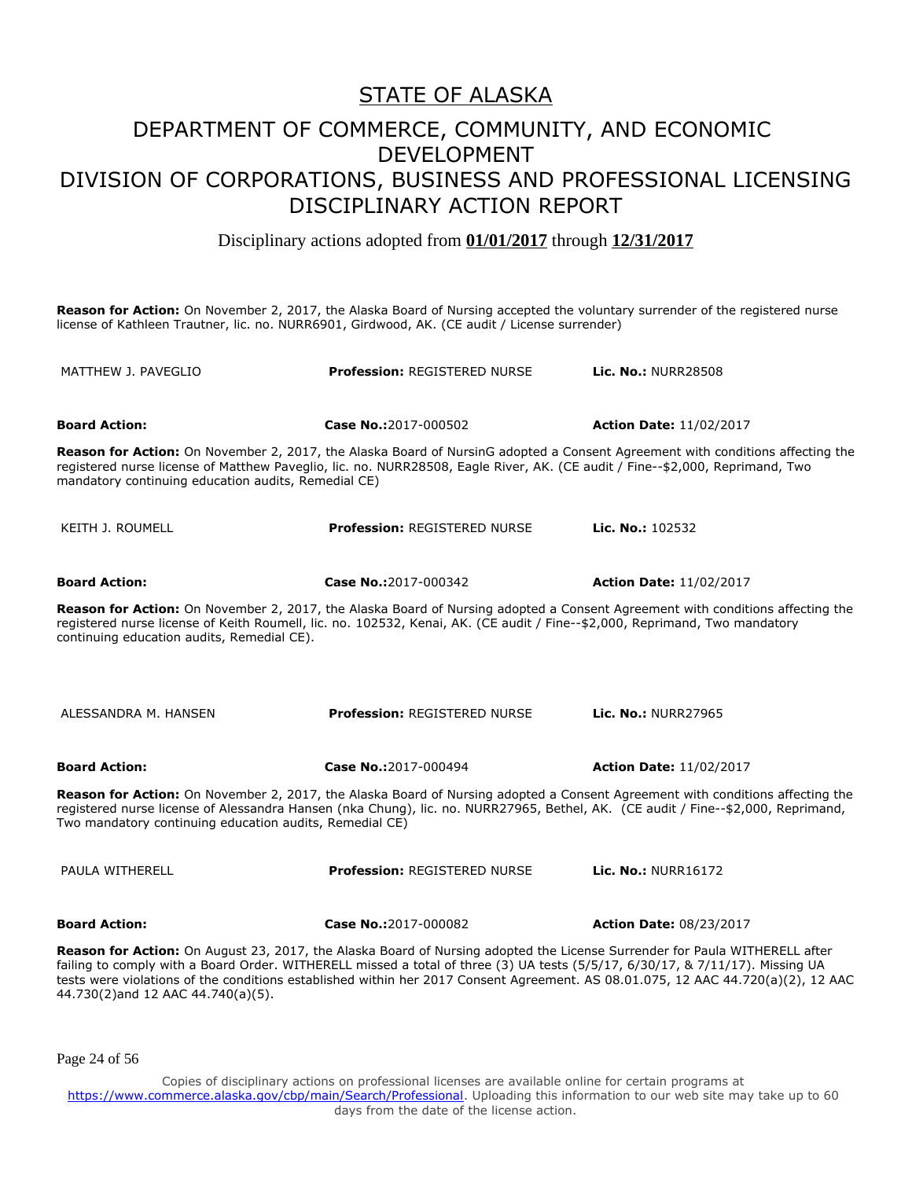# STATE OF ALASKA

## DEPARTMENT OF COMMERCE, COMMUNITY, AND ECONOMIC DEVELOPMENT

## DIVISION OF CORPORATIONS, BUSINESS AND PROFESSIONAL LICENSING

## DISCIPLINARY ACTION REPORT

Disciplinary actions adopted from **01/01/2017** through **12/31/2017**

**Reason for Action:** On November 2, 2017, the Alaska Board of Nursing accepted the voluntary surrender of the registered nurse license of Kathleen Trautner, lic. no. NURR6901, Girdwood, AK. (CE audit / License surrender)

| MATTHEW J. PAVEGLIO | **Profession:** REGISTERED NURSE | **Lic. No.:** NURR28508 |
|---|---|---|
| **Board Action:** | **Case No.:**2017-000502 | **Action Date:** 11/02/2017 |

**Reason for Action:** On November 2, 2017, the Alaska Board of NursinG adopted a Consent Agreement with conditions affecting the registered nurse license of Matthew Paveglio, lic. no. NURR28508, Eagle River, AK. (CE audit / Fine--$2,000, Reprimand, Two mandatory continuing education audits, Remedial CE)

| KEITH J. ROUMELL | **Profession:** REGISTERED NURSE | **Lic. No.:** 102532 |
|---|---|---|
| **Board Action:** | **Case No.:**2017-000342 | **Action Date:** 11/02/2017 |

**Reason for Action:** On November 2, 2017, the Alaska Board of Nursing adopted a Consent Agreement with conditions affecting the registered nurse license of Keith Roumell, lic. no. 102532, Kenai, AK. (CE audit / Fine--$2,000, Reprimand, Two mandatory continuing education audits, Remedial CE).

| ALESSANDRA M. HANSEN | **Profession:** REGISTERED NURSE | **Lic. No.:** NURR27965 |
|---|---|---|
| **Board Action:** | **Case No.:**2017-000494 | **Action Date:** 11/02/2017 |

**Reason for Action:** On November 2, 2017, the Alaska Board of Nursing adopted a Consent Agreement with conditions affecting the registered nurse license of Alessandra Hansen (nka Chung), lic. no. NURR27965, Bethel, AK. (CE audit / Fine--$2,000, Reprimand, Two mandatory continuing education audits, Remedial CE)

| PAULA WITHERELL | **Profession:** REGISTERED NURSE | **Lic. No.:** NURR16172 |
|---|---|---|
| **Board Action:** | **Case No.:**2017-000082 | **Action Date:** 08/23/2017 |

**Reason for Action:** On August 23, 2017, the Alaska Board of Nursing adopted the License Surrender for Paula WITHERELL after failing to comply with a Board Order. WITHERELL missed a total of three (3) UA tests (5/5/17, 6/30/17, & 7/11/17). Missing UA tests were violations of the conditions established within her 2017 Consent Agreement. AS 08.01.075, 12 AAC 44.720(a)(2), 12 AAC 44.730(2)and 12 AAC 44.740(a)(5).

Copies of disciplinary actions on professional licenses are available online for certain programs at https://www.commerce.alaska.gov/cbp/main/Search/Professional. Uploading this information to our web site may take up to 60 days from the date of the license action.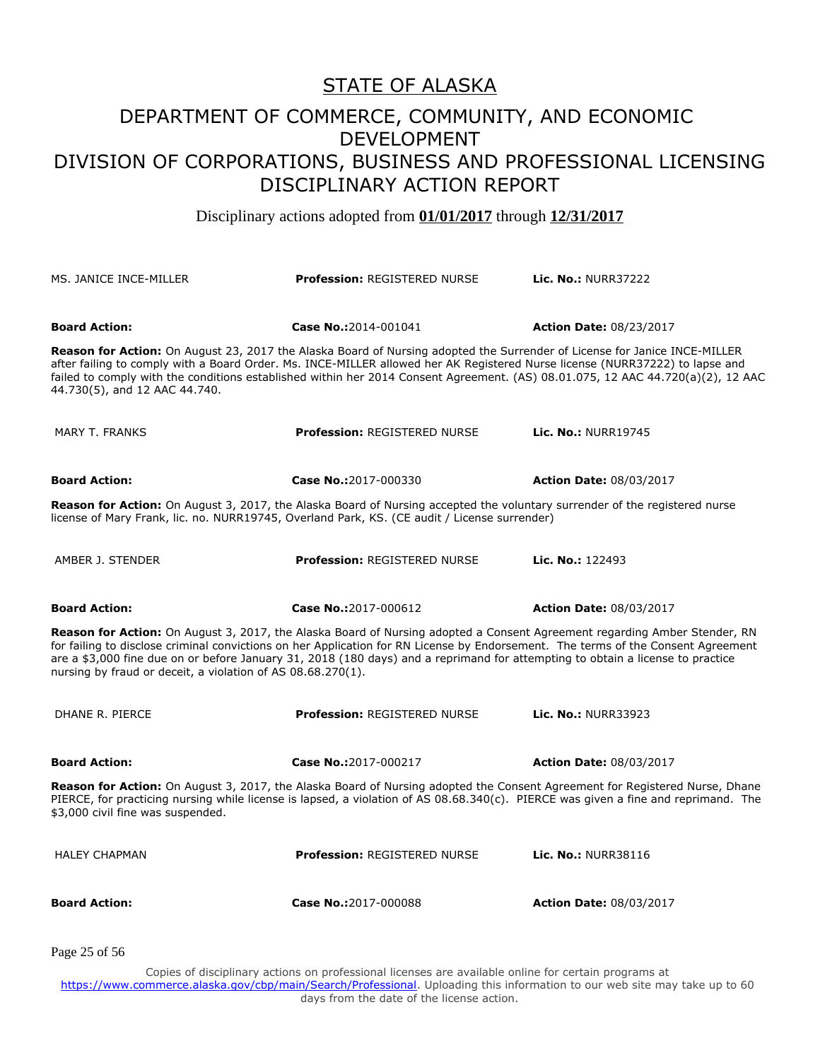# STATE OF ALASKA

## DEPARTMENT OF COMMERCE, COMMUNITY, AND ECONOMIC DEVELOPMENT
## DIVISION OF CORPORATIONS, BUSINESS AND PROFESSIONAL LICENSING
## DISCIPLINARY ACTION REPORT

Disciplinary actions adopted from **01/01/2017** through **12/31/2017**

MS. JANICE INCE-MILLER | **Profession:** REGISTERED NURSE | **Lic. No.:** NURR37222

**Board Action:** | **Case No.:** 2014-001041 | **Action Date:** 08/23/2017

**Reason for Action:** On August 23, 2017 the Alaska Board of Nursing adopted the Surrender of License for Janice INCE-MILLER after failing to comply with a Board Order. Ms. INCE-MILLER allowed her AK Registered Nurse license (NURR37222) to lapse and failed to comply with the conditions established within her 2014 Consent Agreement. (AS) 08.01.075, 12 AAC 44.720(a)(2), 12 AAC 44.730(5), and 12 AAC 44.740.

MARY T. FRANKS | **Profession:** REGISTERED NURSE | **Lic. No.:** NURR19745

**Board Action:** | **Case No.:** 2017-000330 | **Action Date:** 08/03/2017

**Reason for Action:** On August 3, 2017, the Alaska Board of Nursing accepted the voluntary surrender of the registered nurse license of Mary Frank, lic. no. NURR19745, Overland Park, KS. (CE audit / License surrender)

AMBER J. STENDER | **Profession:** REGISTERED NURSE | **Lic. No.:** 122493

**Board Action:** | **Case No.:** 2017-000612 | **Action Date:** 08/03/2017

**Reason for Action:** On August 3, 2017, the Alaska Board of Nursing adopted a Consent Agreement regarding Amber Stender, RN for failing to disclose criminal convictions on her Application for RN License by Endorsement. The terms of the Consent Agreement are a $3,000 fine due on or before January 31, 2018 (180 days) and a reprimand for attempting to obtain a license to practice nursing by fraud or deceit, a violation of AS 08.68.270(1).

DHANE R. PIERCE | **Profession:** REGISTERED NURSE | **Lic. No.:** NURR33923

**Board Action:** | **Case No.:** 2017-000217 | **Action Date:** 08/03/2017

**Reason for Action:** On August 3, 2017, the Alaska Board of Nursing adopted the Consent Agreement for Registered Nurse, Dhane PIERCE, for practicing nursing while license is lapsed, a violation of AS 08.68.340(c). PIERCE was given a fine and reprimand. The $3,000 civil fine was suspended.

HALEY CHAPMAN | **Profession:** REGISTERED NURSE | **Lic. No.:** NURR38116

**Board Action:** | **Case No.:** 2017-000088 | **Action Date:** 08/03/2017

Copies of disciplinary actions on professional licenses are available online for certain programs at https://www.commerce.alaska.gov/cbp/main/Search/Professional. Uploading this information to our web site may take up to 60 days from the date of the license action.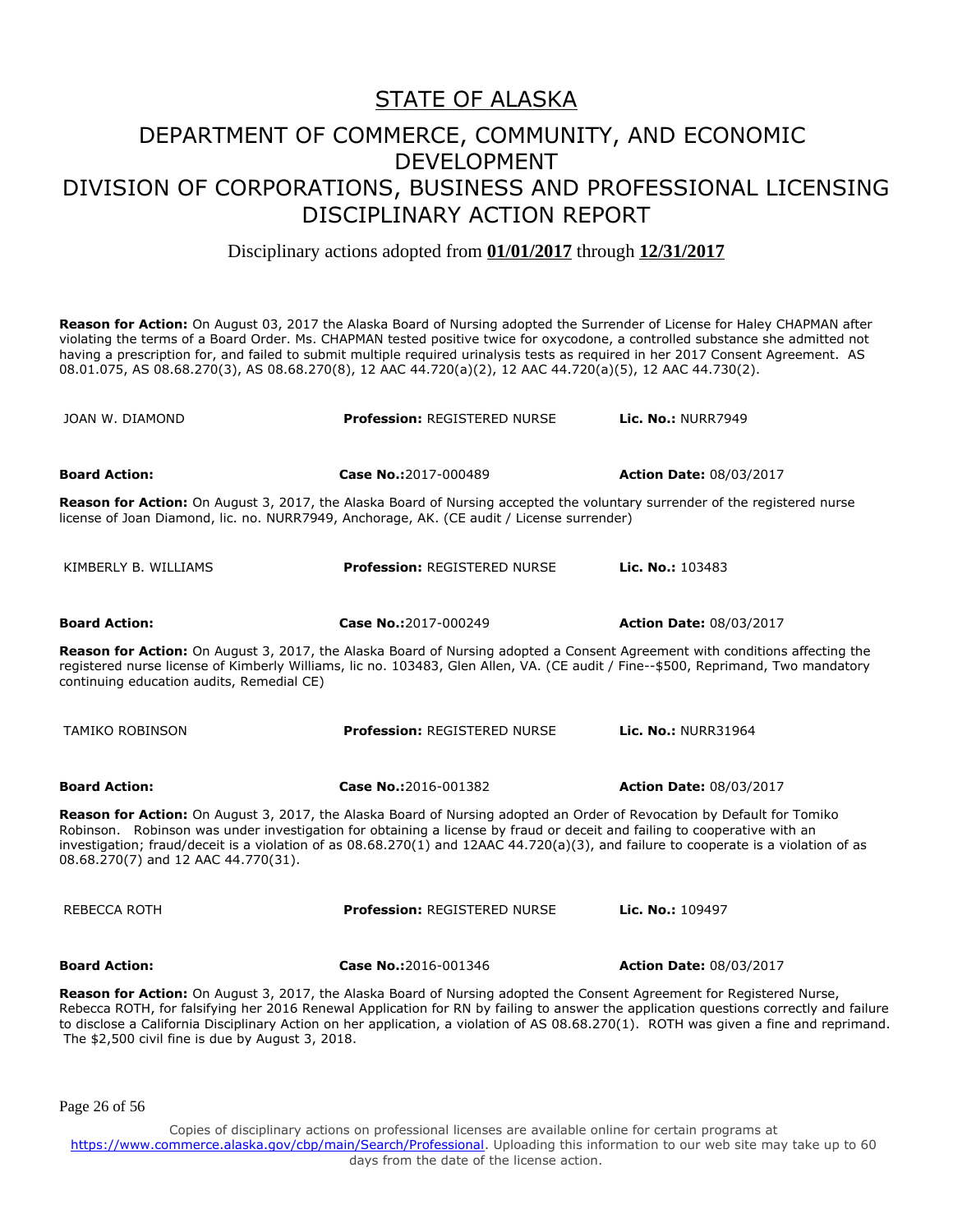# STATE OF ALASKA

## DEPARTMENT OF COMMERCE, COMMUNITY, AND ECONOMIC DEVELOPMENT
## DIVISION OF CORPORATIONS, BUSINESS AND PROFESSIONAL LICENSING
## DISCIPLINARY ACTION REPORT

Disciplinary actions adopted from **01/01/2017** through **12/31/2017**

**Reason for Action:** On August 03, 2017 the Alaska Board of Nursing adopted the Surrender of License for Haley CHAPMAN after violating the terms of a Board Order. Ms. CHAPMAN tested positive twice for oxycodone, a controlled substance she admitted not having a prescription for, and failed to submit multiple required urinalysis tests as required in her 2017 Consent Agreement. AS 08.01.075, AS 08.68.270(3), AS 08.68.270(8), 12 AAC 44.720(a)(2), 12 AAC 44.720(a)(5), 12 AAC 44.730(2).

| JOAN W. DIAMOND | **Profession:** REGISTERED NURSE | **Lic. No.:** NURR7949 |
|---|---|---|
| **Board Action:** | **Case No.:**2017-000489 | **Action Date:** 08/03/2017 |

**Reason for Action:** On August 3, 2017, the Alaska Board of Nursing accepted the voluntary surrender of the registered nurse license of Joan Diamond, lic. no. NURR7949, Anchorage, AK. (CE audit / License surrender)

| KIMBERLY B. WILLIAMS | **Profession:** REGISTERED NURSE | **Lic. No.:** 103483 |
|---|---|---|
| **Board Action:** | **Case No.:**2017-000249 | **Action Date:** 08/03/2017 |

**Reason for Action:** On August 3, 2017, the Alaska Board of Nursing adopted a Consent Agreement with conditions affecting the registered nurse license of Kimberly Williams, lic no. 103483, Glen Allen, VA. (CE audit / Fine--$500, Reprimand, Two mandatory continuing education audits, Remedial CE)

| TAMIKO ROBINSON | **Profession:** REGISTERED NURSE | **Lic. No.:** NURR31964 |
|---|---|---|
| **Board Action:** | **Case No.:**2016-001382 | **Action Date:** 08/03/2017 |

**Reason for Action:** On August 3, 2017, the Alaska Board of Nursing adopted an Order of Revocation by Default for Tomiko Robinson. Robinson was under investigation for obtaining a license by fraud or deceit and failing to cooperative with an investigation; fraud/deceit is a violation of as 08.68.270(1) and 12AAC 44.720(a)(3), and failure to cooperate is a violation of as 08.68.270(7) and 12 AAC 44.770(31).

| REBECCA ROTH | **Profession:** REGISTERED NURSE | **Lic. No.:** 109497 |
|---|---|---|
| **Board Action:** | **Case No.:**2016-001346 | **Action Date:** 08/03/2017 |

**Reason for Action:** On August 3, 2017, the Alaska Board of Nursing adopted the Consent Agreement for Registered Nurse, Rebecca ROTH, for falsifying her 2016 Renewal Application for RN by failing to answer the application questions correctly and failure to disclose a California Disciplinary Action on her application, a violation of AS 08.68.270(1). ROTH was given a fine and reprimand. The $2,500 civil fine is due by August 3, 2018.

Copies of disciplinary actions on professional licenses are available online for certain programs at https://www.commerce.alaska.gov/cbp/main/Search/Professional. Uploading this information to our web site may take up to 60 days from the date of the license action.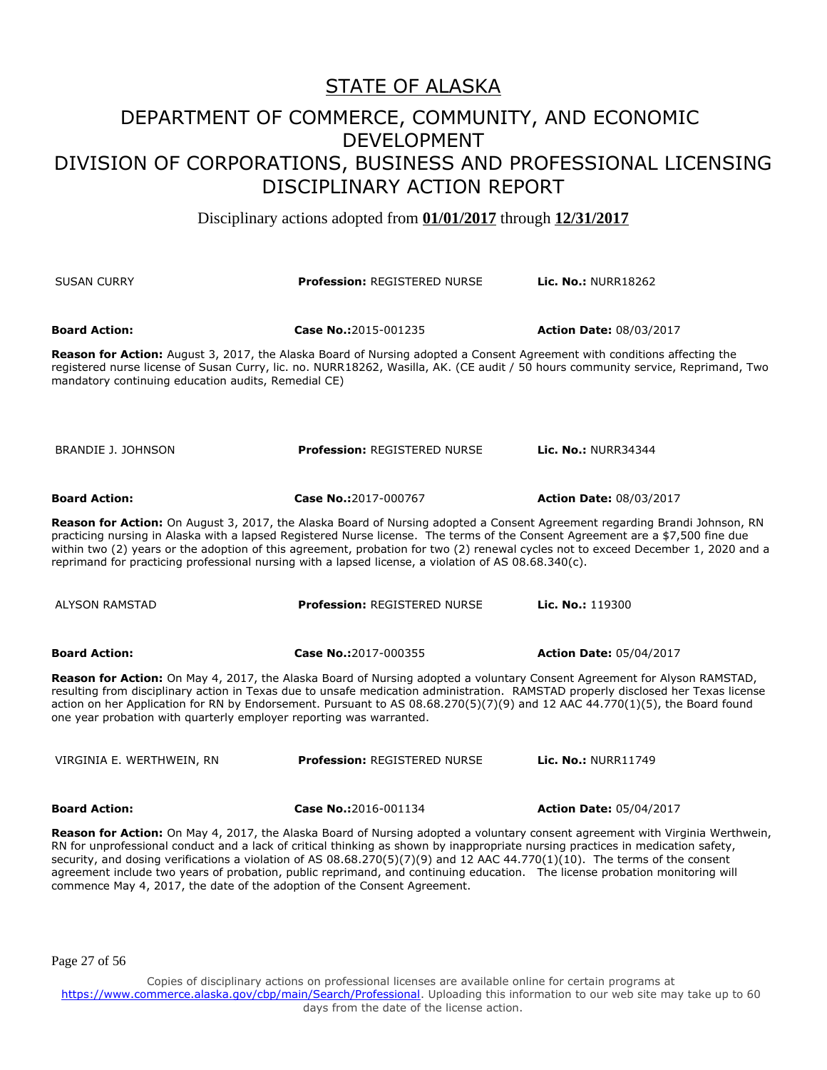# STATE OF ALASKA

## DEPARTMENT OF COMMERCE, COMMUNITY, AND ECONOMIC DEVELOPMENT
## DIVISION OF CORPORATIONS, BUSINESS AND PROFESSIONAL LICENSING
## DISCIPLINARY ACTION REPORT

Disciplinary actions adopted from **01/01/2017** through **12/31/2017**

SUSAN CURRY | **Profession:** REGISTERED NURSE | **Lic. No.:** NURR18262

**Board Action:** | **Case No.:**2015-001235 | **Action Date:** 08/03/2017

**Reason for Action:** August 3, 2017, the Alaska Board of Nursing adopted a Consent Agreement with conditions affecting the registered nurse license of Susan Curry, lic. no. NURR18262, Wasilla, AK. (CE audit / 50 hours community service, Reprimand, Two mandatory continuing education audits, Remedial CE)

BRANDIE J. JOHNSON | **Profession:** REGISTERED NURSE | **Lic. No.:** NURR34344

**Board Action:** | **Case No.:**2017-000767 | **Action Date:** 08/03/2017

**Reason for Action:** On August 3, 2017, the Alaska Board of Nursing adopted a Consent Agreement regarding Brandi Johnson, RN practicing nursing in Alaska with a lapsed Registered Nurse license. The terms of the Consent Agreement are a $7,500 fine due within two (2) years or the adoption of this agreement, probation for two (2) renewal cycles not to exceed December 1, 2020 and a reprimand for practicing professional nursing with a lapsed license, a violation of AS 08.68.340(c).

ALYSON RAMSTAD | **Profession:** REGISTERED NURSE | **Lic. No.:** 119300

**Board Action:** | **Case No.:**2017-000355 | **Action Date:** 05/04/2017

**Reason for Action:** On May 4, 2017, the Alaska Board of Nursing adopted a voluntary Consent Agreement for Alyson RAMSTAD, resulting from disciplinary action in Texas due to unsafe medication administration. RAMSTAD properly disclosed her Texas license action on her Application for RN by Endorsement. Pursuant to AS 08.68.270(5)(7)(9) and 12 AAC 44.770(1)(5), the Board found one year probation with quarterly employer reporting was warranted.

VIRGINIA E. WERTHWEIN, RN | **Profession:** REGISTERED NURSE | **Lic. No.:** NURR11749

**Board Action:** | **Case No.:**2016-001134 | **Action Date:** 05/04/2017

**Reason for Action:** On May 4, 2017, the Alaska Board of Nursing adopted a voluntary consent agreement with Virginia Werthwein, RN for unprofessional conduct and a lack of critical thinking as shown by inappropriate nursing practices in medication safety, security, and dosing verifications a violation of AS 08.68.270(5)(7)(9) and 12 AAC 44.770(1)(10). The terms of the consent agreement include two years of probation, public reprimand, and continuing education. The license probation monitoring will commence May 4, 2017, the date of the adoption of the Consent Agreement.

Copies of disciplinary actions on professional licenses are available online for certain programs at https://www.commerce.alaska.gov/cbp/main/Search/Professional. Uploading this information to our web site may take up to 60 days from the date of the license action.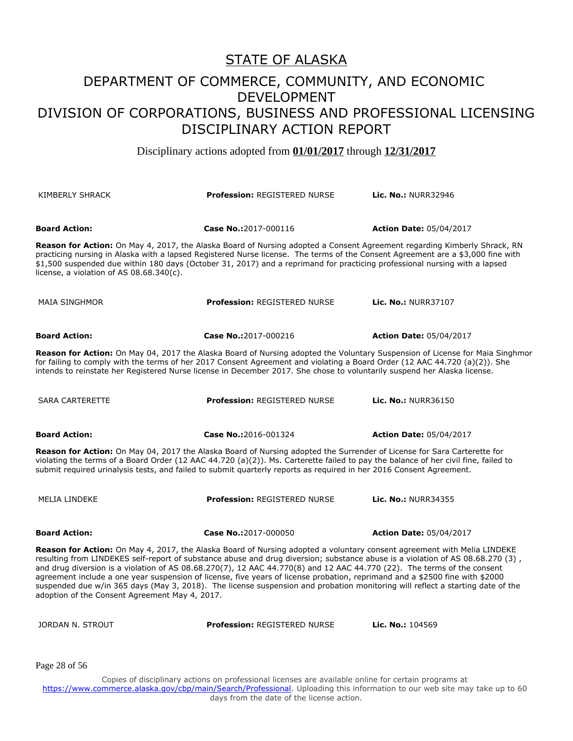# STATE OF ALASKA

## DEPARTMENT OF COMMERCE, COMMUNITY, AND ECONOMIC DEVELOPMENT
## DIVISION OF CORPORATIONS, BUSINESS AND PROFESSIONAL LICENSING
## DISCIPLINARY ACTION REPORT

Disciplinary actions adopted from **01/01/2017** through **12/31/2017**

| KIMBERLY SHRACK | **Profession:** REGISTERED NURSE | **Lic. No.:** NURR32946 |
|---|---|---|
| **Board Action:** | **Case No.:**2017-000116 | **Action Date:** 05/04/2017 |

**Reason for Action:** On May 4, 2017, the Alaska Board of Nursing adopted a Consent Agreement regarding Kimberly Shrack, RN practicing nursing in Alaska with a lapsed Registered Nurse license. The terms of the Consent Agreement are a $3,000 fine with $1,500 suspended due within 180 days (October 31, 2017) and a reprimand for practicing professional nursing with a lapsed license, a violation of AS 08.68.340(c).

| MAIA SINGHMOR | **Profession:** REGISTERED NURSE | **Lic. No.:** NURR37107 |
|---|---|---|
| **Board Action:** | **Case No.:**2017-000216 | **Action Date:** 05/04/2017 |

**Reason for Action:** On May 04, 2017 the Alaska Board of Nursing adopted the Voluntary Suspension of License for Maia Singhmor for failing to comply with the terms of her 2017 Consent Agreement and violating a Board Order (12 AAC 44.720 (a)(2)). She intends to reinstate her Registered Nurse license in December 2017. She chose to voluntarily suspend her Alaska license.

| SARA CARTERETTE | **Profession:** REGISTERED NURSE | **Lic. No.:** NURR36150 |
|---|---|---|
| **Board Action:** | **Case No.:**2016-001324 | **Action Date:** 05/04/2017 |

**Reason for Action:** On May 04, 2017 the Alaska Board of Nursing adopted the Surrender of License for Sara Carterette for violating the terms of a Board Order (12 AAC 44.720 (a)(2)). Ms. Carterette failed to pay the balance of her civil fine, failed to submit required urinalysis tests, and failed to submit quarterly reports as required in her 2016 Consent Agreement.

| MELIA LINDEKE | **Profession:** REGISTERED NURSE | **Lic. No.:** NURR34355 |
|---|---|---|
| **Board Action:** | **Case No.:**2017-000050 | **Action Date:** 05/04/2017 |

**Reason for Action:** On May 4, 2017, the Alaska Board of Nursing adopted a voluntary consent agreement with Melia LINDEKE resulting from LINDEKES self-report of substance abuse and drug diversion; substance abuse is a violation of AS 08.68.270 (3) , and drug diversion is a violation of AS 08.68.270(7), 12 AAC 44.770(8) and 12 AAC 44.770 (22). The terms of the consent agreement include a one year suspension of license, five years of license probation, reprimand and a $2500 fine with $2000 suspended due w/in 365 days (May 3, 2018). The license suspension and probation monitoring will reflect a starting date of the adoption of the Consent Agreement May 4, 2017.

| JORDAN N. STROUT | **Profession:** REGISTERED NURSE | **Lic. No.:** 104569 |
|---|---|---|

Copies of disciplinary actions on professional licenses are available online for certain programs at https://www.commerce.alaska.gov/cbp/main/Search/Professional. Uploading this information to our web site may take up to 60 days from the date of the license action.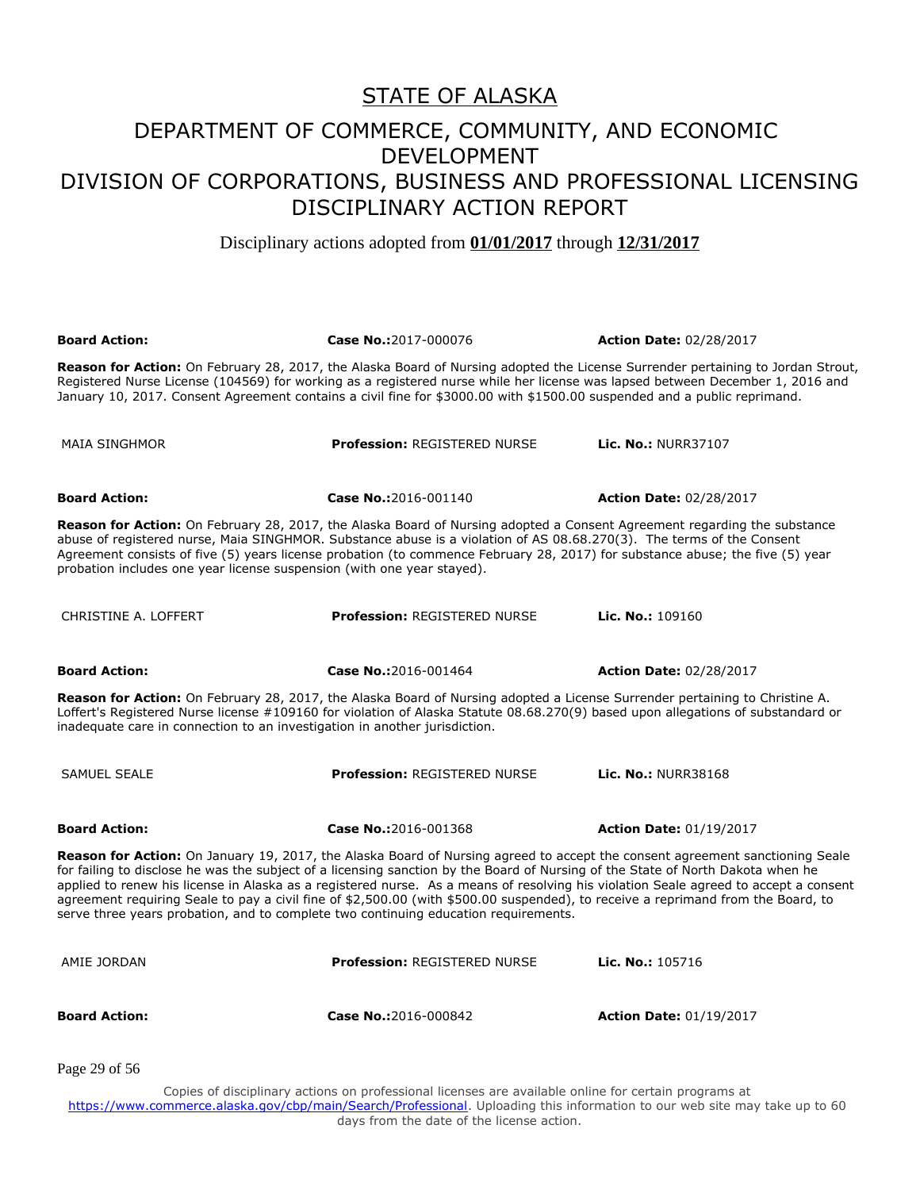# STATE OF ALASKA

## DEPARTMENT OF COMMERCE, COMMUNITY, AND ECONOMIC DEVELOPMENT
## DIVISION OF CORPORATIONS, BUSINESS AND PROFESSIONAL LICENSING
## DISCIPLINARY ACTION REPORT

Disciplinary actions adopted from **01/01/2017** through **12/31/2017**

**Board Action:** **Case No.:**2017-000076 **Action Date:** 02/28/2017

**Reason for Action:** On February 28, 2017, the Alaska Board of Nursing adopted the License Surrender pertaining to Jordan Strout, Registered Nurse License (104569) for working as a registered nurse while her license was lapsed between December 1, 2016 and January 10, 2017. Consent Agreement contains a civil fine for $3000.00 with $1500.00 suspended and a public reprimand.

MAIA SINGHMOR **Profession:** REGISTERED NURSE **Lic. No.:** NURR37107

**Board Action:** **Case No.:**2016-001140 **Action Date:** 02/28/2017

**Reason for Action:** On February 28, 2017, the Alaska Board of Nursing adopted a Consent Agreement regarding the substance abuse of registered nurse, Maia SINGHMOR. Substance abuse is a violation of AS 08.68.270(3). The terms of the Consent Agreement consists of five (5) years license probation (to commence February 28, 2017) for substance abuse; the five (5) year probation includes one year license suspension (with one year stayed).

CHRISTINE A. LOFFERT **Profession:** REGISTERED NURSE **Lic. No.:** 109160

**Board Action:** **Case No.:**2016-001464 **Action Date:** 02/28/2017

**Reason for Action:** On February 28, 2017, the Alaska Board of Nursing adopted a License Surrender pertaining to Christine A. Loffert's Registered Nurse license #109160 for violation of Alaska Statute 08.68.270(9) based upon allegations of substandard or inadequate care in connection to an investigation in another jurisdiction.

SAMUEL SEALE **Profession:** REGISTERED NURSE **Lic. No.:** NURR38168

**Board Action:** **Case No.:**2016-001368 **Action Date:** 01/19/2017

**Reason for Action:** On January 19, 2017, the Alaska Board of Nursing agreed to accept the consent agreement sanctioning Seale for failing to disclose he was the subject of a licensing sanction by the Board of Nursing of the State of North Dakota when he applied to renew his license in Alaska as a registered nurse. As a means of resolving his violation Seale agreed to accept a consent agreement requiring Seale to pay a civil fine of $2,500.00 (with $500.00 suspended), to receive a reprimand from the Board, to serve three years probation, and to complete two continuing education requirements.

AMIE JORDAN **Profession:** REGISTERED NURSE **Lic. No.:** 105716

**Board Action:** **Case No.:**2016-000842 **Action Date:** 01/19/2017

Copies of disciplinary actions on professional licenses are available online for certain programs at https://www.commerce.alaska.gov/cbp/main/Search/Professional. Uploading this information to our web site may take up to 60 days from the date of the license action.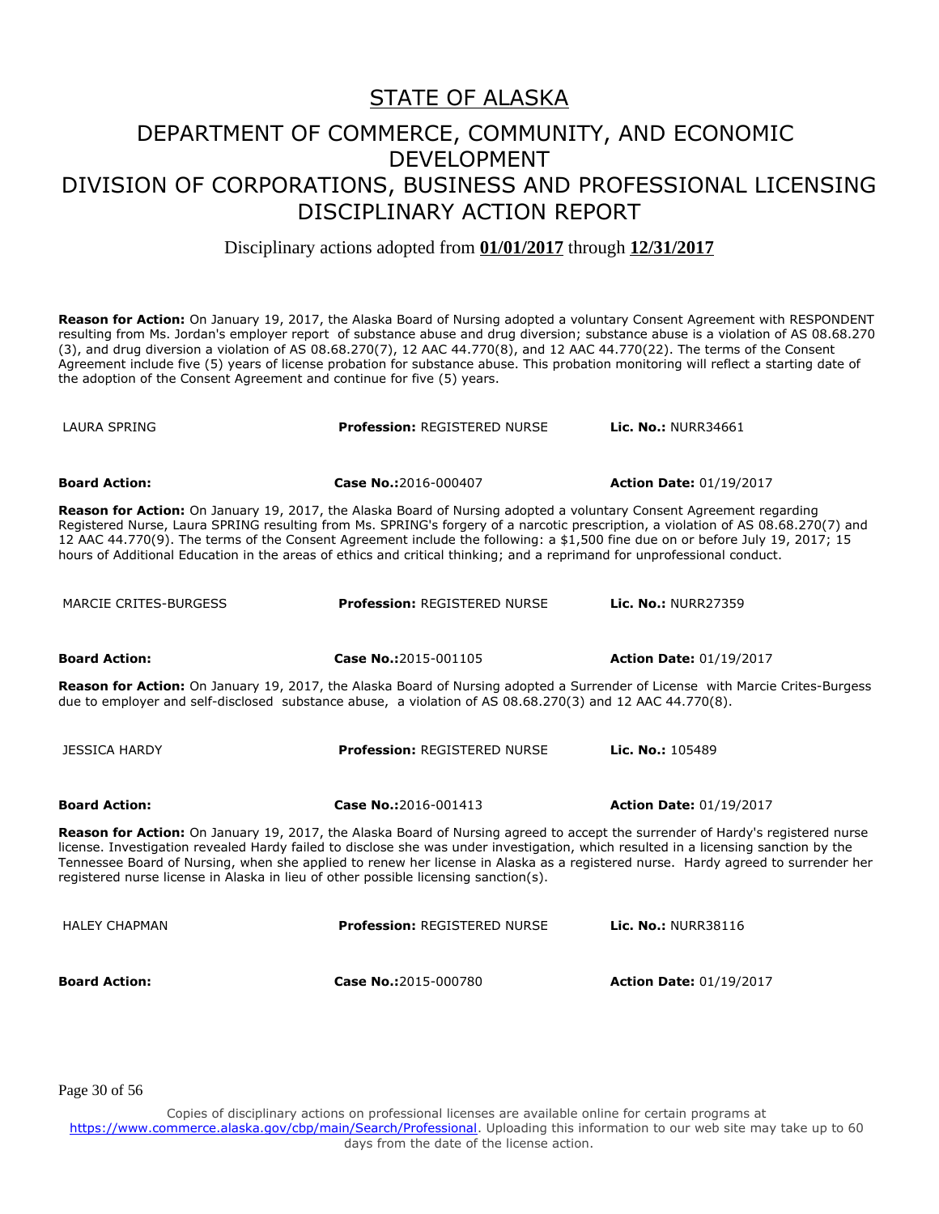# STATE OF ALASKA

## DEPARTMENT OF COMMERCE, COMMUNITY, AND ECONOMIC DEVELOPMENT
## DIVISION OF CORPORATIONS, BUSINESS AND PROFESSIONAL LICENSING
## DISCIPLINARY ACTION REPORT

Disciplinary actions adopted from **01/01/2017** through **12/31/2017**

**Reason for Action:** On January 19, 2017, the Alaska Board of Nursing adopted a voluntary Consent Agreement with RESPONDENT resulting from Ms. Jordan's employer report of substance abuse and drug diversion; substance abuse is a violation of AS 08.68.270 (3), and drug diversion a violation of AS 08.68.270(7), 12 AAC 44.770(8), and 12 AAC 44.770(22). The terms of the Consent Agreement include five (5) years of license probation for substance abuse. This probation monitoring will reflect a starting date of the adoption of the Consent Agreement and continue for five (5) years.

| LAURA SPRING | **Profession:** REGISTERED NURSE | **Lic. No.:** NURR34661 |
|---|---|---|
| **Board Action:** | **Case No.:**2016-000407 | **Action Date:** 01/19/2017 |

**Reason for Action:** On January 19, 2017, the Alaska Board of Nursing adopted a voluntary Consent Agreement regarding Registered Nurse, Laura SPRING resulting from Ms. SPRING's forgery of a narcotic prescription, a violation of AS 08.68.270(7) and 12 AAC 44.770(9). The terms of the Consent Agreement include the following: a $1,500 fine due on or before July 19, 2017; 15 hours of Additional Education in the areas of ethics and critical thinking; and a reprimand for unprofessional conduct.

| MARCIE CRITES-BURGESS | **Profession:** REGISTERED NURSE | **Lic. No.:** NURR27359 |
|---|---|---|
| **Board Action:** | **Case No.:**2015-001105 | **Action Date:** 01/19/2017 |

**Reason for Action:** On January 19, 2017, the Alaska Board of Nursing adopted a Surrender of License with Marcie Crites-Burgess due to employer and self-disclosed substance abuse, a violation of AS 08.68.270(3) and 12 AAC 44.770(8).

| JESSICA HARDY | **Profession:** REGISTERED NURSE | **Lic. No.:** 105489 |
|---|---|---|
| **Board Action:** | **Case No.:**2016-001413 | **Action Date:** 01/19/2017 |

**Reason for Action:** On January 19, 2017, the Alaska Board of Nursing agreed to accept the surrender of Hardy's registered nurse license. Investigation revealed Hardy failed to disclose she was under investigation, which resulted in a licensing sanction by the Tennessee Board of Nursing, when she applied to renew her license in Alaska as a registered nurse. Hardy agreed to surrender her registered nurse license in Alaska in lieu of other possible licensing sanction(s).

| HALEY CHAPMAN | **Profession:** REGISTERED NURSE | **Lic. No.:** NURR38116 |
|---|---|---|
| **Board Action:** | **Case No.:**2015-000780 | **Action Date:** 01/19/2017 |

Copies of disciplinary actions on professional licenses are available online for certain programs at https://www.commerce.alaska.gov/cbp/main/Search/Professional. Uploading this information to our web site may take up to 60 days from the date of the license action.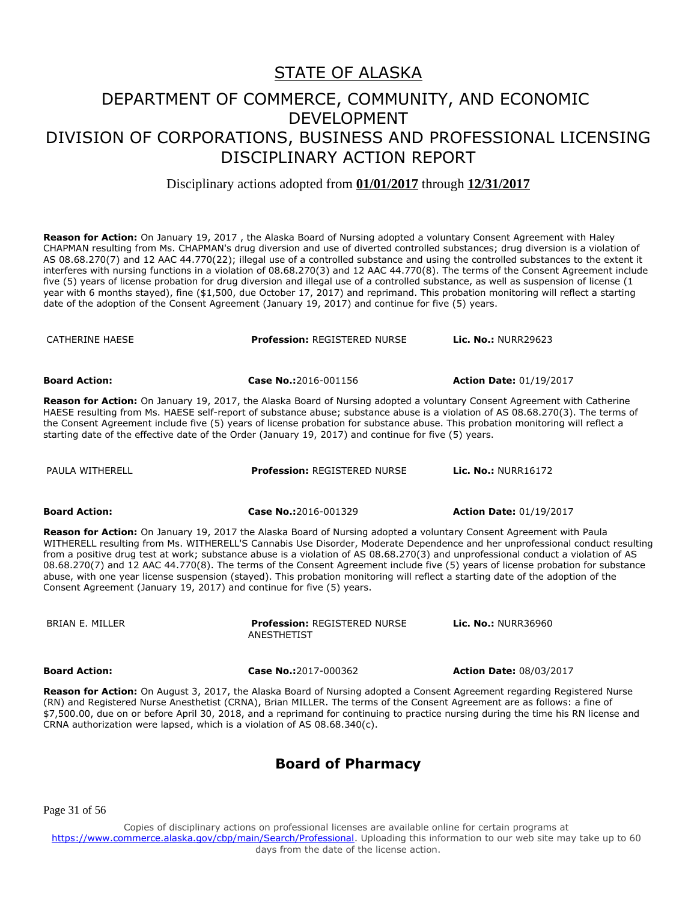# STATE OF ALASKA

## DEPARTMENT OF COMMERCE, COMMUNITY, AND ECONOMIC DEVELOPMENT
## DIVISION OF CORPORATIONS, BUSINESS AND PROFESSIONAL LICENSING
## DISCIPLINARY ACTION REPORT

Disciplinary actions adopted from **01/01/2017** through **12/31/2017**

**Reason for Action:** On January 19, 2017 , the Alaska Board of Nursing adopted a voluntary Consent Agreement with Haley CHAPMAN resulting from Ms. CHAPMAN's drug diversion and use of diverted controlled substances; drug diversion is a violation of AS 08.68.270(7) and 12 AAC 44.770(22); illegal use of a controlled substance and using the controlled substances to the extent it interferes with nursing functions in a violation of 08.68.270(3) and 12 AAC 44.770(8). The terms of the Consent Agreement include five (5) years of license probation for drug diversion and illegal use of a controlled substance, as well as suspension of license (1 year with 6 months stayed), fine ($1,500, due October 17, 2017) and reprimand. This probation monitoring will reflect a starting date of the adoption of the Consent Agreement (January 19, 2017) and continue for five (5) years.

CATHERINE HAESE | **Profession:** REGISTERED NURSE | **Lic. No.:** NURR29623

**Board Action:** | **Case No.:**2016-001156 | **Action Date:** 01/19/2017

**Reason for Action:** On January 19, 2017, the Alaska Board of Nursing adopted a voluntary Consent Agreement with Catherine HAESE resulting from Ms. HAESE self-report of substance abuse; substance abuse is a violation of AS 08.68.270(3). The terms of the Consent Agreement include five (5) years of license probation for substance abuse. This probation monitoring will reflect a starting date of the effective date of the Order (January 19, 2017) and continue for five (5) years.

PAULA WITHERELL | **Profession:** REGISTERED NURSE | **Lic. No.:** NURR16172

**Board Action:** | **Case No.:**2016-001329 | **Action Date:** 01/19/2017

**Reason for Action:** On January 19, 2017 the Alaska Board of Nursing adopted a voluntary Consent Agreement with Paula WITHERELL resulting from Ms. WITHERELL'S Cannabis Use Disorder, Moderate Dependence and her unprofessional conduct resulting from a positive drug test at work; substance abuse is a violation of AS 08.68.270(3) and unprofessional conduct a violation of AS 08.68.270(7) and 12 AAC 44.770(8). The terms of the Consent Agreement include five (5) years of license probation for substance abuse, with one year license suspension (stayed). This probation monitoring will reflect a starting date of the adoption of the Consent Agreement (January 19, 2017) and continue for five (5) years.

BRIAN E. MILLER | **Profession:** REGISTERED NURSE ANESTHETIST | **Lic. No.:** NURR36960

**Board Action:** | **Case No.:**2017-000362 | **Action Date:** 08/03/2017

**Reason for Action:** On August 3, 2017, the Alaska Board of Nursing adopted a Consent Agreement regarding Registered Nurse (RN) and Registered Nurse Anesthetist (CRNA), Brian MILLER. The terms of the Consent Agreement are as follows: a fine of $7,500.00, due on or before April 30, 2018, and a reprimand for continuing to practice nursing during the time his RN license and CRNA authorization were lapsed, which is a violation of AS 08.68.340(c).

## Board of Pharmacy

Copies of disciplinary actions on professional licenses are available online for certain programs at https://www.commerce.alaska.gov/cbp/main/Search/Professional. Uploading this information to our web site may take up to 60 days from the date of the license action.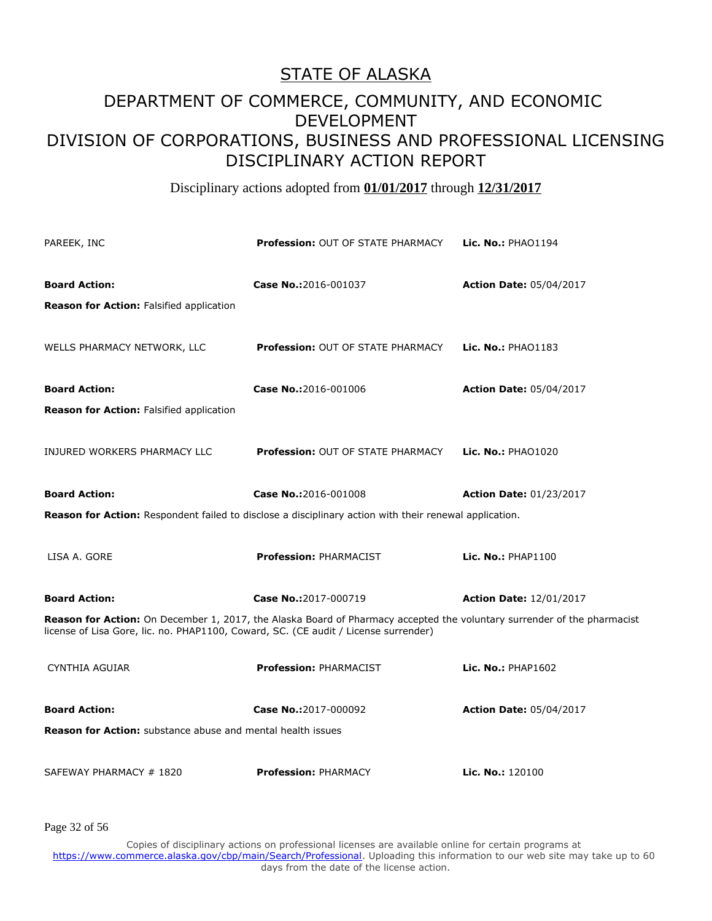# STATE OF ALASKA

## DEPARTMENT OF COMMERCE, COMMUNITY, AND ECONOMIC DEVELOPMENT

## DIVISION OF CORPORATIONS, BUSINESS AND PROFESSIONAL LICENSING

## DISCIPLINARY ACTION REPORT

Disciplinary actions adopted from **01/01/2017** through **12/31/2017**

PAREEK, INC | **Profession:** OUT OF STATE PHARMACY | **Lic. No.:** PHAO1194

**Board Action:** | **Case No.:**2016-001037 | **Action Date:** 05/04/2017

**Reason for Action:** Falsified application

WELLS PHARMACY NETWORK, LLC | **Profession:** OUT OF STATE PHARMACY | **Lic. No.:** PHAO1183

**Board Action:** | **Case No.:**2016-001006 | **Action Date:** 05/04/2017

**Reason for Action:** Falsified application

INJURED WORKERS PHARMACY LLC | **Profession:** OUT OF STATE PHARMACY | **Lic. No.:** PHAO1020

**Board Action:** | **Case No.:**2016-001008 | **Action Date:** 01/23/2017

**Reason for Action:** Respondent failed to disclose a disciplinary action with their renewal application.

LISA A. GORE | **Profession:** PHARMACIST | **Lic. No.:** PHAP1100

**Board Action:** | **Case No.:**2017-000719 | **Action Date:** 12/01/2017

**Reason for Action:** On December 1, 2017, the Alaska Board of Pharmacy accepted the voluntary surrender of the pharmacist license of Lisa Gore, lic. no. PHAP1100, Coward, SC. (CE audit / License surrender)

CYNTHIA AGUIAR | **Profession:** PHARMACIST | **Lic. No.:** PHAP1602

**Board Action:** | **Case No.:**2017-000092 | **Action Date:** 05/04/2017

**Reason for Action:** substance abuse and mental health issues

SAFEWAY PHARMACY # 1820 | **Profession:** PHARMACY | **Lic. No.:** 120100

Copies of disciplinary actions on professional licenses are available online for certain programs at https://www.commerce.alaska.gov/cbp/main/Search/Professional. Uploading this information to our web site may take up to 60 days from the date of the license action.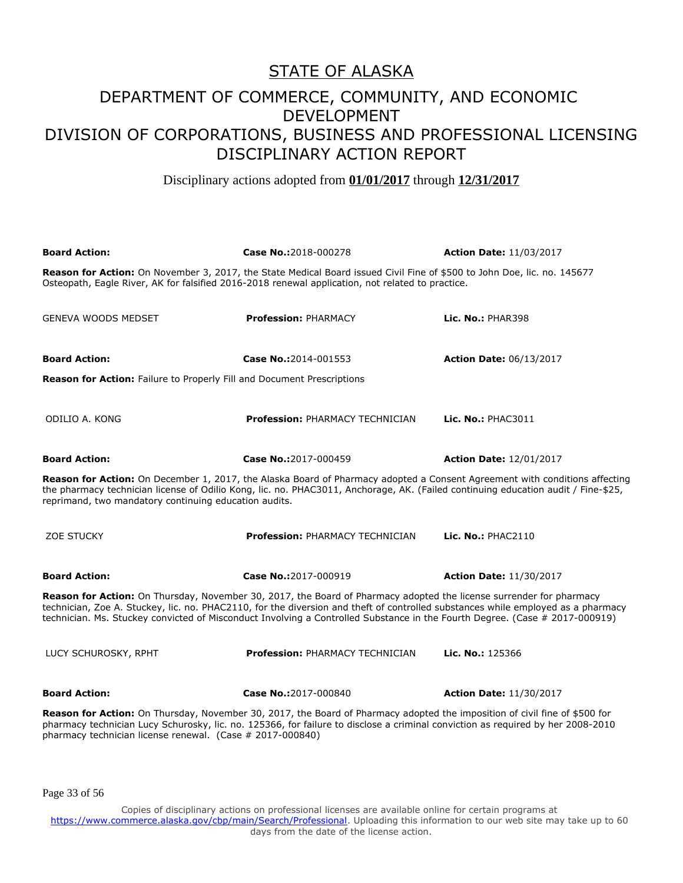# STATE OF ALASKA

## DEPARTMENT OF COMMERCE, COMMUNITY, AND ECONOMIC DEVELOPMENT
## DIVISION OF CORPORATIONS, BUSINESS AND PROFESSIONAL LICENSING
## DISCIPLINARY ACTION REPORT

Disciplinary actions adopted from **01/01/2017** through **12/31/2017**

**Board Action:** | **Case No.:**2018-000278 | **Action Date:** 11/03/2017

**Reason for Action:** On November 3, 2017, the State Medical Board issued Civil Fine of $500 to John Doe, lic. no. 145677 Osteopath, Eagle River, AK for falsified 2016-2018 renewal application, not related to practice.

GENEVA WOODS MEDSET | **Profession:** PHARMACY | **Lic. No.:** PHAR398

**Board Action:** | **Case No.:**2014-001553 | **Action Date:** 06/13/2017

**Reason for Action:** Failure to Properly Fill and Document Prescriptions

ODILIO A. KONG | **Profession:** PHARMACY TECHNICIAN | **Lic. No.:** PHAC3011

**Board Action:** | **Case No.:**2017-000459 | **Action Date:** 12/01/2017

**Reason for Action:** On December 1, 2017, the Alaska Board of Pharmacy adopted a Consent Agreement with conditions affecting the pharmacy technician license of Odilio Kong, lic. no. PHAC3011, Anchorage, AK. (Failed continuing education audit / Fine-$25, reprimand, two mandatory continuing education audits.

ZOE STUCKY | **Profession:** PHARMACY TECHNICIAN | **Lic. No.:** PHAC2110

**Board Action:** | **Case No.:**2017-000919 | **Action Date:** 11/30/2017

**Reason for Action:** On Thursday, November 30, 2017, the Board of Pharmacy adopted the license surrender for pharmacy technician, Zoe A. Stuckey, lic. no. PHAC2110, for the diversion and theft of controlled substances while employed as a pharmacy technician. Ms. Stuckey convicted of Misconduct Involving a Controlled Substance in the Fourth Degree. (Case # 2017-000919)

LUCY SCHUROSKY, RPHT | **Profession:** PHARMACY TECHNICIAN | **Lic. No.:** 125366

**Board Action:** | **Case No.:**2017-000840 | **Action Date:** 11/30/2017

**Reason for Action:** On Thursday, November 30, 2017, the Board of Pharmacy adopted the imposition of civil fine of $500 for pharmacy technician Lucy Schurosky, lic. no. 125366, for failure to disclose a criminal conviction as required by her 2008-2010 pharmacy technician license renewal. (Case # 2017-000840)

Copies of disciplinary actions on professional licenses are available online for certain programs at https://www.commerce.alaska.gov/cbp/main/Search/Professional. Uploading this information to our web site may take up to 60 days from the date of the license action.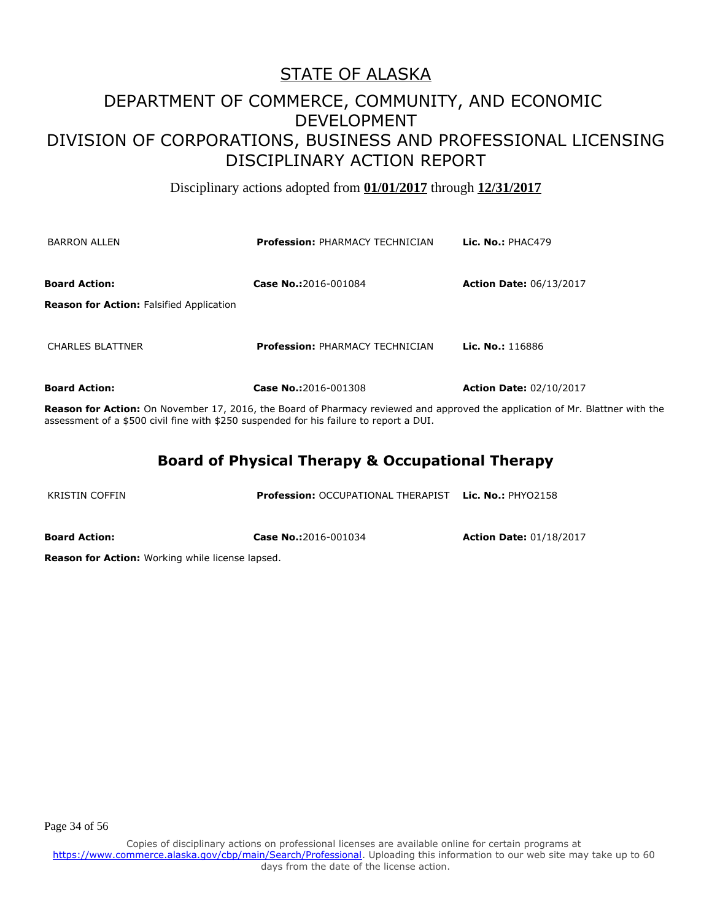# STATE OF ALASKA

## DEPARTMENT OF COMMERCE, COMMUNITY, AND ECONOMIC DEVELOPMENT
## DIVISION OF CORPORATIONS, BUSINESS AND PROFESSIONAL LICENSING
## DISCIPLINARY ACTION REPORT

Disciplinary actions adopted from **01/01/2017** through **12/31/2017**

BARRON ALLEN | **Profession:** PHARMACY TECHNICIAN | **Lic. No.:** PHAC479

**Board Action:** | **Case No.:**2016-001084 | **Action Date:** 06/13/2017

**Reason for Action:** Falsified Application

CHARLES BLATTNER | **Profession:** PHARMACY TECHNICIAN | **Lic. No.:** 116886

**Board Action:** | **Case No.:**2016-001308 | **Action Date:** 02/10/2017

**Reason for Action:** On November 17, 2016, the Board of Pharmacy reviewed and approved the application of Mr. Blattner with the assessment of a $500 civil fine with $250 suspended for his failure to report a DUI.

### Board of Physical Therapy & Occupational Therapy

KRISTIN COFFIN | **Profession:** OCCUPATIONAL THERAPIST | **Lic. No.:** PHYO2158

**Board Action:** | **Case No.:**2016-001034 | **Action Date:** 01/18/2017

**Reason for Action:** Working while license lapsed.

Copies of disciplinary actions on professional licenses are available online for certain programs at https://www.commerce.alaska.gov/cbp/main/Search/Professional. Uploading this information to our web site may take up to 60 days from the date of the license action.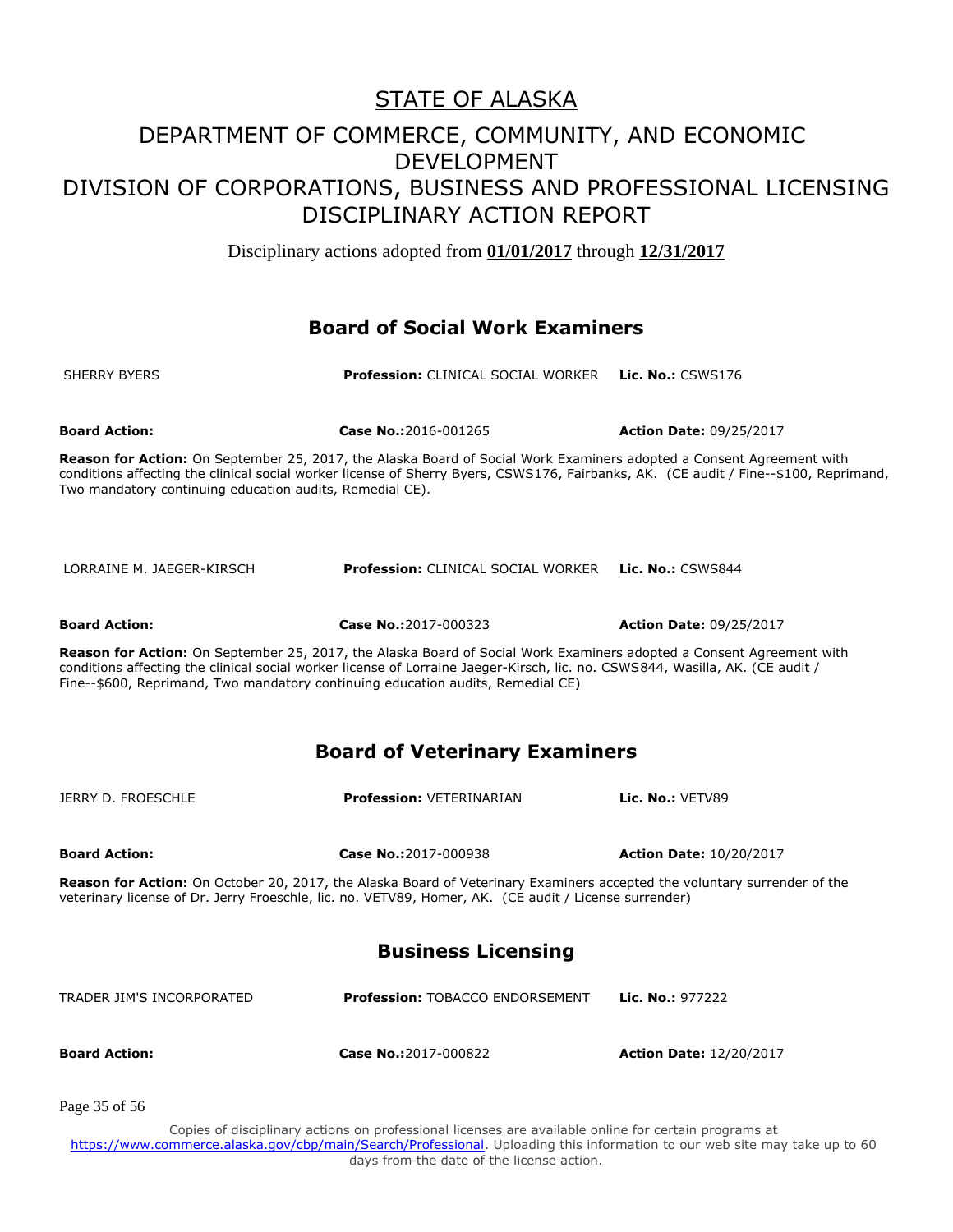# STATE OF ALASKA

## DEPARTMENT OF COMMERCE, COMMUNITY, AND ECONOMIC DEVELOPMENT
## DIVISION OF CORPORATIONS, BUSINESS AND PROFESSIONAL LICENSING
## DISCIPLINARY ACTION REPORT

Disciplinary actions adopted from **01/01/2017** through **12/31/2017**

### Board of Social Work Examiners

SHERRY BYERS **Profession:** CLINICAL SOCIAL WORKER **Lic. No.:** CSWS176

**Board Action:** **Case No.:**2016-001265 **Action Date:** 09/25/2017

**Reason for Action:** On September 25, 2017, the Alaska Board of Social Work Examiners adopted a Consent Agreement with conditions affecting the clinical social worker license of Sherry Byers, CSWS176, Fairbanks, AK. (CE audit / Fine--$100, Reprimand, Two mandatory continuing education audits, Remedial CE).

LORRAINE M. JAEGER-KIRSCH **Profession:** CLINICAL SOCIAL WORKER **Lic. No.:** CSWS844

**Board Action:** **Case No.:**2017-000323 **Action Date:** 09/25/2017

**Reason for Action:** On September 25, 2017, the Alaska Board of Social Work Examiners adopted a Consent Agreement with conditions affecting the clinical social worker license of Lorraine Jaeger-Kirsch, lic. no. CSWS844, Wasilla, AK. (CE audit / Fine--$600, Reprimand, Two mandatory continuing education audits, Remedial CE)

### Board of Veterinary Examiners

JERRY D. FROESCHLE **Profession:** VETERINARIAN **Lic. No.:** VETV89

**Board Action:** **Case No.:**2017-000938 **Action Date:** 10/20/2017

**Reason for Action:** On October 20, 2017, the Alaska Board of Veterinary Examiners accepted the voluntary surrender of the veterinary license of Dr. Jerry Froeschle, lic. no. VETV89, Homer, AK. (CE audit / License surrender)

### Business Licensing

TRADER JIM'S INCORPORATED **Profession:** TOBACCO ENDORSEMENT **Lic. No.:** 977222

**Board Action:** **Case No.:**2017-000822 **Action Date:** 12/20/2017

Copies of disciplinary actions on professional licenses are available online for certain programs at https://www.commerce.alaska.gov/cbp/main/Search/Professional. Uploading this information to our web site may take up to 60 days from the date of the license action.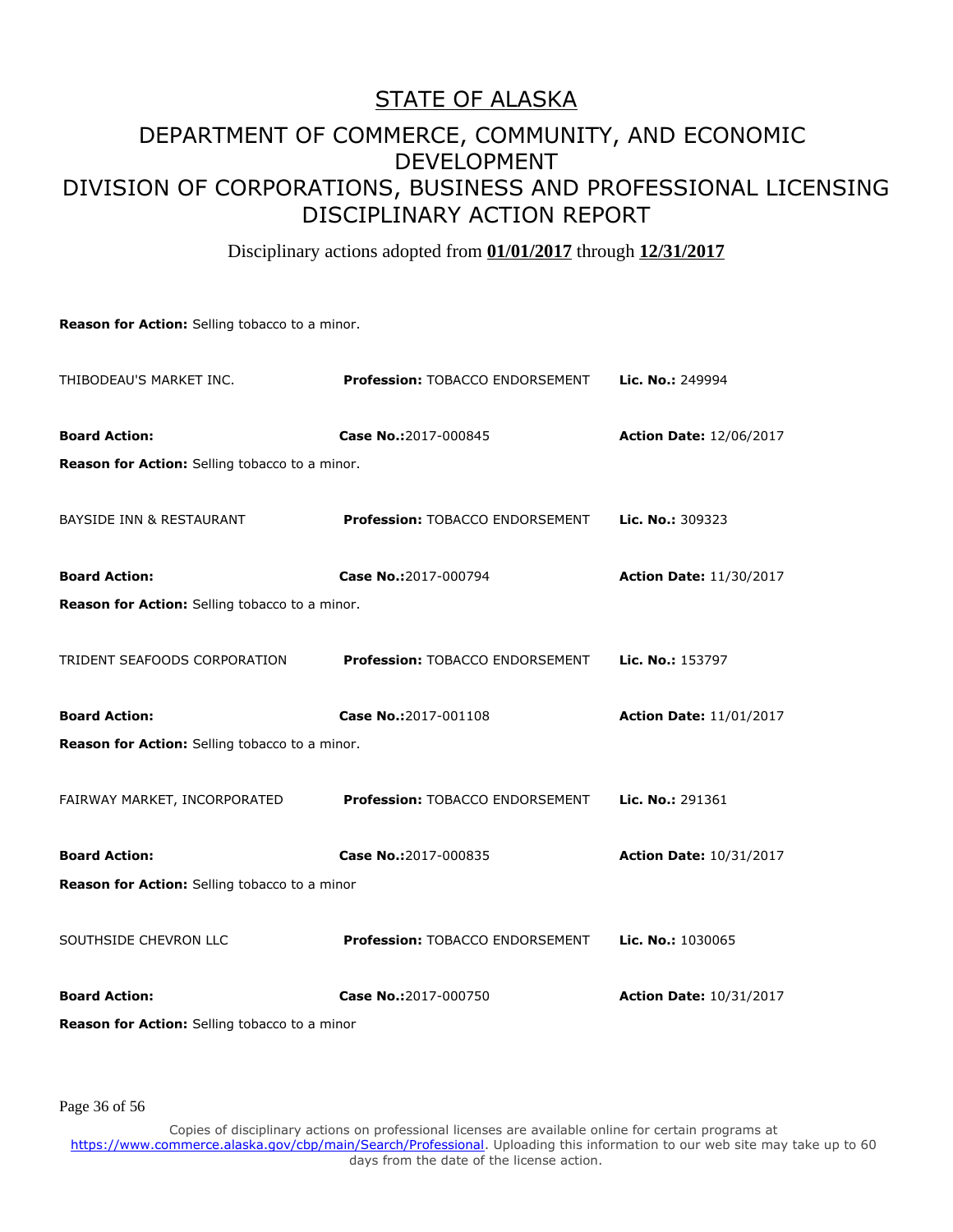# STATE OF ALASKA

## DEPARTMENT OF COMMERCE, COMMUNITY, AND ECONOMIC DEVELOPMENT
## DIVISION OF CORPORATIONS, BUSINESS AND PROFESSIONAL LICENSING
## DISCIPLINARY ACTION REPORT

Disciplinary actions adopted from **01/01/2017** through **12/31/2017**

**Reason for Action:** Selling tobacco to a minor.

| | | |
|---|---|---|
| THIBODEAU'S MARKET INC. | **Profession:** TOBACCO ENDORSEMENT | **Lic. No.:** 249994 |
| **Board Action:** | **Case No.:**2017-000845 | **Action Date:** 12/06/2017 |

**Reason for Action:** Selling tobacco to a minor.

| | | |
|---|---|---|
| BAYSIDE INN & RESTAURANT | **Profession:** TOBACCO ENDORSEMENT | **Lic. No.:** 309323 |
| **Board Action:** | **Case No.:**2017-000794 | **Action Date:** 11/30/2017 |

**Reason for Action:** Selling tobacco to a minor.

| | | |
|---|---|---|
| TRIDENT SEAFOODS CORPORATION | **Profession:** TOBACCO ENDORSEMENT | **Lic. No.:** 153797 |
| **Board Action:** | **Case No.:**2017-001108 | **Action Date:** 11/01/2017 |

**Reason for Action:** Selling tobacco to a minor.

| | | |
|---|---|---|
| FAIRWAY MARKET, INCORPORATED | **Profession:** TOBACCO ENDORSEMENT | **Lic. No.:** 291361 |
| **Board Action:** | **Case No.:**2017-000835 | **Action Date:** 10/31/2017 |

**Reason for Action:** Selling tobacco to a minor

| | | |
|---|---|---|
| SOUTHSIDE CHEVRON LLC | **Profession:** TOBACCO ENDORSEMENT | **Lic. No.:** 1030065 |
| **Board Action:** | **Case No.:**2017-000750 | **Action Date:** 10/31/2017 |

**Reason for Action:** Selling tobacco to a minor

Copies of disciplinary actions on professional licenses are available online for certain programs at https://www.commerce.alaska.gov/cbp/main/Search/Professional. Uploading this information to our web site may take up to 60 days from the date of the license action.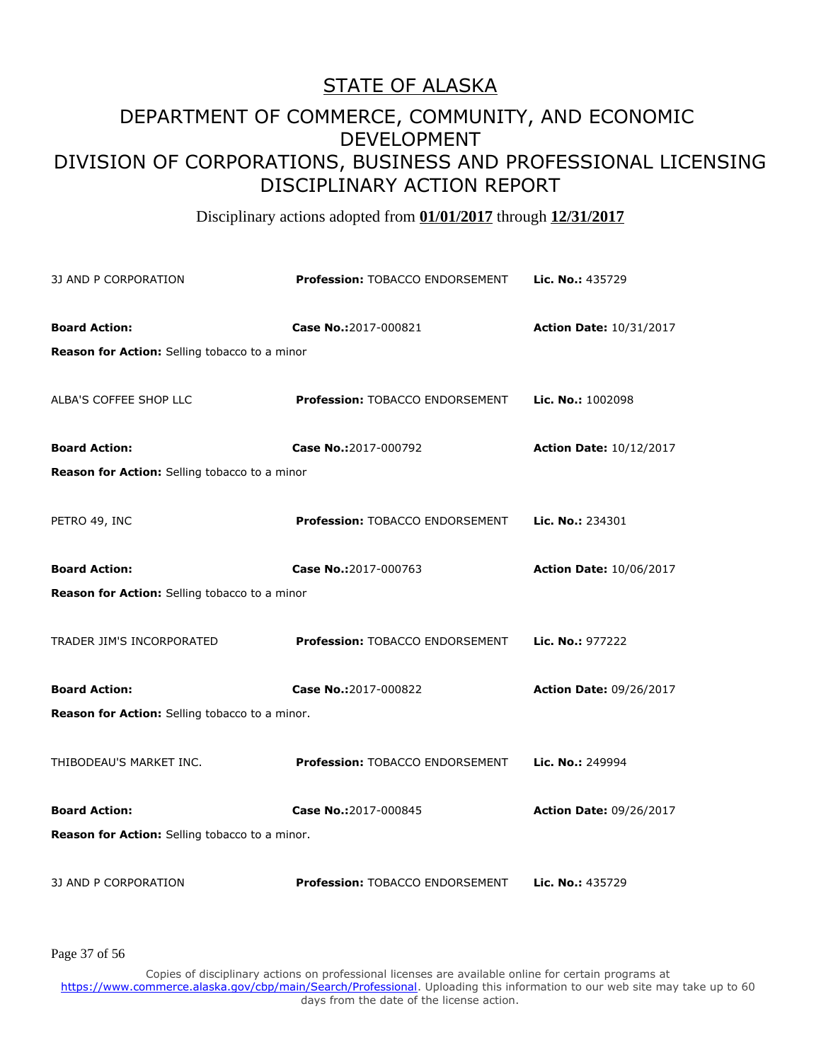# STATE OF ALASKA

## DEPARTMENT OF COMMERCE, COMMUNITY, AND ECONOMIC DEVELOPMENT

## DIVISION OF CORPORATIONS, BUSINESS AND PROFESSIONAL LICENSING DISCIPLINARY ACTION REPORT

Disciplinary actions adopted from **01/01/2017** through **12/31/2017**

3J AND P CORPORATION | **Profession:** TOBACCO ENDORSEMENT | **Lic. No.:** 435729

**Board Action:** | **Case No.:**2017-000821 | **Action Date:** 10/31/2017

**Reason for Action:** Selling tobacco to a minor

ALBA'S COFFEE SHOP LLC | **Profession:** TOBACCO ENDORSEMENT | **Lic. No.:** 1002098

**Board Action:** | **Case No.:**2017-000792 | **Action Date:** 10/12/2017

**Reason for Action:** Selling tobacco to a minor

PETRO 49, INC | **Profession:** TOBACCO ENDORSEMENT | **Lic. No.:** 234301

**Board Action:** | **Case No.:**2017-000763 | **Action Date:** 10/06/2017

**Reason for Action:** Selling tobacco to a minor

TRADER JIM'S INCORPORATED | **Profession:** TOBACCO ENDORSEMENT | **Lic. No.:** 977222

**Board Action:** | **Case No.:**2017-000822 | **Action Date:** 09/26/2017

**Reason for Action:** Selling tobacco to a minor.

THIBODEAU'S MARKET INC. | **Profession:** TOBACCO ENDORSEMENT | **Lic. No.:** 249994

**Board Action:** | **Case No.:**2017-000845 | **Action Date:** 09/26/2017

**Reason for Action:** Selling tobacco to a minor.

3J AND P CORPORATION | **Profession:** TOBACCO ENDORSEMENT | **Lic. No.:** 435729

Copies of disciplinary actions on professional licenses are available online for certain programs at https://www.commerce.alaska.gov/cbp/main/Search/Professional. Uploading this information to our web site may take up to 60 days from the date of the license action.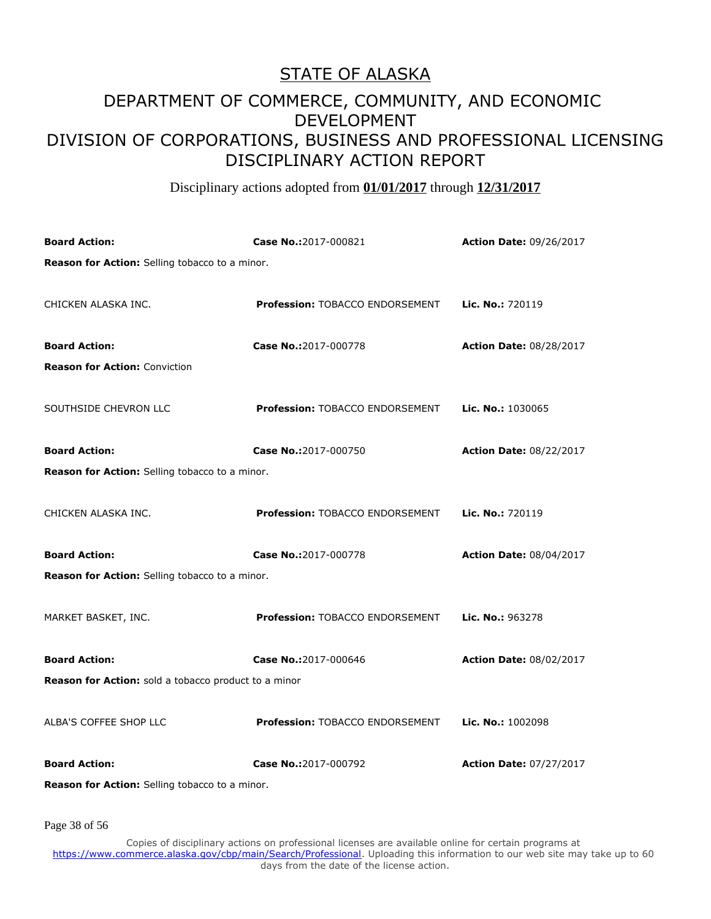# STATE OF ALASKA

## DEPARTMENT OF COMMERCE, COMMUNITY, AND ECONOMIC DEVELOPMENT

## DIVISION OF CORPORATIONS, BUSINESS AND PROFESSIONAL LICENSING

## DISCIPLINARY ACTION REPORT

Disciplinary actions adopted from **01/01/2017** through **12/31/2017**

**Board Action:** | **Case No.:**2017-000821 | **Action Date:** 09/26/2017

**Reason for Action:** Selling tobacco to a minor.

CHICKEN ALASKA INC. | **Profession:** TOBACCO ENDORSEMENT | **Lic. No.:** 720119

**Board Action:** | **Case No.:**2017-000778 | **Action Date:** 08/28/2017

**Reason for Action:** Conviction

SOUTHSIDE CHEVRON LLC | **Profession:** TOBACCO ENDORSEMENT | **Lic. No.:** 1030065

**Board Action:** | **Case No.:**2017-000750 | **Action Date:** 08/22/2017

**Reason for Action:** Selling tobacco to a minor.

CHICKEN ALASKA INC. | **Profession:** TOBACCO ENDORSEMENT | **Lic. No.:** 720119

**Board Action:** | **Case No.:**2017-000778 | **Action Date:** 08/04/2017

**Reason for Action:** Selling tobacco to a minor.

MARKET BASKET, INC. | **Profession:** TOBACCO ENDORSEMENT | **Lic. No.:** 963278

**Board Action:** | **Case No.:**2017-000646 | **Action Date:** 08/02/2017

**Reason for Action:** sold a tobacco product to a minor

ALBA'S COFFEE SHOP LLC | **Profession:** TOBACCO ENDORSEMENT | **Lic. No.:** 1002098

**Board Action:** | **Case No.:**2017-000792 | **Action Date:** 07/27/2017

**Reason for Action:** Selling tobacco to a minor.

Copies of disciplinary actions on professional licenses are available online for certain programs at https://www.commerce.alaska.gov/cbp/main/Search/Professional. Uploading this information to our web site may take up to 60 days from the date of the license action.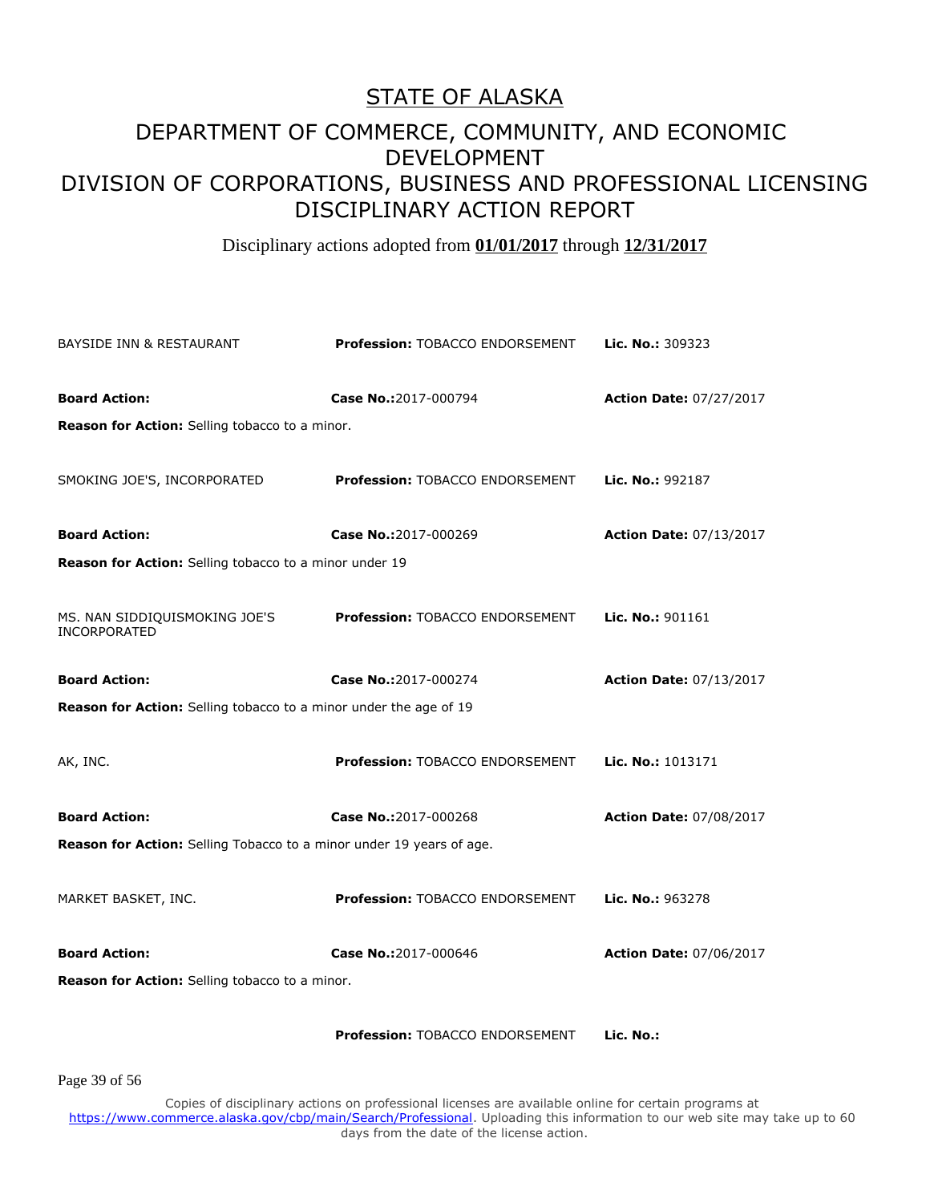# STATE OF ALASKA

## DEPARTMENT OF COMMERCE, COMMUNITY, AND ECONOMIC DEVELOPMENT

## DIVISION OF CORPORATIONS, BUSINESS AND PROFESSIONAL LICENSING

## DISCIPLINARY ACTION REPORT

Disciplinary actions adopted from **01/01/2017** through **12/31/2017**

BAYSIDE INN & RESTAURANT | **Profession:** TOBACCO ENDORSEMENT | **Lic. No.:** 309323

**Board Action:** | **Case No.:**2017-000794 | **Action Date:** 07/27/2017

**Reason for Action:** Selling tobacco to a minor.

SMOKING JOE'S, INCORPORATED | **Profession:** TOBACCO ENDORSEMENT | **Lic. No.:** 992187

**Board Action:** | **Case No.:**2017-000269 | **Action Date:** 07/13/2017

**Reason for Action:** Selling tobacco to a minor under 19

MS. NAN SIDDIQUISMOKING JOE'S INCORPORATED | **Profession:** TOBACCO ENDORSEMENT | **Lic. No.:** 901161

**Board Action:** | **Case No.:**2017-000274 | **Action Date:** 07/13/2017

**Reason for Action:** Selling tobacco to a minor under the age of 19

AK, INC. | **Profession:** TOBACCO ENDORSEMENT | **Lic. No.:** 1013171

**Board Action:** | **Case No.:**2017-000268 | **Action Date:** 07/08/2017

**Reason for Action:** Selling Tobacco to a minor under 19 years of age.

MARKET BASKET, INC. | **Profession:** TOBACCO ENDORSEMENT | **Lic. No.:** 963278

**Board Action:** | **Case No.:**2017-000646 | **Action Date:** 07/06/2017

**Reason for Action:** Selling tobacco to a minor.

**Profession:** TOBACCO ENDORSEMENT | **Lic. No.:**

Copies of disciplinary actions on professional licenses are available online for certain programs at https://www.commerce.alaska.gov/cbp/main/Search/Professional. Uploading this information to our web site may take up to 60 days from the date of the license action.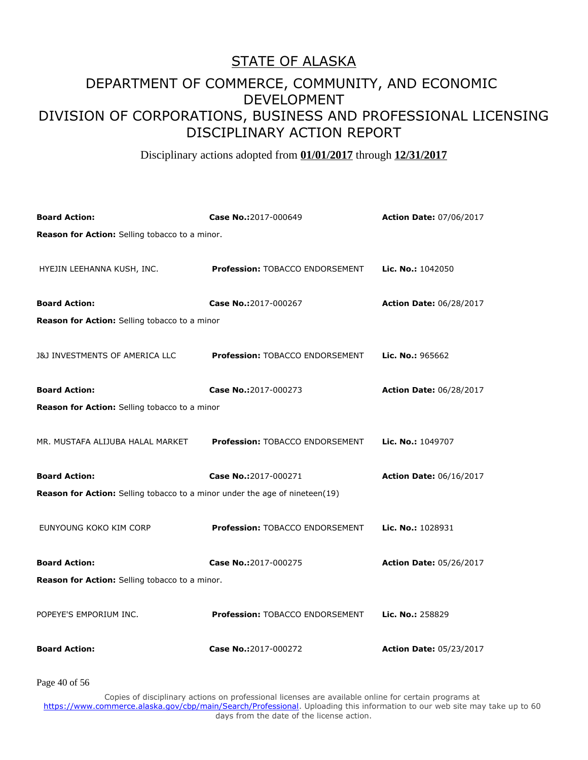# STATE OF ALASKA

## DEPARTMENT OF COMMERCE, COMMUNITY, AND ECONOMIC DEVELOPMENT

## DIVISION OF CORPORATIONS, BUSINESS AND PROFESSIONAL LICENSING

## DISCIPLINARY ACTION REPORT

Disciplinary actions adopted from **01/01/2017** through **12/31/2017**

**Board Action:** | **Case No.:**2017-000649 | **Action Date:** 07/06/2017

**Reason for Action:** Selling tobacco to a minor.

HYEJIN LEEHANNA KUSH, INC. | **Profession:** TOBACCO ENDORSEMENT | **Lic. No.:** 1042050

**Board Action:** | **Case No.:**2017-000267 | **Action Date:** 06/28/2017

**Reason for Action:** Selling tobacco to a minor

J&J INVESTMENTS OF AMERICA LLC | **Profession:** TOBACCO ENDORSEMENT | **Lic. No.:** 965662

**Board Action:** | **Case No.:**2017-000273 | **Action Date:** 06/28/2017

**Reason for Action:** Selling tobacco to a minor

MR. MUSTAFA ALIJUBA HALAL MARKET | **Profession:** TOBACCO ENDORSEMENT | **Lic. No.:** 1049707

**Board Action:** | **Case No.:**2017-000271 | **Action Date:** 06/16/2017

**Reason for Action:** Selling tobacco to a minor under the age of nineteen(19)

EUNYOUNG KOKO KIM CORP | **Profession:** TOBACCO ENDORSEMENT | **Lic. No.:** 1028931

**Board Action:** | **Case No.:**2017-000275 | **Action Date:** 05/26/2017

**Reason for Action:** Selling tobacco to a minor.

POPEYE'S EMPORIUM INC. | **Profession:** TOBACCO ENDORSEMENT | **Lic. No.:** 258829

**Board Action:** | **Case No.:**2017-000272 | **Action Date:** 05/23/2017

Copies of disciplinary actions on professional licenses are available online for certain programs at https://www.commerce.alaska.gov/cbp/main/Search/Professional. Uploading this information to our web site may take up to 60 days from the date of the license action.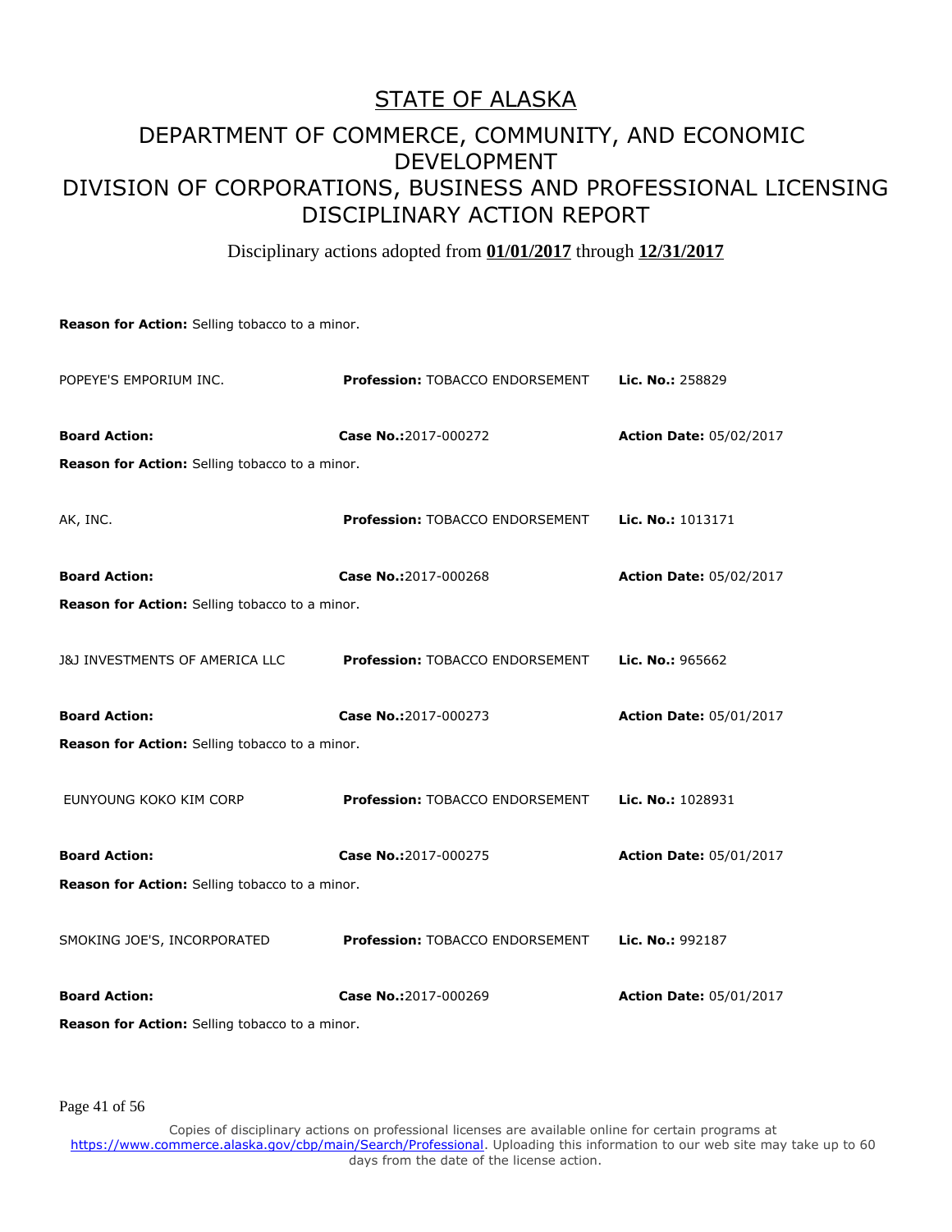# STATE OF ALASKA

## DEPARTMENT OF COMMERCE, COMMUNITY, AND ECONOMIC DEVELOPMENT
## DIVISION OF CORPORATIONS, BUSINESS AND PROFESSIONAL LICENSING
## DISCIPLINARY ACTION REPORT

Disciplinary actions adopted from **01/01/2017** through **12/31/2017**

**Reason for Action:** Selling tobacco to a minor.

POPEYE'S EMPORIUM INC. | **Profession:** TOBACCO ENDORSEMENT | **Lic. No.:** 258829

**Board Action:** | **Case No.:** 2017-000272 | **Action Date:** 05/02/2017

**Reason for Action:** Selling tobacco to a minor.

AK, INC. | **Profession:** TOBACCO ENDORSEMENT | **Lic. No.:** 1013171

**Board Action:** | **Case No.:** 2017-000268 | **Action Date:** 05/02/2017

**Reason for Action:** Selling tobacco to a minor.

J&J INVESTMENTS OF AMERICA LLC | **Profession:** TOBACCO ENDORSEMENT | **Lic. No.:** 965662

**Board Action:** | **Case No.:** 2017-000273 | **Action Date:** 05/01/2017

**Reason for Action:** Selling tobacco to a minor.

EUNYOUNG KOKO KIM CORP | **Profession:** TOBACCO ENDORSEMENT | **Lic. No.:** 1028931

**Board Action:** | **Case No.:** 2017-000275 | **Action Date:** 05/01/2017

**Reason for Action:** Selling tobacco to a minor.

SMOKING JOE'S, INCORPORATED | **Profession:** TOBACCO ENDORSEMENT | **Lic. No.:** 992187

**Board Action:** | **Case No.:** 2017-000269 | **Action Date:** 05/01/2017

**Reason for Action:** Selling tobacco to a minor.

Copies of disciplinary actions on professional licenses are available online for certain programs at https://www.commerce.alaska.gov/cbp/main/Search/Professional. Uploading this information to our web site may take up to 60 days from the date of the license action.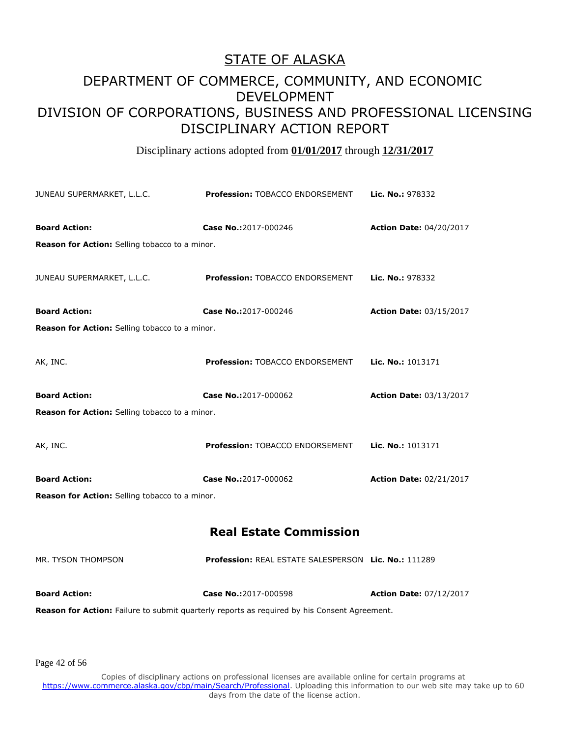# STATE OF ALASKA

## DEPARTMENT OF COMMERCE, COMMUNITY, AND ECONOMIC DEVELOPMENT
## DIVISION OF CORPORATIONS, BUSINESS AND PROFESSIONAL LICENSING
## DISCIPLINARY ACTION REPORT

Disciplinary actions adopted from **01/01/2017** through **12/31/2017**

JUNEAU SUPERMARKET, L.L.C. | **Profession:** TOBACCO ENDORSEMENT | **Lic. No.:** 978332

**Board Action:** | **Case No.:**2017-000246 | **Action Date:** 04/20/2017

**Reason for Action:** Selling tobacco to a minor.

JUNEAU SUPERMARKET, L.L.C. | **Profession:** TOBACCO ENDORSEMENT | **Lic. No.:** 978332

**Board Action:** | **Case No.:**2017-000246 | **Action Date:** 03/15/2017

**Reason for Action:** Selling tobacco to a minor.

AK, INC. | **Profession:** TOBACCO ENDORSEMENT | **Lic. No.:** 1013171

**Board Action:** | **Case No.:**2017-000062 | **Action Date:** 03/13/2017

**Reason for Action:** Selling tobacco to a minor.

AK, INC. | **Profession:** TOBACCO ENDORSEMENT | **Lic. No.:** 1013171

**Board Action:** | **Case No.:**2017-000062 | **Action Date:** 02/21/2017

**Reason for Action:** Selling tobacco to a minor.

### Real Estate Commission

MR. TYSON THOMPSON | **Profession:** REAL ESTATE SALESPERSON | **Lic. No.:** 111289

**Board Action:** | **Case No.:**2017-000598 | **Action Date:** 07/12/2017

**Reason for Action:** Failure to submit quarterly reports as required by his Consent Agreement.

Copies of disciplinary actions on professional licenses are available online for certain programs at https://www.commerce.alaska.gov/cbp/main/Search/Professional. Uploading this information to our web site may take up to 60 days from the date of the license action.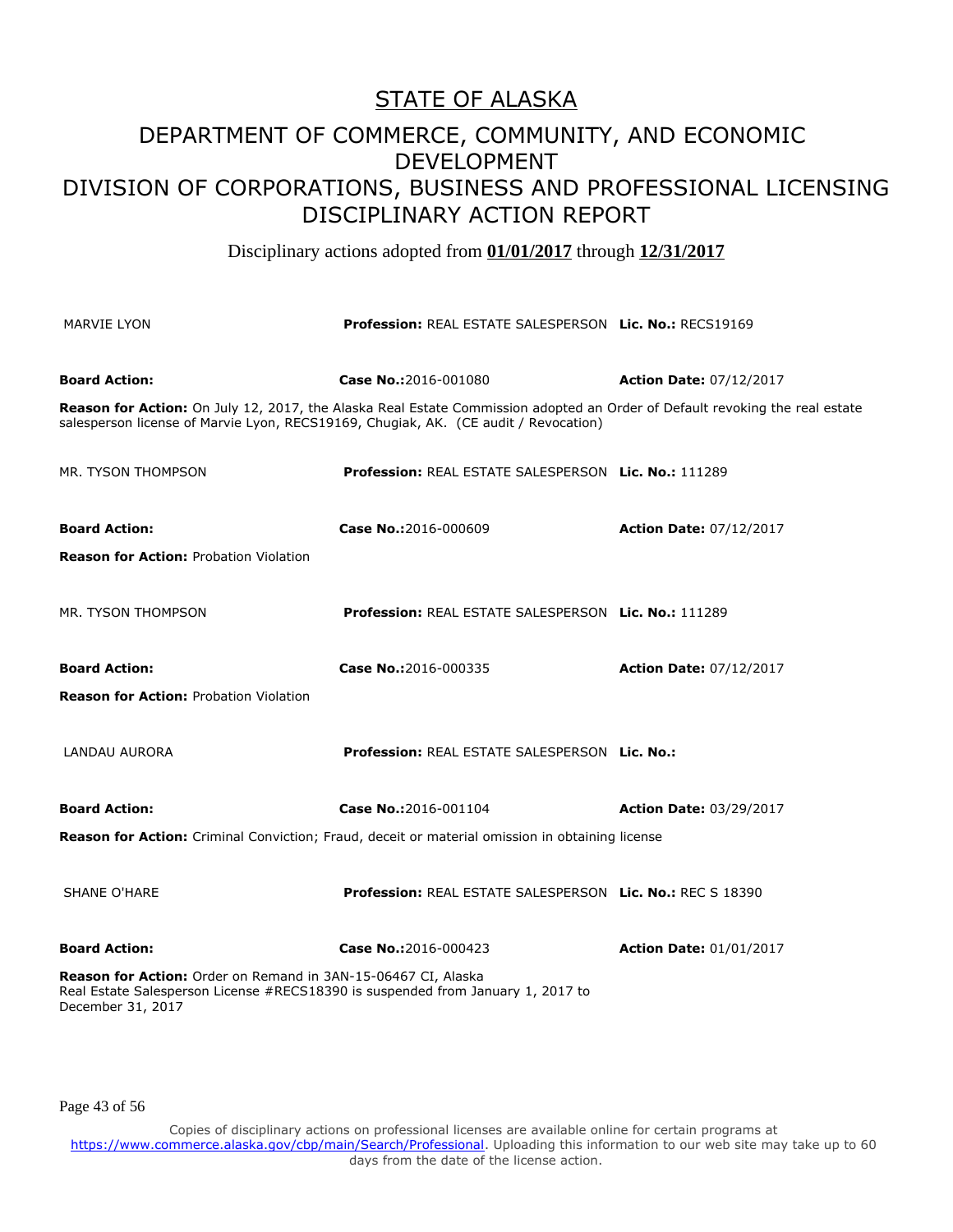# STATE OF ALASKA

## DEPARTMENT OF COMMERCE, COMMUNITY, AND ECONOMIC DEVELOPMENT
## DIVISION OF CORPORATIONS, BUSINESS AND PROFESSIONAL LICENSING
## DISCIPLINARY ACTION REPORT

Disciplinary actions adopted from **01/01/2017** through **12/31/2017**

MARVIE LYON | **Profession:** REAL ESTATE SALESPERSON | **Lic. No.:** RECS19169

**Board Action:** | **Case No.:** 2016-001080 | **Action Date:** 07/12/2017

**Reason for Action:** On July 12, 2017, the Alaska Real Estate Commission adopted an Order of Default revoking the real estate salesperson license of Marvie Lyon, RECS19169, Chugiak, AK. (CE audit / Revocation)

MR. TYSON THOMPSON | **Profession:** REAL ESTATE SALESPERSON | **Lic. No.:** 111289

**Board Action:** | **Case No.:** 2016-000609 | **Action Date:** 07/12/2017

**Reason for Action:** Probation Violation

MR. TYSON THOMPSON | **Profession:** REAL ESTATE SALESPERSON | **Lic. No.:** 111289

**Board Action:** | **Case No.:** 2016-000335 | **Action Date:** 07/12/2017

**Reason for Action:** Probation Violation

LANDAU AURORA | **Profession:** REAL ESTATE SALESPERSON | **Lic. No.:**

**Board Action:** | **Case No.:** 2016-001104 | **Action Date:** 03/29/2017

**Reason for Action:** Criminal Conviction; Fraud, deceit or material omission in obtaining license

SHANE O'HARE | **Profession:** REAL ESTATE SALESPERSON | **Lic. No.:** REC S 18390

**Board Action:** | **Case No.:** 2016-000423 | **Action Date:** 01/01/2017

**Reason for Action:** Order on Remand in 3AN-15-06467 CI, Alaska Real Estate Salesperson License #RECS18390 is suspended from January 1, 2017 to December 31, 2017

Copies of disciplinary actions on professional licenses are available online for certain programs at https://www.commerce.alaska.gov/cbp/main/Search/Professional. Uploading this information to our web site may take up to 60 days from the date of the license action.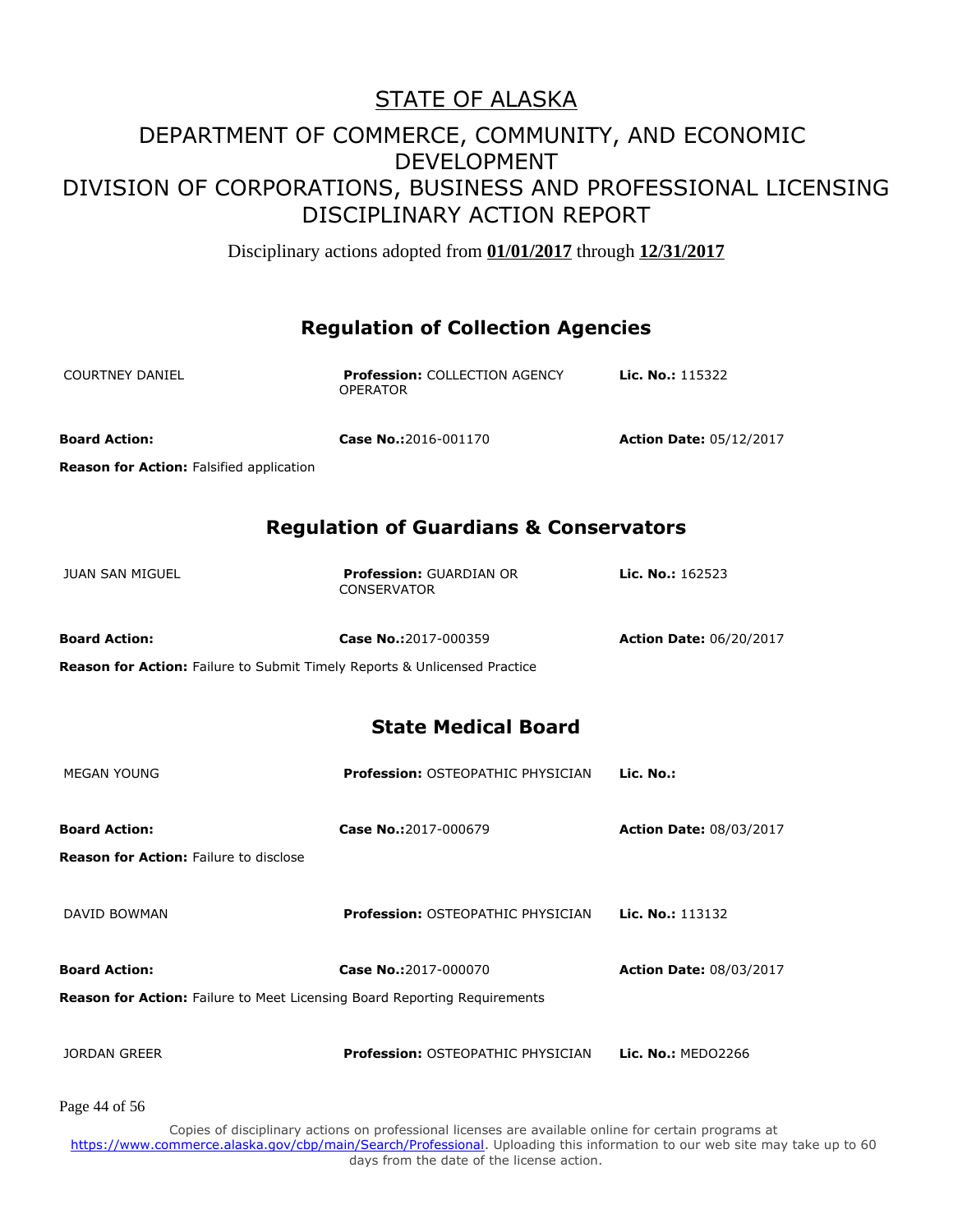# STATE OF ALASKA

## DEPARTMENT OF COMMERCE, COMMUNITY, AND ECONOMIC DEVELOPMENT
## DIVISION OF CORPORATIONS, BUSINESS AND PROFESSIONAL LICENSING
## DISCIPLINARY ACTION REPORT

Disciplinary actions adopted from **01/01/2017** through **12/31/2017**

### Regulation of Collection Agencies

COURTNEY DANIEL | **Profession:** COLLECTION AGENCY OPERATOR | **Lic. No.:** 115322

**Board Action:** | **Case No.:** 2016-001170 | **Action Date:** 05/12/2017

**Reason for Action:** Falsified application

### Regulation of Guardians & Conservators

JUAN SAN MIGUEL | **Profession:** GUARDIAN OR CONSERVATOR | **Lic. No.:** 162523

**Board Action:** | **Case No.:** 2017-000359 | **Action Date:** 06/20/2017

**Reason for Action:** Failure to Submit Timely Reports & Unlicensed Practice

### State Medical Board

MEGAN YOUNG | **Profession:** OSTEOPATHIC PHYSICIAN | **Lic. No.:**

**Board Action:** | **Case No.:** 2017-000679 | **Action Date:** 08/03/2017

**Reason for Action:** Failure to disclose

DAVID BOWMAN | **Profession:** OSTEOPATHIC PHYSICIAN | **Lic. No.:** 113132

**Board Action:** | **Case No.:** 2017-000070 | **Action Date:** 08/03/2017

**Reason for Action:** Failure to Meet Licensing Board Reporting Requirements

JORDAN GREER | **Profession:** OSTEOPATHIC PHYSICIAN | **Lic. No.:** MEDO2266

Copies of disciplinary actions on professional licenses are available online for certain programs at https://www.commerce.alaska.gov/cbp/main/Search/Professional. Uploading this information to our web site may take up to 60 days from the date of the license action.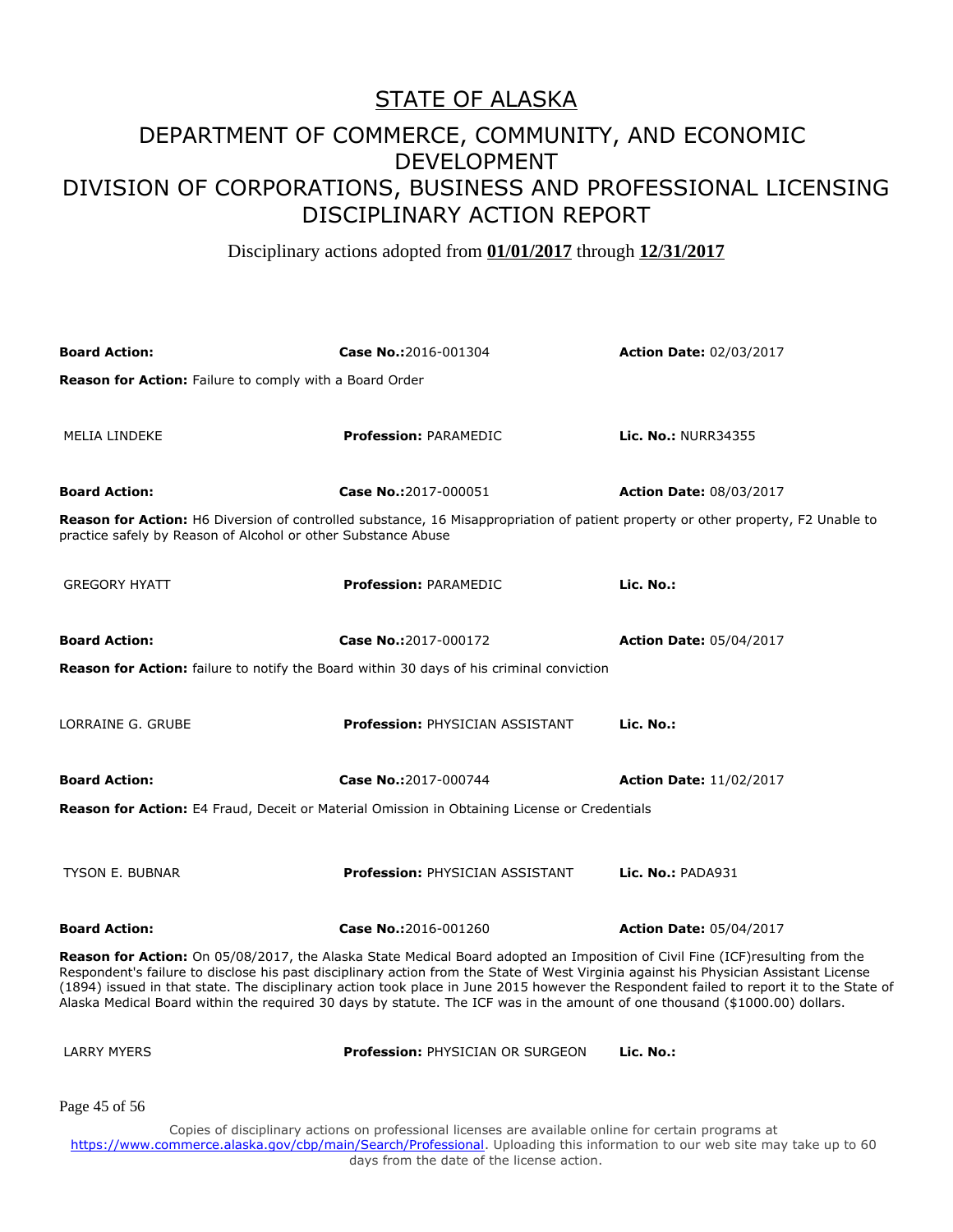# STATE OF ALASKA

## DEPARTMENT OF COMMERCE, COMMUNITY, AND ECONOMIC DEVELOPMENT
## DIVISION OF CORPORATIONS, BUSINESS AND PROFESSIONAL LICENSING
## DISCIPLINARY ACTION REPORT

Disciplinary actions adopted from **01/01/2017** through **12/31/2017**

**Board Action:** | **Case No.:**2016-001304 | **Action Date:** 02/03/2017

**Reason for Action:** Failure to comply with a Board Order

MELIA LINDEKE | **Profession:** PARAMEDIC | **Lic. No.:** NURR34355

**Board Action:** | **Case No.:**2017-000051 | **Action Date:** 08/03/2017

**Reason for Action:** H6 Diversion of controlled substance, 16 Misappropriation of patient property or other property, F2 Unable to practice safely by Reason of Alcohol or other Substance Abuse

GREGORY HYATT | **Profession:** PARAMEDIC | **Lic. No.:**

**Board Action:** | **Case No.:**2017-000172 | **Action Date:** 05/04/2017

**Reason for Action:** failure to notify the Board within 30 days of his criminal conviction

LORRAINE G. GRUBE | **Profession:** PHYSICIAN ASSISTANT | **Lic. No.:**

**Board Action:** | **Case No.:**2017-000744 | **Action Date:** 11/02/2017

**Reason for Action:** E4 Fraud, Deceit or Material Omission in Obtaining License or Credentials

TYSON E. BUBNAR | **Profession:** PHYSICIAN ASSISTANT | **Lic. No.:** PADA931

**Board Action:** | **Case No.:**2016-001260 | **Action Date:** 05/04/2017

**Reason for Action:** On 05/08/2017, the Alaska State Medical Board adopted an Imposition of Civil Fine (ICF)resulting from the Respondent's failure to disclose his past disciplinary action from the State of West Virginia against his Physician Assistant License (1894) issued in that state. The disciplinary action took place in June 2015 however the Respondent failed to report it to the State of Alaska Medical Board within the required 30 days by statute. The ICF was in the amount of one thousand ($1000.00) dollars.

LARRY MYERS | **Profession:** PHYSICIAN OR SURGEON | **Lic. No.:**

Copies of disciplinary actions on professional licenses are available online for certain programs at https://www.commerce.alaska.gov/cbp/main/Search/Professional. Uploading this information to our web site may take up to 60 days from the date of the license action.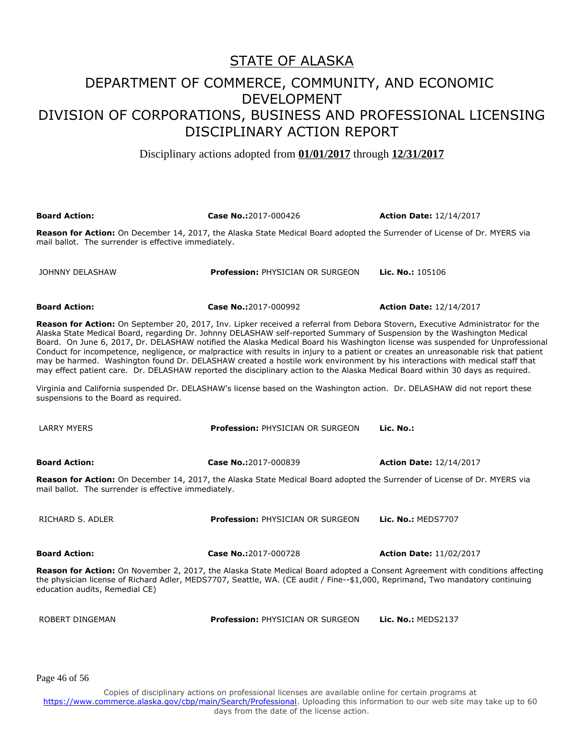# STATE OF ALASKA

## DEPARTMENT OF COMMERCE, COMMUNITY, AND ECONOMIC DEVELOPMENT

## DIVISION OF CORPORATIONS, BUSINESS AND PROFESSIONAL LICENSING

## DISCIPLINARY ACTION REPORT

Disciplinary actions adopted from **01/01/2017** through **12/31/2017**

**Board Action:** **Case No.:**2017-000426 **Action Date:** 12/14/2017

**Reason for Action:** On December 14, 2017, the Alaska State Medical Board adopted the Surrender of License of Dr. MYERS via mail ballot. The surrender is effective immediately.

JOHNNY DELASHAW **Profession:** PHYSICIAN OR SURGEON **Lic. No.:** 105106

**Board Action:** **Case No.:**2017-000992 **Action Date:** 12/14/2017

**Reason for Action:** On September 20, 2017, Inv. Lipker received a referral from Debora Stovern, Executive Administrator for the Alaska State Medical Board, regarding Dr. Johnny DELASHAW self-reported Summary of Suspension by the Washington Medical Board. On June 6, 2017, Dr. DELASHAW notified the Alaska Medical Board his Washington license was suspended for Unprofessional Conduct for incompetence, negligence, or malpractice with results in injury to a patient or creates an unreasonable risk that patient may be harmed. Washington found Dr. DELASHAW created a hostile work environment by his interactions with medical staff that may effect patient care. Dr. DELASHAW reported the disciplinary action to the Alaska Medical Board within 30 days as required.

Virginia and California suspended Dr. DELASHAW's license based on the Washington action. Dr. DELASHAW did not report these suspensions to the Board as required.

LARRY MYERS **Profession:** PHYSICIAN OR SURGEON **Lic. No.:**

**Board Action:** **Case No.:**2017-000839 **Action Date:** 12/14/2017

**Reason for Action:** On December 14, 2017, the Alaska State Medical Board adopted the Surrender of License of Dr. MYERS via mail ballot. The surrender is effective immediately.

RICHARD S. ADLER **Profession:** PHYSICIAN OR SURGEON **Lic. No.:** MEDS7707

**Board Action:** **Case No.:**2017-000728 **Action Date:** 11/02/2017

**Reason for Action:** On November 2, 2017, the Alaska State Medical Board adopted a Consent Agreement with conditions affecting the physician license of Richard Adler, MEDS7707, Seattle, WA. (CE audit / Fine--$1,000, Reprimand, Two mandatory continuing education audits, Remedial CE)

ROBERT DINGEMAN **Profession:** PHYSICIAN OR SURGEON **Lic. No.:** MEDS2137

Copies of disciplinary actions on professional licenses are available online for certain programs at https://www.commerce.alaska.gov/cbp/main/Search/Professional. Uploading this information to our web site may take up to 60 days from the date of the license action.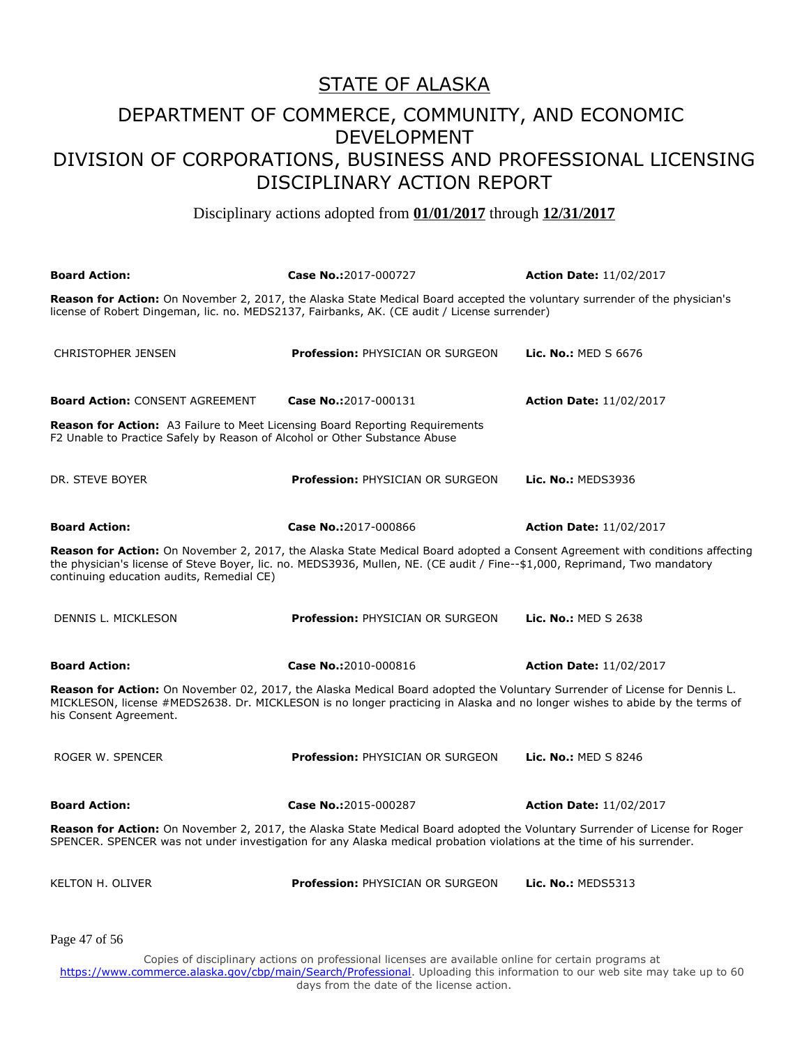# STATE OF ALASKA

## DEPARTMENT OF COMMERCE, COMMUNITY, AND ECONOMIC DEVELOPMENT
## DIVISION OF CORPORATIONS, BUSINESS AND PROFESSIONAL LICENSING
## DISCIPLINARY ACTION REPORT

Disciplinary actions adopted from **01/01/2017** through **12/31/2017**

**Board Action:** | **Case No.:**2017-000727 | **Action Date:** 11/02/2017

**Reason for Action:** On November 2, 2017, the Alaska State Medical Board accepted the voluntary surrender of the physician's license of Robert Dingeman, lic. no. MEDS2137, Fairbanks, AK. (CE audit / License surrender)

CHRISTOPHER JENSEN | **Profession:** PHYSICIAN OR SURGEON | **Lic. No.:** MED S 6676

**Board Action:** CONSENT AGREEMENT | **Case No.:**2017-000131 | **Action Date:** 11/02/2017

**Reason for Action:** A3 Failure to Meet Licensing Board Reporting Requirements
F2 Unable to Practice Safely by Reason of Alcohol or Other Substance Abuse

DR. STEVE BOYER | **Profession:** PHYSICIAN OR SURGEON | **Lic. No.:** MEDS3936

**Board Action:** | **Case No.:**2017-000866 | **Action Date:** 11/02/2017

**Reason for Action:** On November 2, 2017, the Alaska State Medical Board adopted a Consent Agreement with conditions affecting the physician's license of Steve Boyer, lic. no. MEDS3936, Mullen, NE. (CE audit / Fine--$1,000, Reprimand, Two mandatory continuing education audits, Remedial CE)

DENNIS L. MICKLESON | **Profession:** PHYSICIAN OR SURGEON | **Lic. No.:** MED S 2638

**Board Action:** | **Case No.:**2010-000816 | **Action Date:** 11/02/2017

**Reason for Action:** On November 02, 2017, the Alaska Medical Board adopted the Voluntary Surrender of License for Dennis L. MICKLESON, license #MEDS2638. Dr. MICKLESON is no longer practicing in Alaska and no longer wishes to abide by the terms of his Consent Agreement.

ROGER W. SPENCER | **Profession:** PHYSICIAN OR SURGEON | **Lic. No.:** MED S 8246

**Board Action:** | **Case No.:**2015-000287 | **Action Date:** 11/02/2017

**Reason for Action:** On November 2, 2017, the Alaska State Medical Board adopted the Voluntary Surrender of License for Roger SPENCER. SPENCER was not under investigation for any Alaska medical probation violations at the time of his surrender.

KELTON H. OLIVER | **Profession:** PHYSICIAN OR SURGEON | **Lic. No.:** MEDS5313

Copies of disciplinary actions on professional licenses are available online for certain programs at https://www.commerce.alaska.gov/cbp/main/Search/Professional. Uploading this information to our web site may take up to 60 days from the date of the license action.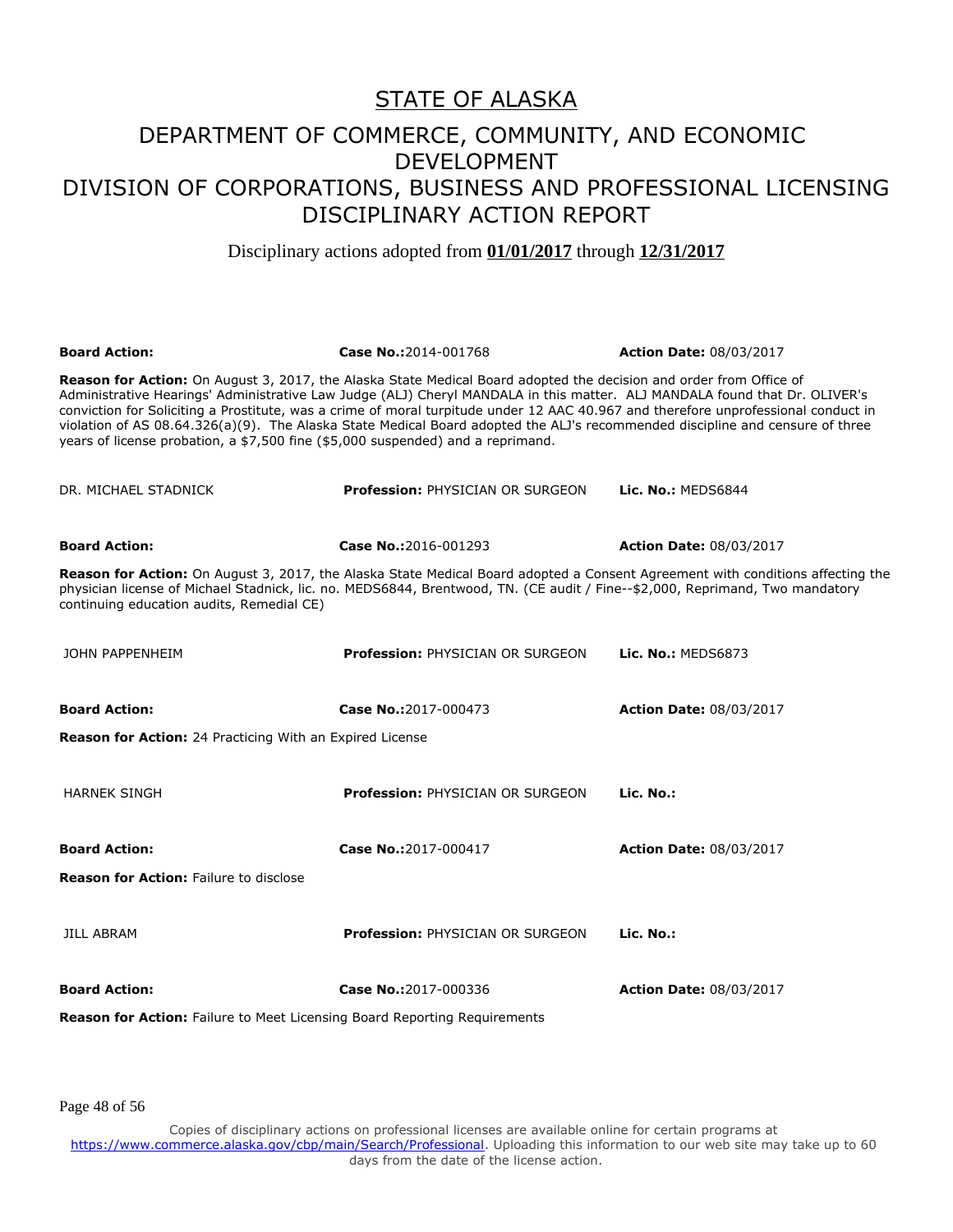# STATE OF ALASKA

## DEPARTMENT OF COMMERCE, COMMUNITY, AND ECONOMIC DEVELOPMENT

## DIVISION OF CORPORATIONS, BUSINESS AND PROFESSIONAL LICENSING

## DISCIPLINARY ACTION REPORT

Disciplinary actions adopted from **01/01/2017** through **12/31/2017**

**Board Action:** | **Case No.:**2014-001768 | **Action Date:** 08/03/2017

**Reason for Action:** On August 3, 2017, the Alaska State Medical Board adopted the decision and order from Office of Administrative Hearings' Administrative Law Judge (ALJ) Cheryl MANDALA in this matter. ALJ MANDALA found that Dr. OLIVER's conviction for Soliciting a Prostitute, was a crime of moral turpitude under 12 AAC 40.967 and therefore unprofessional conduct in violation of AS 08.64.326(a)(9). The Alaska State Medical Board adopted the ALJ's recommended discipline and censure of three years of license probation, a $7,500 fine ($5,000 suspended) and a reprimand.

DR. MICHAEL STADNICK | **Profession:** PHYSICIAN OR SURGEON | **Lic. No.:** MEDS6844

**Board Action:** | **Case No.:**2016-001293 | **Action Date:** 08/03/2017

**Reason for Action:** On August 3, 2017, the Alaska State Medical Board adopted a Consent Agreement with conditions affecting the physician license of Michael Stadnick, lic. no. MEDS6844, Brentwood, TN. (CE audit / Fine--$2,000, Reprimand, Two mandatory continuing education audits, Remedial CE)

JOHN PAPPENHEIM | **Profession:** PHYSICIAN OR SURGEON | **Lic. No.:** MEDS6873

**Board Action:** | **Case No.:**2017-000473 | **Action Date:** 08/03/2017

**Reason for Action:** 24 Practicing With an Expired License

HARNEK SINGH | **Profession:** PHYSICIAN OR SURGEON | **Lic. No.:**

**Board Action:** | **Case No.:**2017-000417 | **Action Date:** 08/03/2017

**Reason for Action:** Failure to disclose

JILL ABRAM | **Profession:** PHYSICIAN OR SURGEON | **Lic. No.:**

**Board Action:** | **Case No.:**2017-000336 | **Action Date:** 08/03/2017

**Reason for Action:** Failure to Meet Licensing Board Reporting Requirements

Copies of disciplinary actions on professional licenses are available online for certain programs at https://www.commerce.alaska.gov/cbp/main/Search/Professional. Uploading this information to our web site may take up to 60 days from the date of the license action.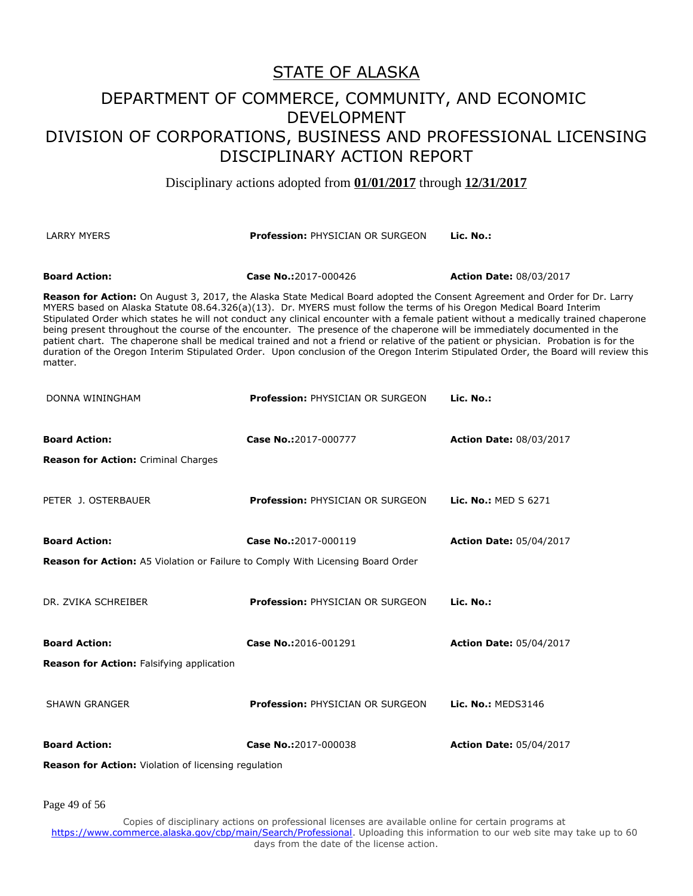# STATE OF ALASKA

## DEPARTMENT OF COMMERCE, COMMUNITY, AND ECONOMIC DEVELOPMENT
## DIVISION OF CORPORATIONS, BUSINESS AND PROFESSIONAL LICENSING
## DISCIPLINARY ACTION REPORT

Disciplinary actions adopted from **01/01/2017** through **12/31/2017**

LARRY MYERS | **Profession:** PHYSICIAN OR SURGEON | **Lic. No.:**

**Board Action:** | **Case No.:**2017-000426 | **Action Date:** 08/03/2017

**Reason for Action:** On August 3, 2017, the Alaska State Medical Board adopted the Consent Agreement and Order for Dr. Larry MYERS based on Alaska Statute 08.64.326(a)(13). Dr. MYERS must follow the terms of his Oregon Medical Board Interim Stipulated Order which states he will not conduct any clinical encounter with a female patient without a medically trained chaperone being present throughout the course of the encounter. The presence of the chaperone will be immediately documented in the patient chart. The chaperone shall be medical trained and not a friend or relative of the patient or physician. Probation is for the duration of the Oregon Interim Stipulated Order. Upon conclusion of the Oregon Interim Stipulated Order, the Board will review this matter.

DONNA WININGHAM | **Profession:** PHYSICIAN OR SURGEON | **Lic. No.:**

**Board Action:** | **Case No.:**2017-000777 | **Action Date:** 08/03/2017

**Reason for Action:** Criminal Charges

PETER J. OSTERBAUER | **Profession:** PHYSICIAN OR SURGEON | **Lic. No.:** MED S 6271

**Board Action:** | **Case No.:**2017-000119 | **Action Date:** 05/04/2017

**Reason for Action:** A5 Violation or Failure to Comply With Licensing Board Order

DR. ZVIKA SCHREIBER | **Profession:** PHYSICIAN OR SURGEON | **Lic. No.:**

**Board Action:** | **Case No.:**2016-001291 | **Action Date:** 05/04/2017

**Reason for Action:** Falsifying application

SHAWN GRANGER | **Profession:** PHYSICIAN OR SURGEON | **Lic. No.:** MEDS3146

**Board Action:** | **Case No.:**2017-000038 | **Action Date:** 05/04/2017

**Reason for Action:** Violation of licensing regulation

Copies of disciplinary actions on professional licenses are available online for certain programs at https://www.commerce.alaska.gov/cbp/main/Search/Professional. Uploading this information to our web site may take up to 60 days from the date of the license action.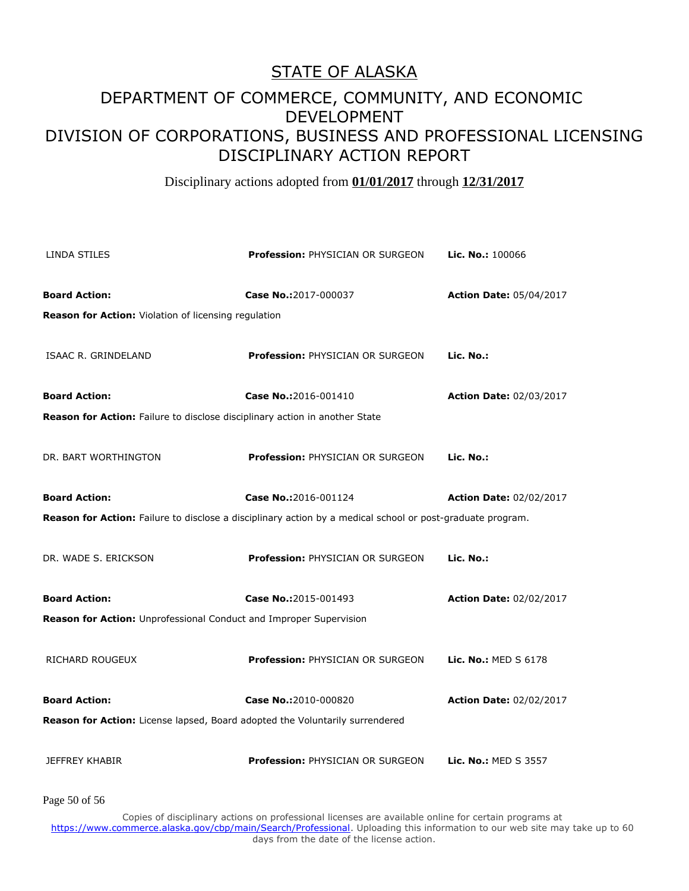# STATE OF ALASKA

## DEPARTMENT OF COMMERCE, COMMUNITY, AND ECONOMIC DEVELOPMENT

## DIVISION OF CORPORATIONS, BUSINESS AND PROFESSIONAL LICENSING

## DISCIPLINARY ACTION REPORT

Disciplinary actions adopted from **01/01/2017** through **12/31/2017**

LINDA STILES | **Profession:** PHYSICIAN OR SURGEON | **Lic. No.:** 100066

**Board Action:** | **Case No.:**2017-000037 | **Action Date:** 05/04/2017

**Reason for Action:** Violation of licensing regulation

ISAAC R. GRINDELAND | **Profession:** PHYSICIAN OR SURGEON | **Lic. No.:**

**Board Action:** | **Case No.:**2016-001410 | **Action Date:** 02/03/2017

**Reason for Action:** Failure to disclose disciplinary action in another State

DR. BART WORTHINGTON | **Profession:** PHYSICIAN OR SURGEON | **Lic. No.:**

**Board Action:** | **Case No.:**2016-001124 | **Action Date:** 02/02/2017

**Reason for Action:** Failure to disclose a disciplinary action by a medical school or post-graduate program.

DR. WADE S. ERICKSON | **Profession:** PHYSICIAN OR SURGEON | **Lic. No.:**

**Board Action:** | **Case No.:**2015-001493 | **Action Date:** 02/02/2017

**Reason for Action:** Unprofessional Conduct and Improper Supervision

RICHARD ROUGEUX | **Profession:** PHYSICIAN OR SURGEON | **Lic. No.:** MED S 6178

**Board Action:** | **Case No.:**2010-000820 | **Action Date:** 02/02/2017

**Reason for Action:** License lapsed, Board adopted the Voluntarily surrendered

JEFFREY KHABIR | **Profession:** PHYSICIAN OR SURGEON | **Lic. No.:** MED S 3557

Copies of disciplinary actions on professional licenses are available online for certain programs at https://www.commerce.alaska.gov/cbp/main/Search/Professional. Uploading this information to our web site may take up to 60 days from the date of the license action.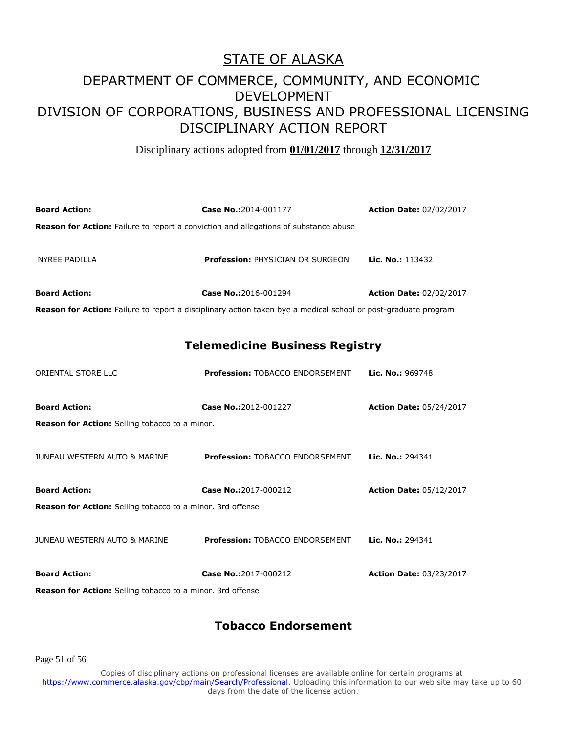# STATE OF ALASKA

## DEPARTMENT OF COMMERCE, COMMUNITY, AND ECONOMIC DEVELOPMENT

## DIVISION OF CORPORATIONS, BUSINESS AND PROFESSIONAL LICENSING

## DISCIPLINARY ACTION REPORT

Disciplinary actions adopted from **01/01/2017** through **12/31/2017**

**Board Action:** | **Case No.:**2014-001177 | **Action Date:** 02/02/2017

**Reason for Action:** Failure to report a conviction and allegations of substance abuse

NYREE PADILLA | **Profession:** PHYSICIAN OR SURGEON | **Lic. No.:** 113432

**Board Action:** | **Case No.:**2016-001294 | **Action Date:** 02/02/2017

**Reason for Action:** Failure to report a disciplinary action taken bye a medical school or post-graduate program

## Telemedicine Business Registry

ORIENTAL STORE LLC | **Profession:** TOBACCO ENDORSEMENT | **Lic. No.:** 969748

**Board Action:** | **Case No.:**2012-001227 | **Action Date:** 05/24/2017

**Reason for Action:** Selling tobacco to a minor.

JUNEAU WESTERN AUTO & MARINE | **Profession:** TOBACCO ENDORSEMENT | **Lic. No.:** 294341

**Board Action:** | **Case No.:**2017-000212 | **Action Date:** 05/12/2017

**Reason for Action:** Selling tobacco to a minor. 3rd offense

JUNEAU WESTERN AUTO & MARINE | **Profession:** TOBACCO ENDORSEMENT | **Lic. No.:** 294341

**Board Action:** | **Case No.:**2017-000212 | **Action Date:** 03/23/2017

**Reason for Action:** Selling tobacco to a minor. 3rd offense

## Tobacco Endorsement

Copies of disciplinary actions on professional licenses are available online for certain programs at https://www.commerce.alaska.gov/cbp/main/Search/Professional. Uploading this information to our web site may take up to 60 days from the date of the license action.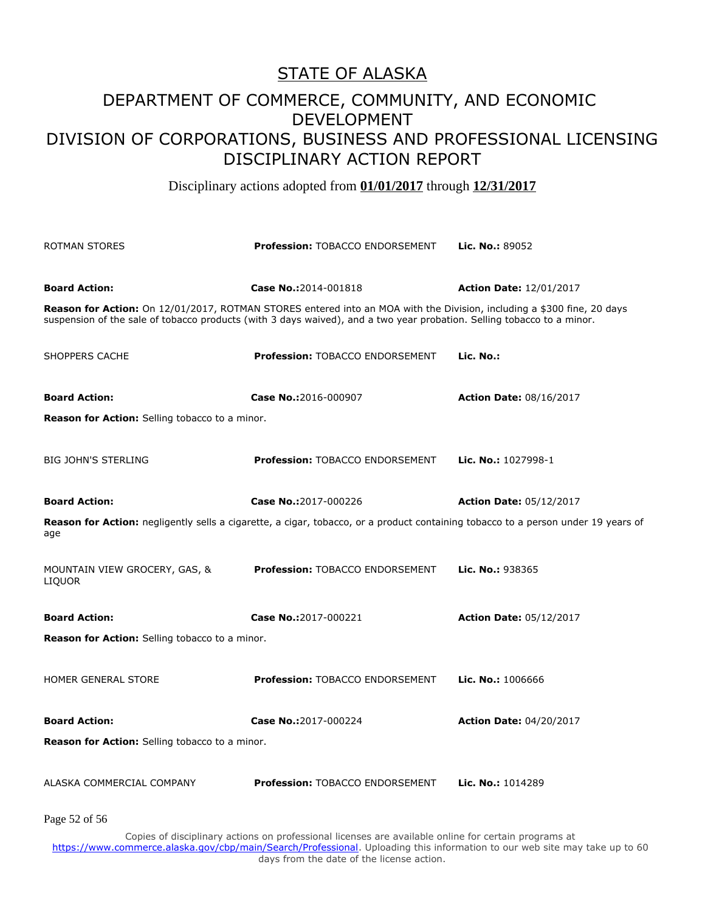# STATE OF ALASKA

## DEPARTMENT OF COMMERCE, COMMUNITY, AND ECONOMIC DEVELOPMENT
## DIVISION OF CORPORATIONS, BUSINESS AND PROFESSIONAL LICENSING
## DISCIPLINARY ACTION REPORT

Disciplinary actions adopted from **01/01/2017** through **12/31/2017**

ROTMAN STORES | **Profession:** TOBACCO ENDORSEMENT | **Lic. No.:** 89052

**Board Action:** | **Case No.:**2014-001818 | **Action Date:** 12/01/2017

**Reason for Action:** On 12/01/2017, ROTMAN STORES entered into an MOA with the Division, including a $300 fine, 20 days suspension of the sale of tobacco products (with 3 days waived), and a two year probation. Selling tobacco to a minor.

SHOPPERS CACHE | **Profession:** TOBACCO ENDORSEMENT | **Lic. No.:**

**Board Action:** | **Case No.:**2016-000907 | **Action Date:** 08/16/2017

**Reason for Action:** Selling tobacco to a minor.

BIG JOHN'S STERLING | **Profession:** TOBACCO ENDORSEMENT | **Lic. No.:** 1027998-1

**Board Action:** | **Case No.:**2017-000226 | **Action Date:** 05/12/2017

**Reason for Action:** negligently sells a cigarette, a cigar, tobacco, or a product containing tobacco to a person under 19 years of age

MOUNTAIN VIEW GROCERY, GAS, & LIQUOR | **Profession:** TOBACCO ENDORSEMENT | **Lic. No.:** 938365

**Board Action:** | **Case No.:**2017-000221 | **Action Date:** 05/12/2017

**Reason for Action:** Selling tobacco to a minor.

HOMER GENERAL STORE | **Profession:** TOBACCO ENDORSEMENT | **Lic. No.:** 1006666

**Board Action:** | **Case No.:**2017-000224 | **Action Date:** 04/20/2017

**Reason for Action:** Selling tobacco to a minor.

ALASKA COMMERCIAL COMPANY | **Profession:** TOBACCO ENDORSEMENT | **Lic. No.:** 1014289

Copies of disciplinary actions on professional licenses are available online for certain programs at https://www.commerce.alaska.gov/cbp/main/Search/Professional. Uploading this information to our web site may take up to 60 days from the date of the license action.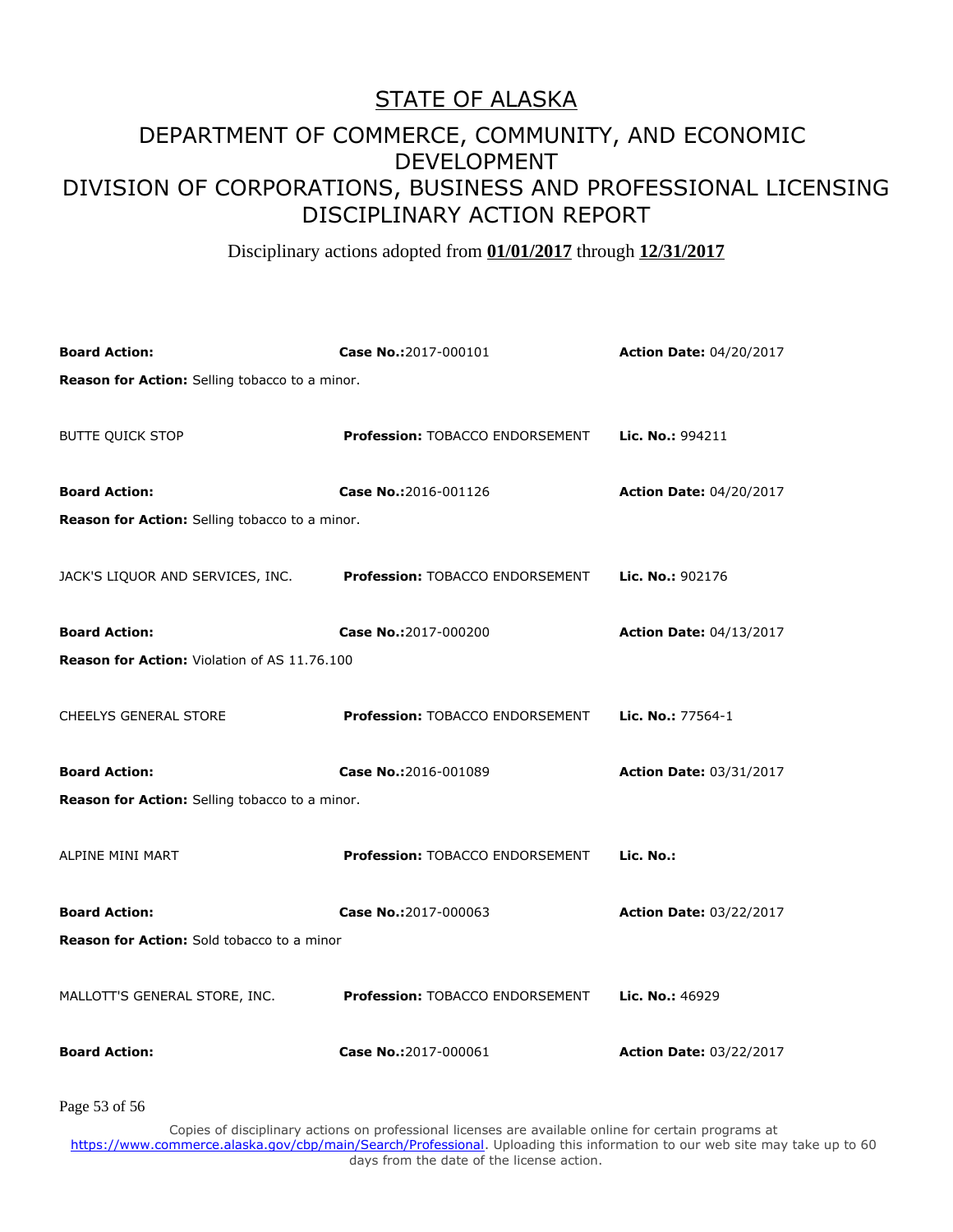# STATE OF ALASKA

## DEPARTMENT OF COMMERCE, COMMUNITY, AND ECONOMIC DEVELOPMENT

## DIVISION OF CORPORATIONS, BUSINESS AND PROFESSIONAL LICENSING

## DISCIPLINARY ACTION REPORT

Disciplinary actions adopted from **01/01/2017** through **12/31/2017**

**Board Action:** | **Case No.:**2017-000101 | **Action Date:** 04/20/2017

**Reason for Action:** Selling tobacco to a minor.

BUTTE QUICK STOP | **Profession:** TOBACCO ENDORSEMENT | **Lic. No.:** 994211

**Board Action:** | **Case No.:**2016-001126 | **Action Date:** 04/20/2017

**Reason for Action:** Selling tobacco to a minor.

JACK'S LIQUOR AND SERVICES, INC. | **Profession:** TOBACCO ENDORSEMENT | **Lic. No.:** 902176

**Board Action:** | **Case No.:**2017-000200 | **Action Date:** 04/13/2017

**Reason for Action:** Violation of AS 11.76.100

CHEELYS GENERAL STORE | **Profession:** TOBACCO ENDORSEMENT | **Lic. No.:** 77564-1

**Board Action:** | **Case No.:**2016-001089 | **Action Date:** 03/31/2017

**Reason for Action:** Selling tobacco to a minor.

ALPINE MINI MART | **Profession:** TOBACCO ENDORSEMENT | **Lic. No.:**

**Board Action:** | **Case No.:**2017-000063 | **Action Date:** 03/22/2017

**Reason for Action:** Sold tobacco to a minor

MALLOTT'S GENERAL STORE, INC. | **Profession:** TOBACCO ENDORSEMENT | **Lic. No.:** 46929

**Board Action:** | **Case No.:**2017-000061 | **Action Date:** 03/22/2017

Copies of disciplinary actions on professional licenses are available online for certain programs at https://www.commerce.alaska.gov/cbp/main/Search/Professional. Uploading this information to our web site may take up to 60 days from the date of the license action.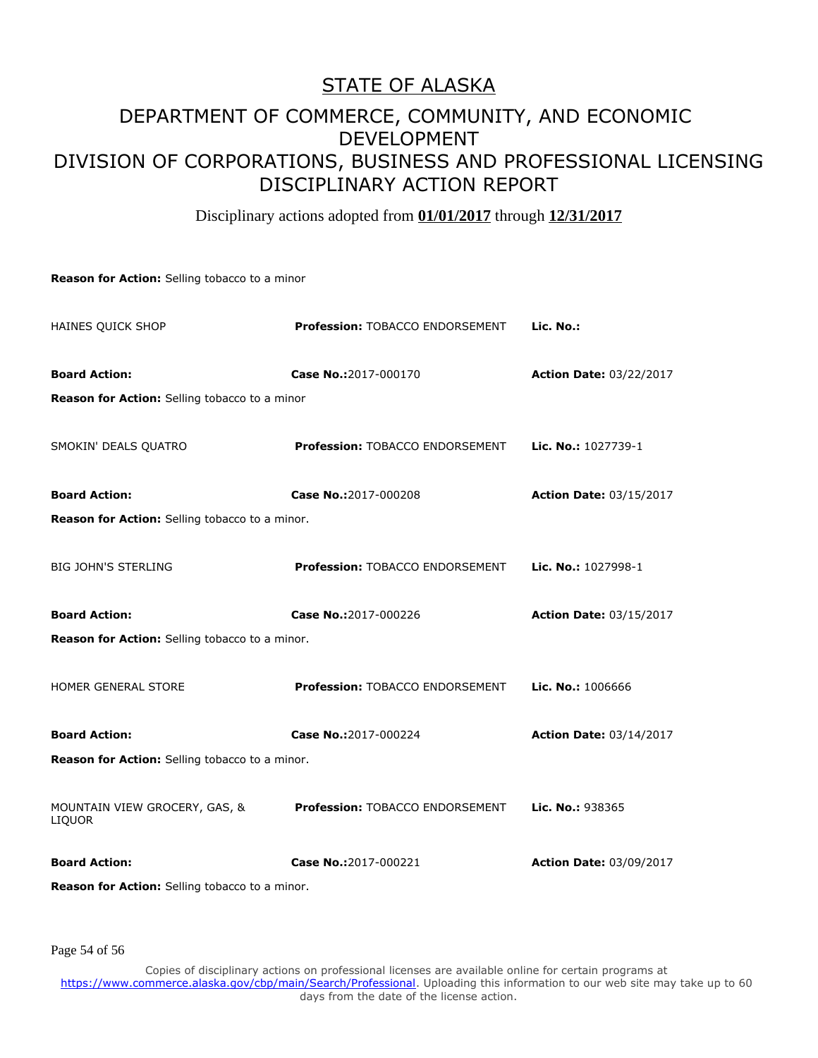# STATE OF ALASKA

## DEPARTMENT OF COMMERCE, COMMUNITY, AND ECONOMIC DEVELOPMENT
## DIVISION OF CORPORATIONS, BUSINESS AND PROFESSIONAL LICENSING
## DISCIPLINARY ACTION REPORT

Disciplinary actions adopted from **01/01/2017** through **12/31/2017**

**Reason for Action:** Selling tobacco to a minor

| | | |
|---|---|---|
| HAINES QUICK SHOP | **Profession:** TOBACCO ENDORSEMENT | **Lic. No.:** |
| **Board Action:** | **Case No.:**2017-000170 | **Action Date:** 03/22/2017 |

**Reason for Action:** Selling tobacco to a minor

| | | |
|---|---|---|
| SMOKIN' DEALS QUATRO | **Profession:** TOBACCO ENDORSEMENT | **Lic. No.:** 1027739-1 |
| **Board Action:** | **Case No.:**2017-000208 | **Action Date:** 03/15/2017 |

**Reason for Action:** Selling tobacco to a minor.

| | | |
|---|---|---|
| BIG JOHN'S STERLING | **Profession:** TOBACCO ENDORSEMENT | **Lic. No.:** 1027998-1 |
| **Board Action:** | **Case No.:**2017-000226 | **Action Date:** 03/15/2017 |

**Reason for Action:** Selling tobacco to a minor.

| | | |
|---|---|---|
| HOMER GENERAL STORE | **Profession:** TOBACCO ENDORSEMENT | **Lic. No.:** 1006666 |
| **Board Action:** | **Case No.:**2017-000224 | **Action Date:** 03/14/2017 |

**Reason for Action:** Selling tobacco to a minor.

| | | |
|---|---|---|
| MOUNTAIN VIEW GROCERY, GAS, & LIQUOR | **Profession:** TOBACCO ENDORSEMENT | **Lic. No.:** 938365 |
| **Board Action:** | **Case No.:**2017-000221 | **Action Date:** 03/09/2017 |

**Reason for Action:** Selling tobacco to a minor.

Copies of disciplinary actions on professional licenses are available online for certain programs at https://www.commerce.alaska.gov/cbp/main/Search/Professional. Uploading this information to our web site may take up to 60 days from the date of the license action.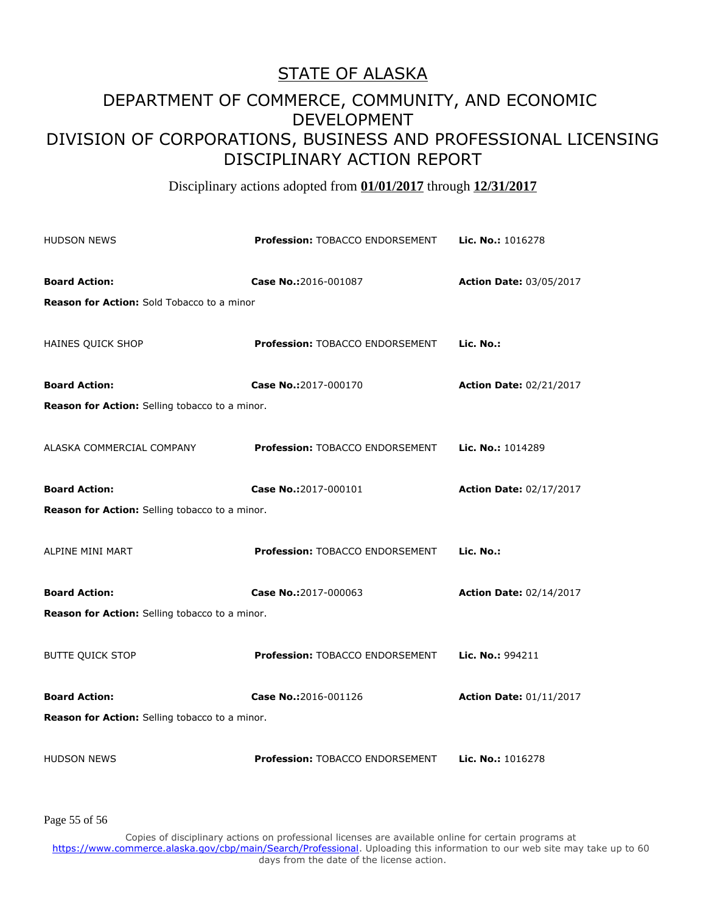# STATE OF ALASKA

## DEPARTMENT OF COMMERCE, COMMUNITY, AND ECONOMIC DEVELOPMENT
## DIVISION OF CORPORATIONS, BUSINESS AND PROFESSIONAL LICENSING
## DISCIPLINARY ACTION REPORT

Disciplinary actions adopted from **01/01/2017** through **12/31/2017**

HUDSON NEWS | **Profession:** TOBACCO ENDORSEMENT | **Lic. No.:** 1016278

**Board Action:** | **Case No.:**2016-001087 | **Action Date:** 03/05/2017

**Reason for Action:** Sold Tobacco to a minor

HAINES QUICK SHOP | **Profession:** TOBACCO ENDORSEMENT | **Lic. No.:**

**Board Action:** | **Case No.:**2017-000170 | **Action Date:** 02/21/2017

**Reason for Action:** Selling tobacco to a minor.

ALASKA COMMERCIAL COMPANY | **Profession:** TOBACCO ENDORSEMENT | **Lic. No.:** 1014289

**Board Action:** | **Case No.:**2017-000101 | **Action Date:** 02/17/2017

**Reason for Action:** Selling tobacco to a minor.

ALPINE MINI MART | **Profession:** TOBACCO ENDORSEMENT | **Lic. No.:**

**Board Action:** | **Case No.:**2017-000063 | **Action Date:** 02/14/2017

**Reason for Action:** Selling tobacco to a minor.

BUTTE QUICK STOP | **Profession:** TOBACCO ENDORSEMENT | **Lic. No.:** 994211

**Board Action:** | **Case No.:**2016-001126 | **Action Date:** 01/11/2017

**Reason for Action:** Selling tobacco to a minor.

HUDSON NEWS | **Profession:** TOBACCO ENDORSEMENT | **Lic. No.:** 1016278

Copies of disciplinary actions on professional licenses are available online for certain programs at https://www.commerce.alaska.gov/cbp/main/Search/Professional. Uploading this information to our web site may take up to 60 days from the date of the license action.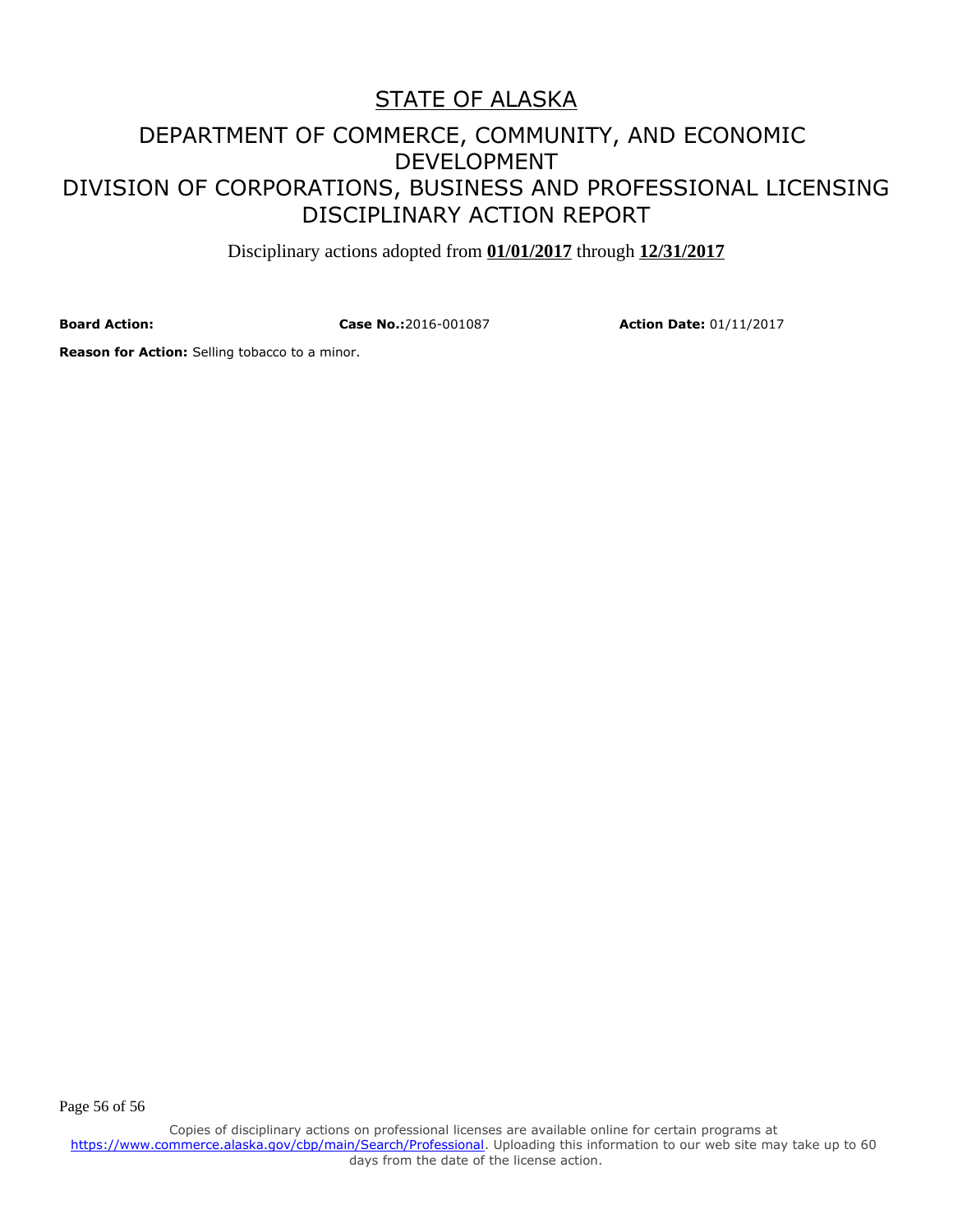# STATE OF ALASKA

## DEPARTMENT OF COMMERCE, COMMUNITY, AND ECONOMIC DEVELOPMENT
## DIVISION OF CORPORATIONS, BUSINESS AND PROFESSIONAL LICENSING
## DISCIPLINARY ACTION REPORT

Disciplinary actions adopted from **01/01/2017** through **12/31/2017**

**Board Action:** **Case No.:**2016-001087 **Action Date:** 01/11/2017

**Reason for Action:** Selling tobacco to a minor.

Copies of disciplinary actions on professional licenses are available online for certain programs at https://www.commerce.alaska.gov/cbp/main/Search/Professional. Uploading this information to our web site may take up to 60 days from the date of the license action.